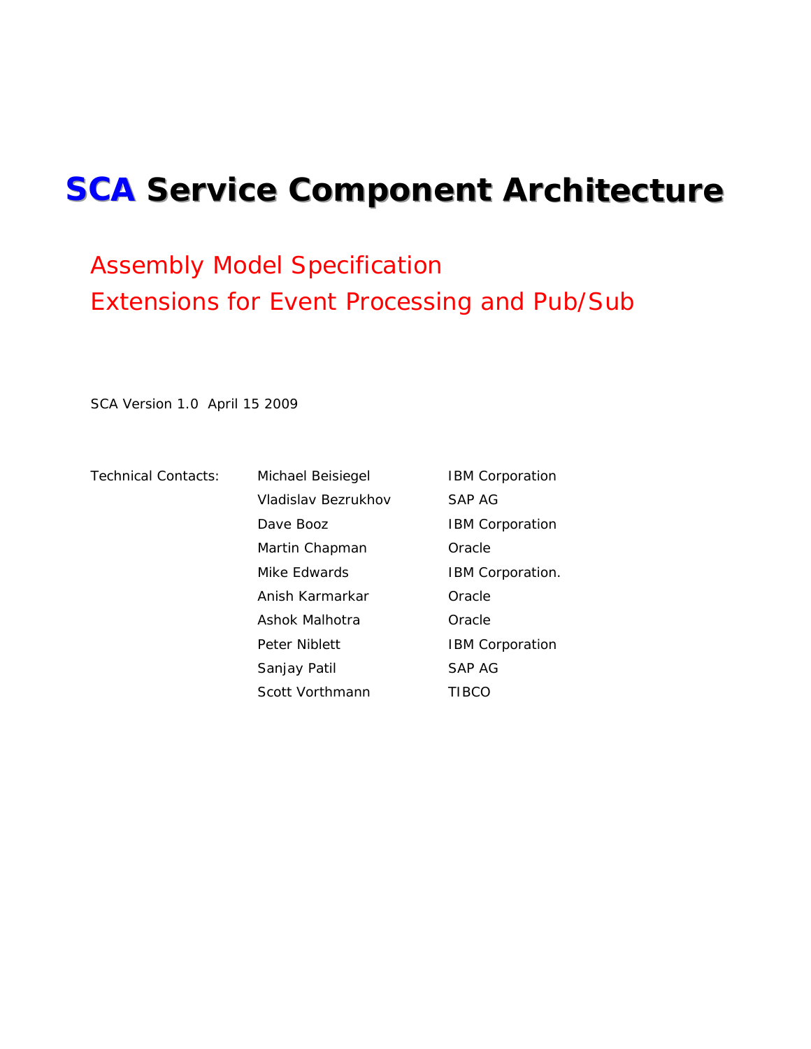# SCA Service Component Architecture

## Assembly Model Specification
## Extensions for Event Processing and Pub/Sub

SCA Version 1.0 April 15 2009

| Technical Contacts: | Michael Beisiegel | IBM Corporation |
|---|---|---|
| | Vladislav Bezrukhov | SAP AG |
| | Dave Booz | IBM Corporation |
| | Martin Chapman | Oracle |
| | Mike Edwards | IBM Corporation. |
| | Anish Karmarkar | Oracle |
| | Ashok Malhotra | Oracle |
| | Peter Niblett | IBM Corporation |
| | Sanjay Patil | SAP AG |
| | Scott Vorthmann | TIBCO |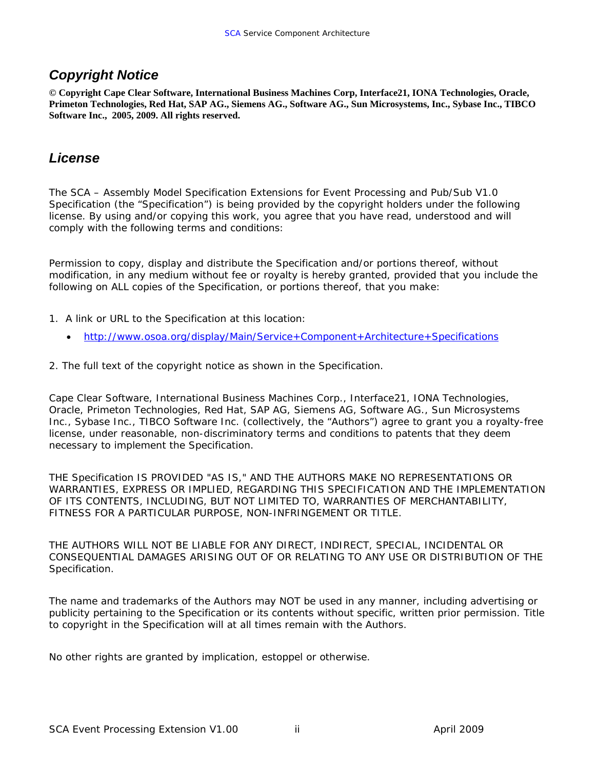## *Copyright Notice*

**© Copyright Cape Clear Software, International Business Machines Corp, Interface21, IONA Technologies, Oracle, Primeton Technologies, Red Hat, SAP AG., Siemens AG., Software AG., Sun Microsystems, Inc., Sybase Inc., TIBCO Software Inc., 2005, 2009. All rights reserved.**

## *License*

The SCA – Assembly Model Specification Extensions for Event Processing and Pub/Sub V1.0 Specification (the “Specification”) is being provided by the copyright holders under the following license. By using and/or copying this work, you agree that you have read, understood and will comply with the following terms and conditions:

Permission to copy, display and distribute the Specification and/or portions thereof, without modification, in any medium without fee or royalty is hereby granted, provided that you include the following on ALL copies of the Specification, or portions thereof, that you make:

1. A link or URL to the Specification at this location:
   - http://www.osoa.org/display/Main/Service+Component+Architecture+Specifications

2. The full text of the copyright notice as shown in the Specification.

Cape Clear Software, International Business Machines Corp., Interface21, IONA Technologies, Oracle, Primeton Technologies, Red Hat, SAP AG, Siemens AG, Software AG., Sun Microsystems Inc., Sybase Inc., TIBCO Software Inc. (collectively, the “Authors”) agree to grant you a royalty-free license, under reasonable, non-discriminatory terms and conditions to patents that they deem necessary to implement the Specification.

THE Specification IS PROVIDED "AS IS," AND THE AUTHORS MAKE NO REPRESENTATIONS OR WARRANTIES, EXPRESS OR IMPLIED, REGARDING THIS SPECIFICATION AND THE IMPLEMENTATION OF ITS CONTENTS, INCLUDING, BUT NOT LIMITED TO, WARRANTIES OF MERCHANTABILITY, FITNESS FOR A PARTICULAR PURPOSE, NON-INFRINGEMENT OR TITLE.

THE AUTHORS WILL NOT BE LIABLE FOR ANY DIRECT, INDIRECT, SPECIAL, INCIDENTAL OR CONSEQUENTIAL DAMAGES ARISING OUT OF OR RELATING TO ANY USE OR DISTRIBUTION OF THE Specification.

The name and trademarks of the Authors may NOT be used in any manner, including advertising or publicity pertaining to the Specification or its contents without specific, written prior permission. Title to copyright in the Specification will at all times remain with the Authors.

No other rights are granted by implication, estoppel or otherwise.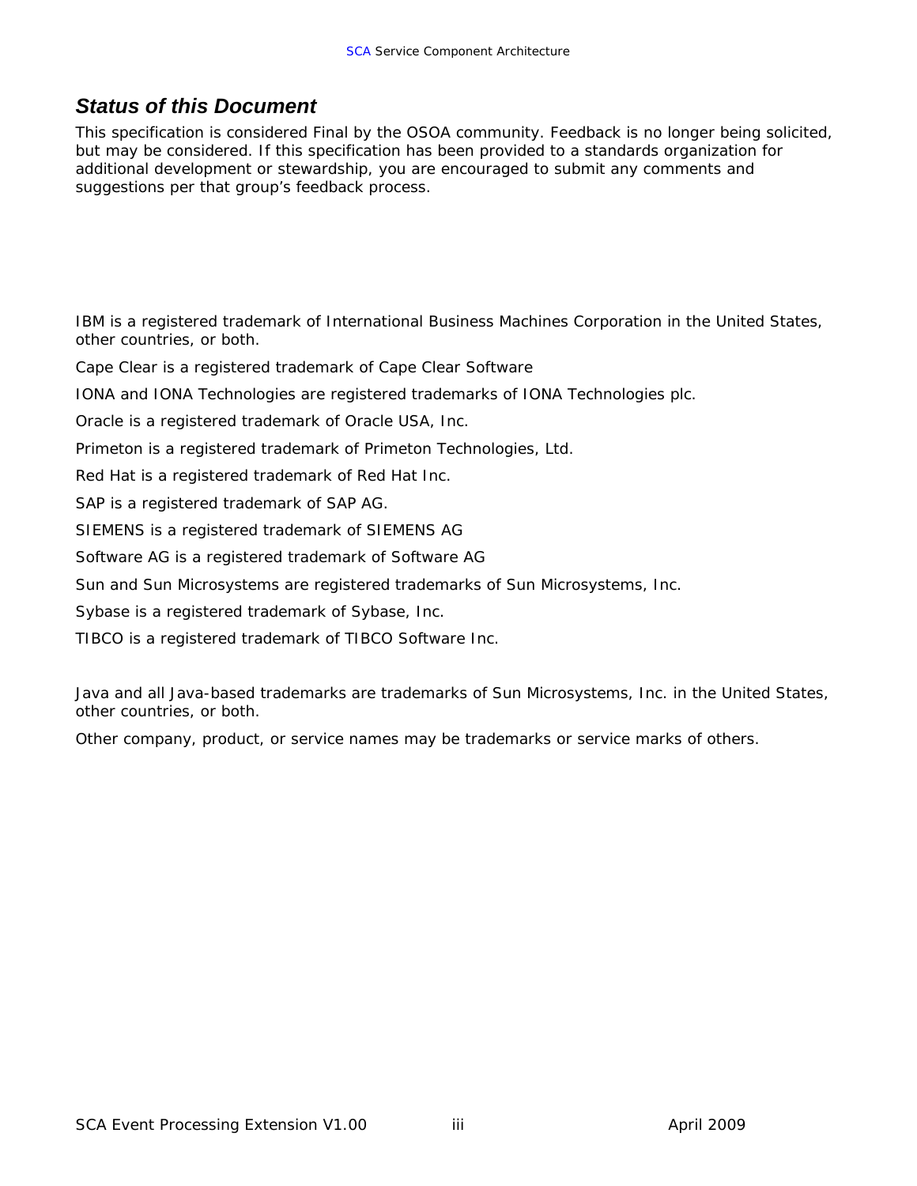## *Status of this Document*

This specification is considered Final by the OSOA community. Feedback is no longer being solicited, but may be considered. If this specification has been provided to a standards organization for additional development or stewardship, you are encouraged to submit any comments and suggestions per that group's feedback process.

IBM is a registered trademark of International Business Machines Corporation in the United States, other countries, or both.

Cape Clear is a registered trademark of Cape Clear Software

IONA and IONA Technologies are registered trademarks of IONA Technologies plc.

Oracle is a registered trademark of Oracle USA, Inc.

Primeton is a registered trademark of Primeton Technologies, Ltd.

Red Hat is a registered trademark of Red Hat Inc.

SAP is a registered trademark of SAP AG.

SIEMENS is a registered trademark of SIEMENS AG

Software AG is a registered trademark of Software AG

Sun and Sun Microsystems are registered trademarks of Sun Microsystems, Inc.

Sybase is a registered trademark of Sybase, Inc.

TIBCO is a registered trademark of TIBCO Software Inc.

Java and all Java-based trademarks are trademarks of Sun Microsystems, Inc. in the United States, other countries, or both.

Other company, product, or service names may be trademarks or service marks of others.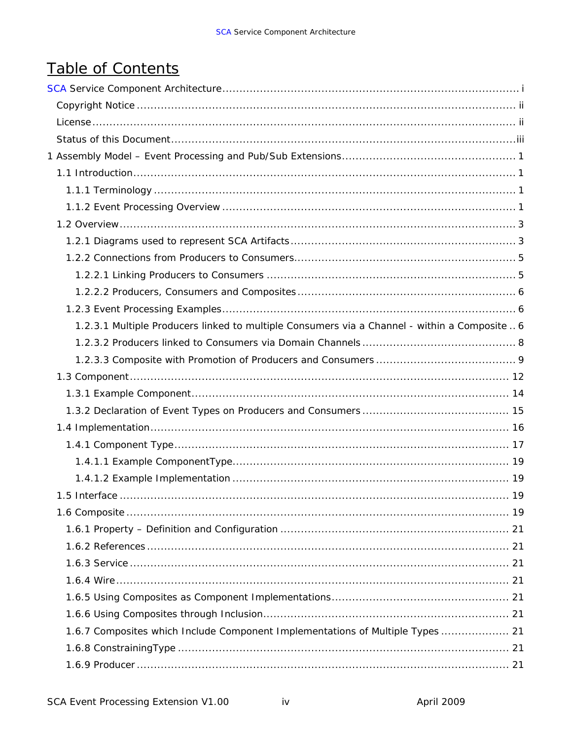# Table of Contents

SCA Service Component Architecture ..... i

- Copyright Notice ..... ii
- License ..... ii
- Status of this Document ..... iii

1 Assembly Model – Event Processing and Pub/Sub Extensions ..... 1

- 1.1 Introduction ..... 1
  - 1.1.1 Terminology ..... 1
  - 1.1.2 Event Processing Overview ..... 1
- 1.2 Overview ..... 3
  - 1.2.1 Diagrams used to represent SCA Artifacts ..... 3
  - 1.2.2 Connections from Producers to Consumers ..... 5
    - 1.2.2.1 Linking Producers to Consumers ..... 5
    - 1.2.2.2 Producers, Consumers and Composites ..... 6
  - 1.2.3 Event Processing Examples ..... 6
    - 1.2.3.1 Multiple Producers linked to multiple Consumers via a Channel - within a Composite ..... 6
    - 1.2.3.2 Producers linked to Consumers via Domain Channels ..... 8
    - 1.2.3.3 Composite with Promotion of Producers and Consumers ..... 9
- 1.3 Component ..... 12
  - 1.3.1 Example Component ..... 14
  - 1.3.2 Declaration of Event Types on Producers and Consumers ..... 15
- 1.4 Implementation ..... 16
  - 1.4.1 Component Type ..... 17
    - 1.4.1.1 Example ComponentType ..... 19
    - 1.4.1.2 Example Implementation ..... 19
- 1.5 Interface ..... 19
- 1.6 Composite ..... 19
  - 1.6.1 Property – Definition and Configuration ..... 21
  - 1.6.2 References ..... 21
  - 1.6.3 Service ..... 21
  - 1.6.4 Wire ..... 21
  - 1.6.5 Using Composites as Component Implementations ..... 21
  - 1.6.6 Using Composites through Inclusion ..... 21
  - 1.6.7 Composites which Include Component Implementations of Multiple Types ..... 21
  - 1.6.8 ConstrainingType ..... 21
  - 1.6.9 Producer ..... 21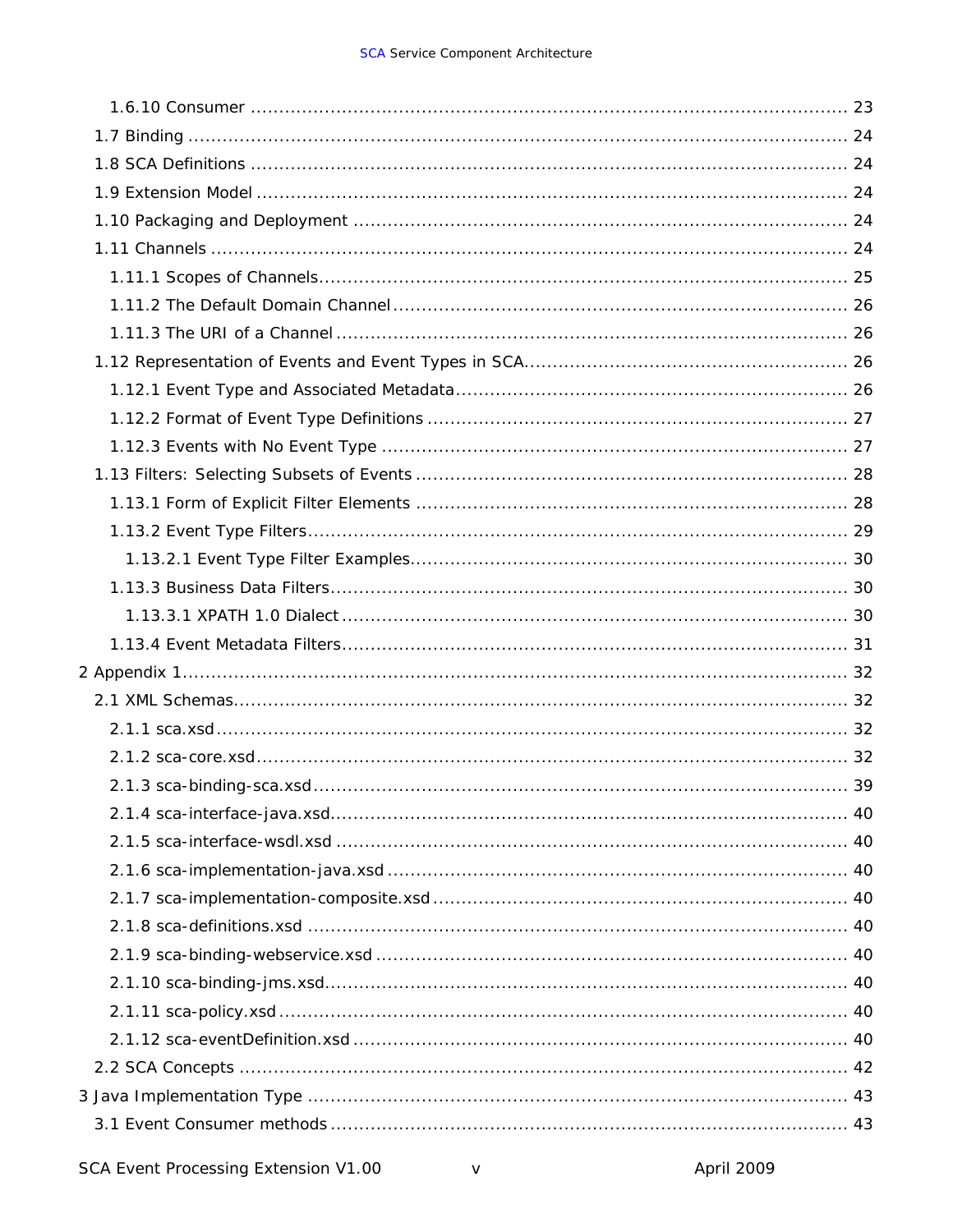1.6.10 Consumer ........................................................................................................ 23

1.7 Binding ...................................................................................................................... 24

1.8 SCA Definitions ........................................................................................................ 24

1.9 Extension Model ....................................................................................................... 24

1.10 Packaging and Deployment ..................................................................................... 24

1.11 Channels ................................................................................................................. 24

1.11.1 Scopes of Channels............................................................................................ 25

1.11.2 The Default Domain Channel............................................................................... 26

1.11.3 The URI of a Channel ......................................................................................... 26

1.12 Representation of Events and Event Types in SCA........................................................ 26

1.12.1 Event Type and Associated Metadata.................................................................... 26

1.12.2 Format of Event Type Definitions ......................................................................... 27

1.12.3 Events with No Event Type ................................................................................. 27

1.13 Filters: Selecting Subsets of Events ........................................................................... 28

1.13.1 Form of Explicit Filter Elements ........................................................................... 28

1.13.2 Event Type Filters.............................................................................................. 29

1.13.2.1 Event Type Filter Examples............................................................................ 30

1.13.3 Business Data Filters.......................................................................................... 30

1.13.3.1 XPATH 1.0 Dialect ........................................................................................ 30

1.13.4 Event Metadata Filters......................................................................................... 31

2 Appendix 1...................................................................................................................... 32

2.1 XML Schemas............................................................................................................ 32

2.1.1 sca.xsd.............................................................................................................. 32

2.1.2 sca-core.xsd....................................................................................................... 32

2.1.3 sca-binding-sca.xsd............................................................................................. 39

2.1.4 sca-interface-java.xsd.......................................................................................... 40

2.1.5 sca-interface-wsdl.xsd ......................................................................................... 40

2.1.6 sca-implementation-java.xsd ................................................................................ 40

2.1.7 sca-implementation-composite.xsd ........................................................................ 40

2.1.8 sca-definitions.xsd .............................................................................................. 40

2.1.9 sca-binding-webservice.xsd .................................................................................. 40

2.1.10 sca-binding-jms.xsd........................................................................................... 40

2.1.11 sca-policy.xsd.................................................................................................... 40

2.1.12 sca-eventDefinition.xsd ...................................................................................... 40

2.2 SCA Concepts ........................................................................................................... 42

3 Java Implementation Type ............................................................................................... 43

3.1 Event Consumer methods ........................................................................................... 43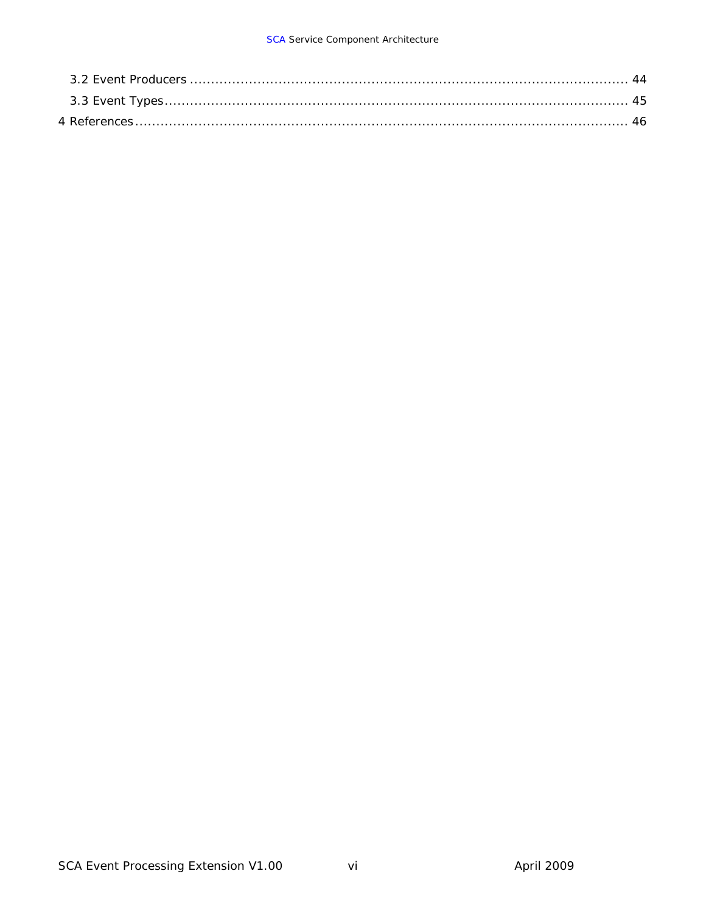3.2 Event Producers ........................................................................................................ 44

3.3 Event Types................................................................................................................ 45

4 References .......................................................................................................................... 46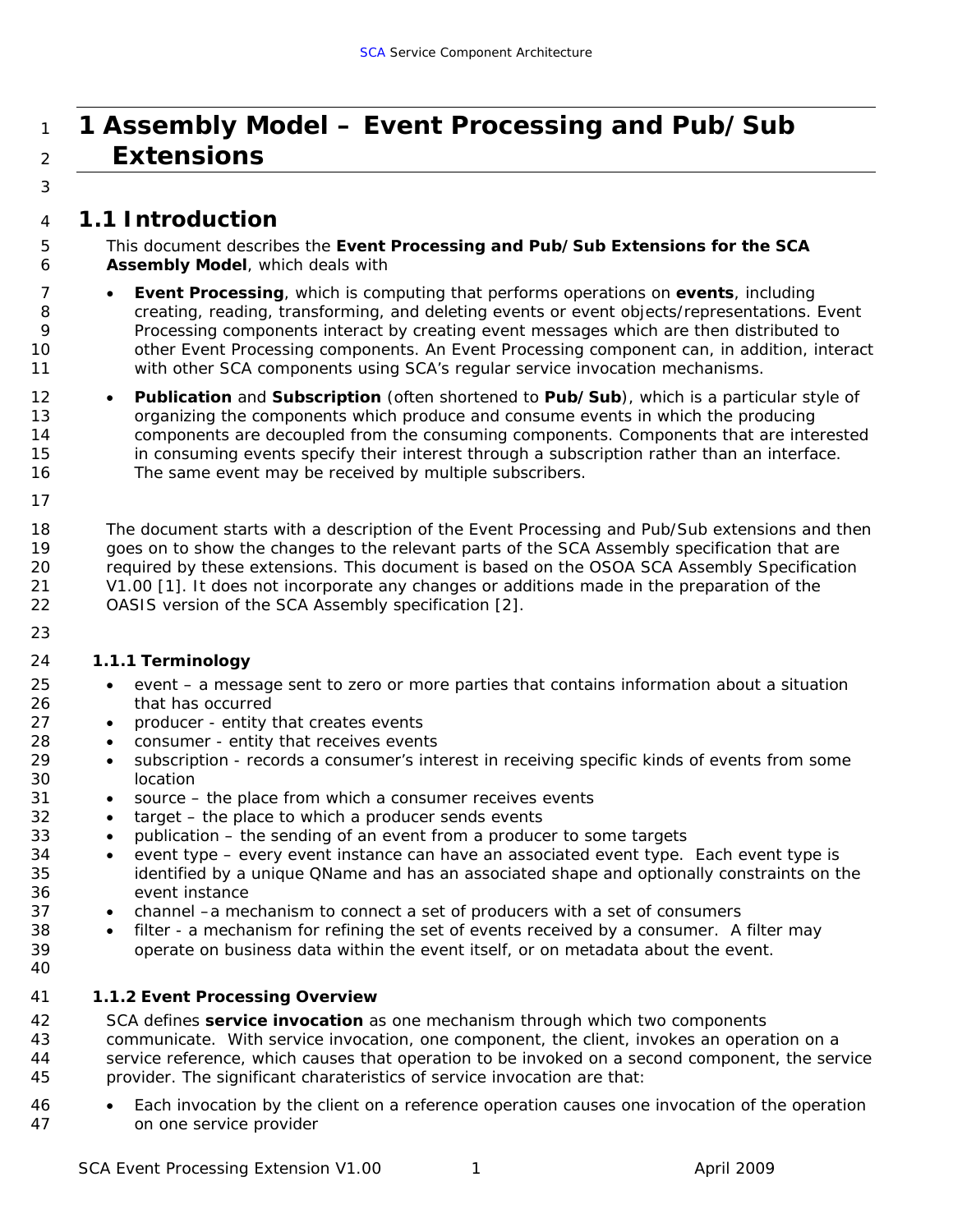# 1 Assembly Model – Event Processing and Pub/Sub Extensions

## 1.1 Introduction

This document describes the **Event Processing and Pub/Sub Extensions for the SCA Assembly Model**, which deals with

- **Event Processing**, which is computing that performs operations on **events**, including creating, reading, transforming, and deleting events or event objects/representations. Event Processing components interact by creating event messages which are then distributed to other Event Processing components. An Event Processing component can, in addition, interact with other SCA components using SCA's regular service invocation mechanisms.
- **Publication** and **Subscription** (often shortened to **Pub/Sub**), which is a particular style of organizing the components which produce and consume events in which the producing components are decoupled from the consuming components. Components that are interested in consuming events specify their interest through a subscription rather than an interface. The same event may be received by multiple subscribers.

The document starts with a description of the Event Processing and Pub/Sub extensions and then goes on to show the changes to the relevant parts of the SCA Assembly specification that are required by these extensions. This document is based on the OSOA SCA Assembly Specification V1.00 [1]. It does not incorporate any changes or additions made in the preparation of the OASIS version of the SCA Assembly specification [2].

### 1.1.1 Terminology

- event – a message sent to zero or more parties that contains information about a situation that has occurred
- producer - entity that creates events
- consumer - entity that receives events
- subscription - records a consumer's interest in receiving specific kinds of events from some location
- source – the place from which a consumer receives events
- target – the place to which a producer sends events
- publication – the sending of an event from a producer to some targets
- event type – every event instance can have an associated event type. Each event type is identified by a unique QName and has an associated shape and optionally constraints on the event instance
- channel –a mechanism to connect a set of producers with a set of consumers
- filter - a mechanism for refining the set of events received by a consumer. A filter may operate on business data within the event itself, or on metadata about the event.

### 1.1.2 Event Processing Overview

SCA defines **service invocation** as one mechanism through which two components communicate. With service invocation, one component, the client, invokes an operation on a service reference, which causes that operation to be invoked on a second component, the service provider. The significant charateristics of service invocation are that:

- Each invocation by the client on a reference operation causes one invocation of the operation on one service provider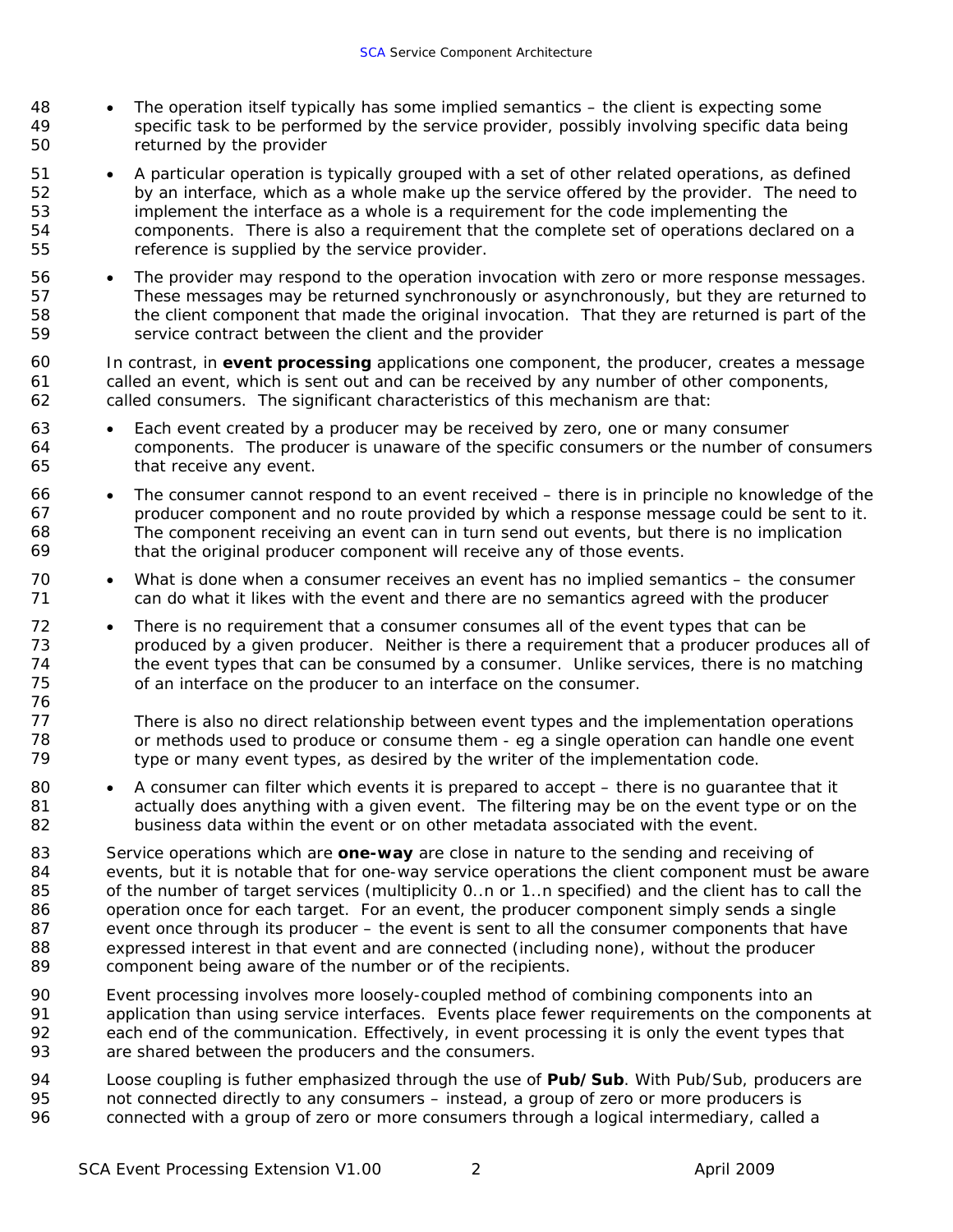- The operation itself typically has some implied semantics – the client is expecting some specific task to be performed by the service provider, possibly involving specific data being returned by the provider
- A particular operation is typically grouped with a set of other related operations, as defined by an interface, which as a whole make up the service offered by the provider. The need to implement the interface as a whole is a requirement for the code implementing the components. There is also a requirement that the complete set of operations declared on a reference is supplied by the service provider.
- The provider may respond to the operation invocation with zero or more response messages. These messages may be returned synchronously or asynchronously, but they are returned to the client component that made the original invocation. That they are returned is part of the service contract between the client and the provider

In contrast, in **event processing** applications one component, the producer, creates a message called an event, which is sent out and can be received by any number of other components, called consumers. The significant characteristics of this mechanism are that:

- Each event created by a producer may be received by zero, one or many consumer components. The producer is unaware of the specific consumers or the number of consumers that receive any event.
- The consumer cannot respond to an event received – there is in principle no knowledge of the producer component and no route provided by which a response message could be sent to it. The component receiving an event can in turn send out events, but there is no implication that the original producer component will receive any of those events.
- What is done when a consumer receives an event has no implied semantics – the consumer can do what it likes with the event and there are no semantics agreed with the producer
- There is no requirement that a consumer consumes all of the event types that can be produced by a given producer. Neither is there a requirement that a producer produces all of the event types that can be consumed by a consumer. Unlike services, there is no matching of an interface on the producer to an interface on the consumer.

  There is also no direct relationship between event types and the implementation operations or methods used to produce or consume them - eg a single operation can handle one event type or many event types, as desired by the writer of the implementation code.
- A consumer can filter which events it is prepared to accept – there is no guarantee that it actually does anything with a given event. The filtering may be on the event type or on the business data within the event or on other metadata associated with the event.

Service operations which are **one-way** are close in nature to the sending and receiving of events, but it is notable that for one-way service operations the client component must be aware of the number of target services (multiplicity 0..n or 1..n specified) and the client has to call the operation once for each target. For an event, the producer component simply sends a single event once through its producer – the event is sent to all the consumer components that have expressed interest in that event and are connected (including none), without the producer component being aware of the number or of the recipients.

Event processing involves more loosely-coupled method of combining components into an application than using service interfaces. Events place fewer requirements on the components at each end of the communication. Effectively, in event processing it is only the event types that are shared between the producers and the consumers.

Loose coupling is futher emphasized through the use of **Pub/Sub**. With Pub/Sub, producers are not connected directly to any consumers – instead, a group of zero or more producers is connected with a group of zero or more consumers through a logical intermediary, called a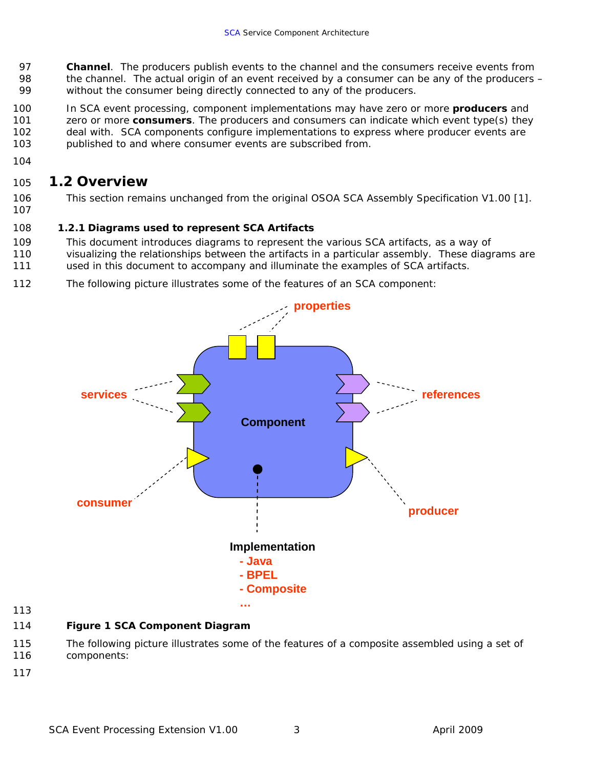**Channel**. The producers publish events to the channel and the consumers receive events from the channel. The actual origin of an event received by a consumer can be any of the producers – without the consumer being directly connected to any of the producers.

In SCA event processing, component implementations may have zero or more **producers** and zero or more **consumers**. The producers and consumers can indicate which event type(s) they deal with. SCA components configure implementations to express where producer events are published to and where consumer events are subscribed from.

## 1.2 Overview

This section remains unchanged from the original OSOA SCA Assembly Specification V1.00 [1].

### 1.2.1 Diagrams used to represent SCA Artifacts

This document introduces diagrams to represent the various SCA artifacts, as a way of visualizing the relationships between the artifacts in a particular assembly. These diagrams are used in this document to accompany and illuminate the examples of SCA artifacts.

The following picture illustrates some of the features of an SCA component:

**Figure 1 SCA Component Diagram**

The following picture illustrates some of the features of a composite assembled using a set of components: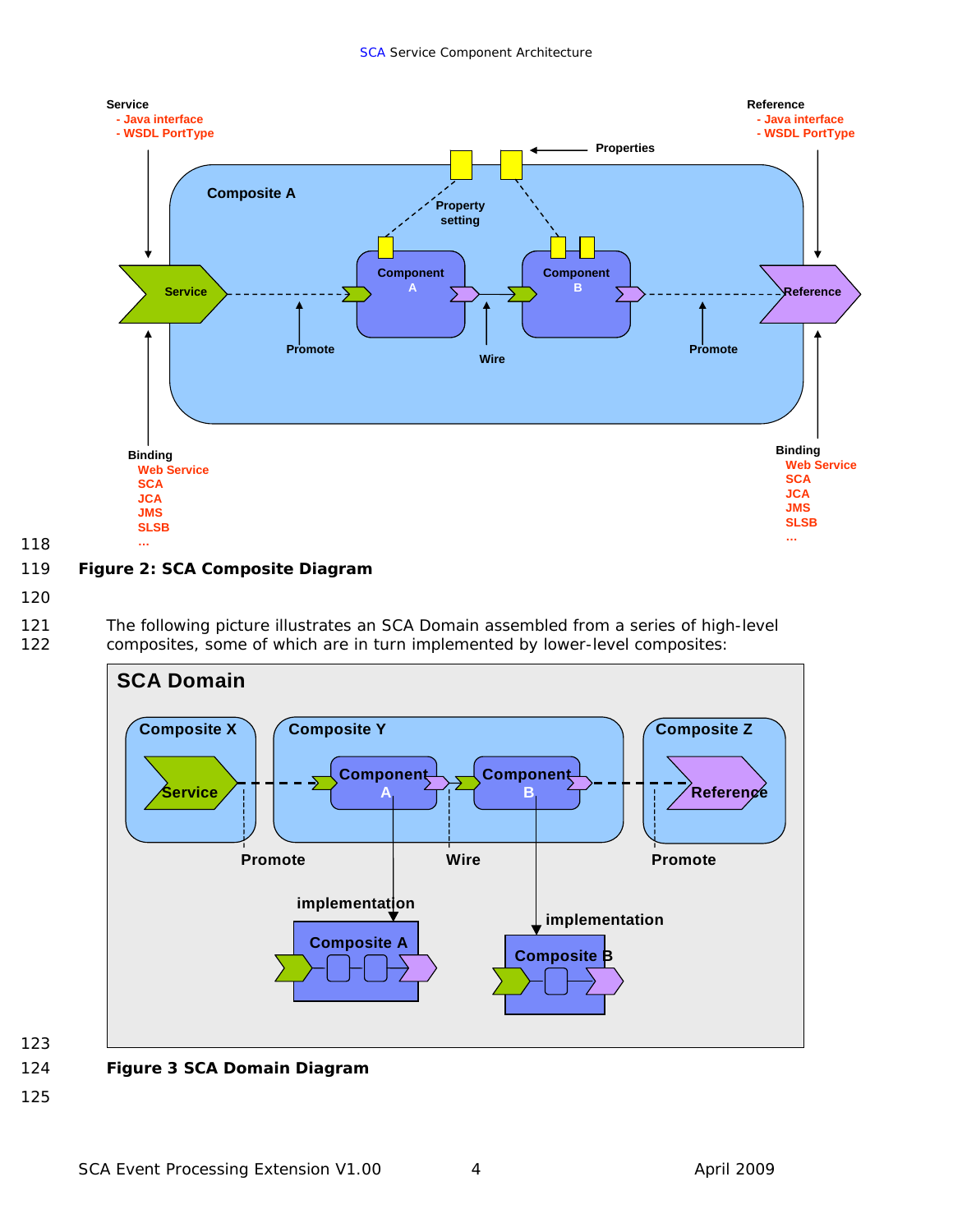Figure 2: SCA Composite Diagram

The following picture illustrates an SCA Domain assembled from a series of high-level composites, some of which are in turn implemented by lower-level composites:

Figure 3 SCA Domain Diagram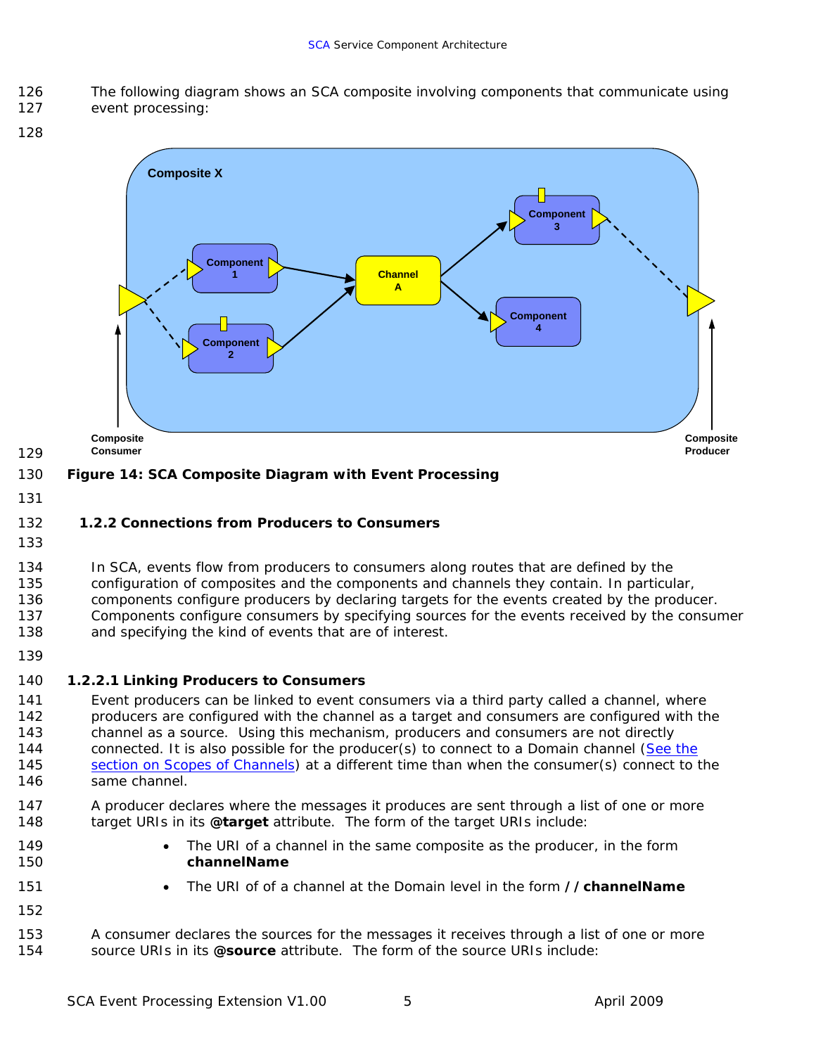The following diagram shows an SCA composite involving components that communicate using event processing:

Composite X

Component 1

Component 2

Channel A

Component 3

Component 4

Composite Consumer

Composite Producer

**Figure 14: SCA Composite Diagram with Event Processing**

### 1.2.2 Connections from Producers to Consumers

In SCA, events flow from producers to consumers along routes that are defined by the configuration of composites and the components and channels they contain. In particular, components configure producers by declaring targets for the events created by the producer. Components configure consumers by specifying sources for the events received by the consumer and specifying the kind of events that are of interest.

#### 1.2.2.1 Linking Producers to Consumers

Event producers can be linked to event consumers via a third party called a channel, where producers are configured with the channel as a target and consumers are configured with the channel as a source. Using this mechanism, producers and consumers are not directly connected. It is also possible for the producer(s) to connect to a Domain channel (See the section on Scopes of Channels) at a different time than when the consumer(s) connect to the same channel.

A producer declares where the messages it produces are sent through a list of one or more target URIs in its **@target** attribute. The form of the target URIs include:

- The URI of a channel in the same composite as the producer, in the form **channelName**
- The URI of of a channel at the Domain level in the form **//channelName**

A consumer declares the sources for the messages it receives through a list of one or more source URIs in its **@source** attribute. The form of the source URIs include: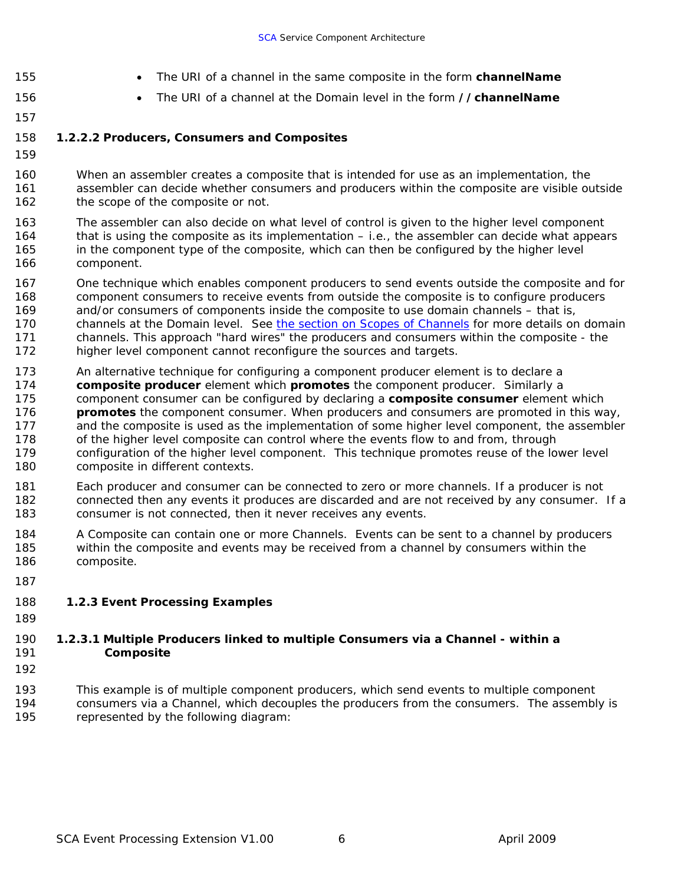- The URI of a channel in the same composite in the form **channelName**
- The URI of a channel at the Domain level in the form **//channelName**

#### 1.2.2.2 Producers, Consumers and Composites

When an assembler creates a composite that is intended for use as an implementation, the assembler can decide whether consumers and producers within the composite are visible outside the scope of the composite or not.

The assembler can also decide on what level of control is given to the higher level component that is using the composite as its implementation – i.e., the assembler can decide what appears in the component type of the composite, which can then be configured by the higher level component.

One technique which enables component producers to send events outside the composite and for component consumers to receive events from outside the composite is to configure producers and/or consumers of components inside the composite to use domain channels – that is, channels at the Domain level. See the section on Scopes of Channels for more details on domain channels. This approach "hard wires" the producers and consumers within the composite - the higher level component cannot reconfigure the sources and targets.

An alternative technique for configuring a component producer element is to declare a **composite producer** element which **promotes** the component producer. Similarly a component consumer can be configured by declaring a **composite consumer** element which **promotes** the component consumer. When producers and consumers are promoted in this way, and the composite is used as the implementation of some higher level component, the assembler of the higher level composite can control where the events flow to and from, through configuration of the higher level component. This technique promotes reuse of the lower level composite in different contexts.

Each producer and consumer can be connected to zero or more channels. If a producer is not connected then any events it produces are discarded and are not received by any consumer. If a consumer is not connected, then it never receives any events.

A Composite can contain one or more Channels. Events can be sent to a channel by producers within the composite and events may be received from a channel by consumers within the composite.

### 1.2.3 Event Processing Examples

#### 1.2.3.1 Multiple Producers linked to multiple Consumers via a Channel - within a Composite

This example is of multiple component producers, which send events to multiple component consumers via a Channel, which decouples the producers from the consumers. The assembly is represented by the following diagram: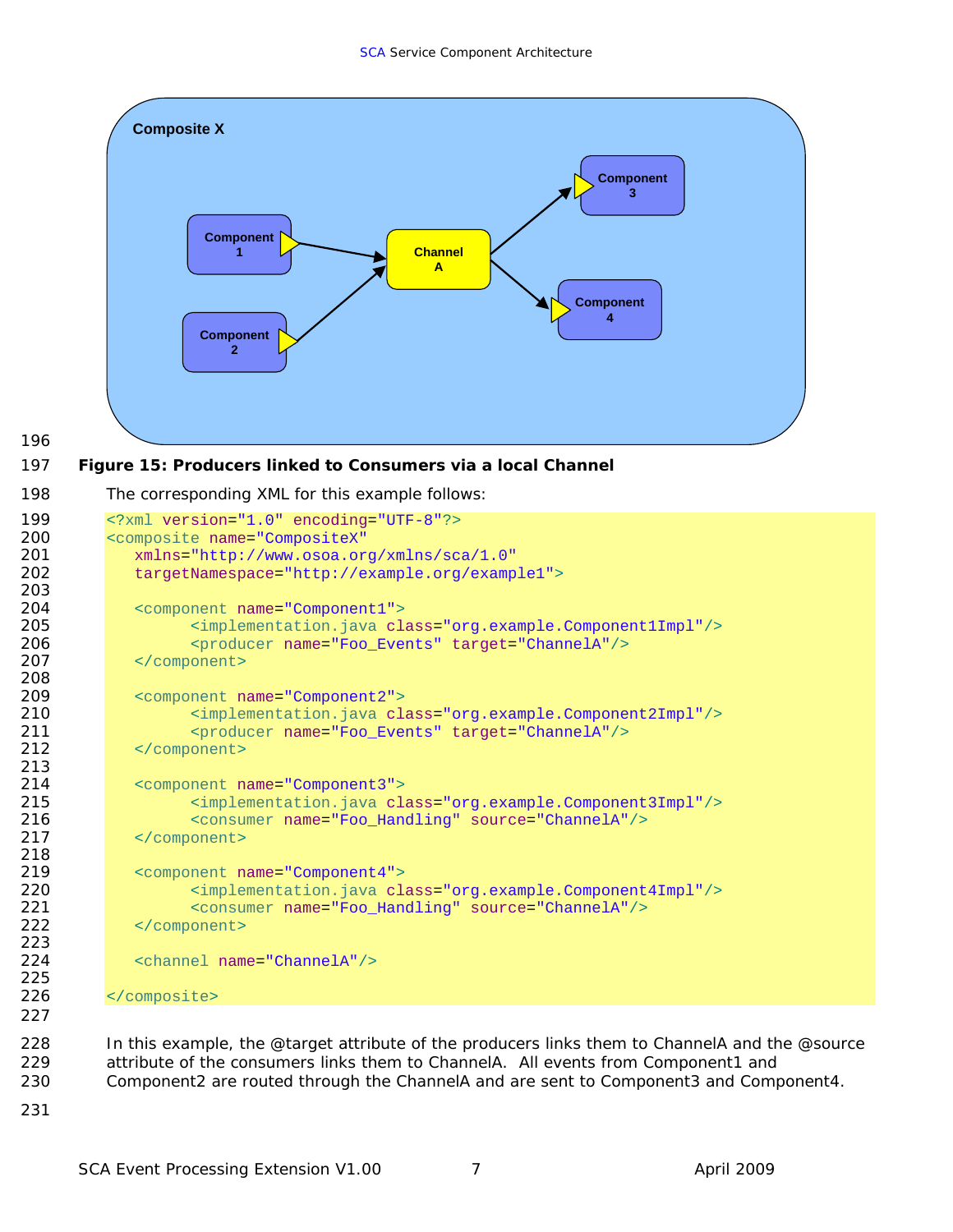**Figure 15: Producers linked to Consumers via a local Channel**

The corresponding XML for this example follows:

```
<?xml version="1.0" encoding="UTF-8"?>
<composite name="CompositeX"
   xmlns="http://www.osoa.org/xmlns/sca/1.0"
   targetNamespace="http://example.org/example1">

   <component name="Component1">
         <implementation.java class="org.example.Component1Impl"/>
         <producer name="Foo_Events" target="ChannelA"/>
   </component>

   <component name="Component2">
         <implementation.java class="org.example.Component2Impl"/>
         <producer name="Foo_Events" target="ChannelA"/>
   </component>

   <component name="Component3">
         <implementation.java class="org.example.Component3Impl"/>
         <consumer name="Foo_Handling" source="ChannelA"/>
   </component>

   <component name="Component4">
         <implementation.java class="org.example.Component4Impl"/>
         <consumer name="Foo_Handling" source="ChannelA"/>
   </component>

   <channel name="ChannelA"/>

</composite>
```

In this example, the @target attribute of the producers links them to ChannelA and the @source attribute of the consumers links them to ChannelA. All events from Component1 and Component2 are routed through the ChannelA and are sent to Component3 and Component4.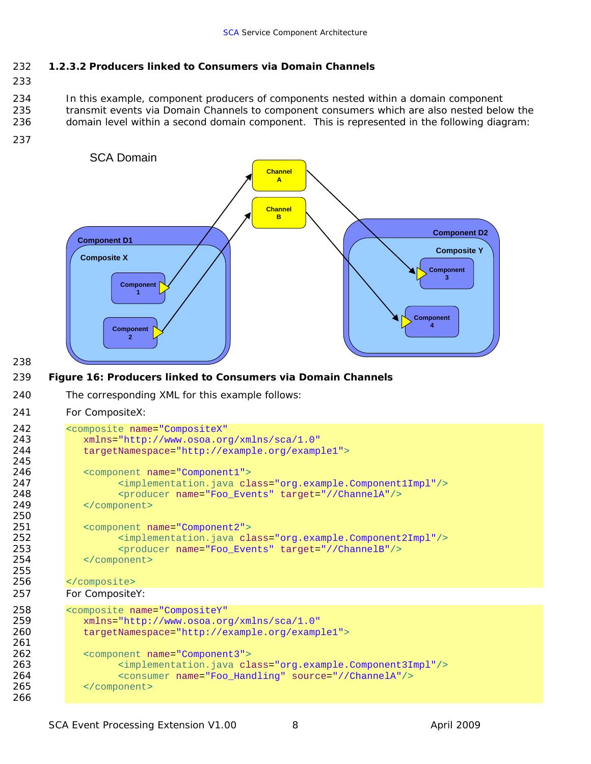### 1.2.3.2 Producers linked to Consumers via Domain Channels

In this example, component producers of components nested within a domain component transmit events via Domain Channels to component consumers which are also nested below the domain level within a second domain component. This is represented in the following diagram:

**Figure 16: Producers linked to Consumers via Domain Channels**

The corresponding XML for this example follows:

For CompositeX:

```
<composite name="CompositeX"
   xmlns="http://www.osoa.org/xmlns/sca/1.0"
   targetNamespace="http://example.org/example1">

   <component name="Component1">
         <implementation.java class="org.example.Component1Impl"/>
         <producer name="Foo_Events" target="//ChannelA"/>
   </component>

   <component name="Component2">
         <implementation.java class="org.example.Component2Impl"/>
         <producer name="Foo_Events" target="//ChannelB"/>
   </component>

</composite>
```

For CompositeY:

```
<composite name="CompositeY"
   xmlns="http://www.osoa.org/xmlns/sca/1.0"
   targetNamespace="http://example.org/example1">

   <component name="Component3">
         <implementation.java class="org.example.Component3Impl"/>
         <consumer name="Foo_Handling" source="//ChannelA"/>
   </component>

```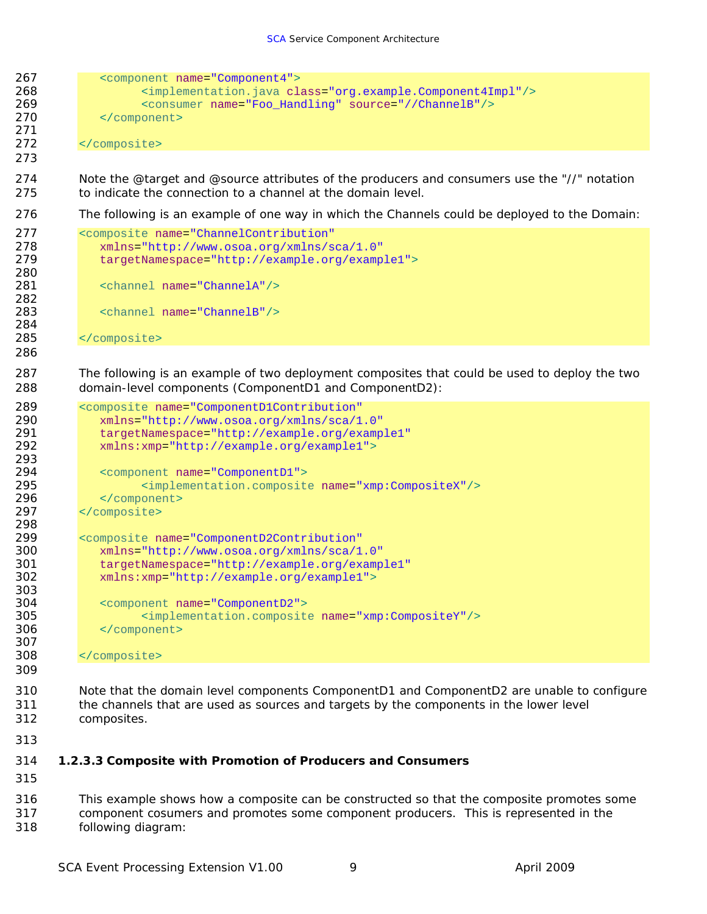```xml
    <component name="Component4">
        <implementation.java class="org.example.Component4Impl"/>
        <consumer name="Foo_Handling" source="//ChannelB"/>
    </component>

</composite>
```

Note the @target and @source attributes of the producers and consumers use the "//" notation to indicate the connection to a channel at the domain level.

The following is an example of one way in which the Channels could be deployed to the Domain:

```xml
<composite name="ChannelContribution"
    xmlns="http://www.osoa.org/xmlns/sca/1.0"
    targetNamespace="http://example.org/example1">

    <channel name="ChannelA"/>

    <channel name="ChannelB"/>

</composite>
```

The following is an example of two deployment composites that could be used to deploy the two domain-level components (ComponentD1 and ComponentD2):

```xml
<composite name="ComponentD1Contribution"
    xmlns="http://www.osoa.org/xmlns/sca/1.0"
    targetNamespace="http://example.org/example1"
    xmlns:xmp="http://example.org/example1">

    <component name="ComponentD1">
        <implementation.composite name="xmp:CompositeX"/>
    </component>
</composite>

<composite name="ComponentD2Contribution"
    xmlns="http://www.osoa.org/xmlns/sca/1.0"
    targetNamespace="http://example.org/example1"
    xmlns:xmp="http://example.org/example1">

    <component name="ComponentD2">
        <implementation.composite name="xmp:CompositeY"/>
    </component>

</composite>
```

Note that the domain level components ComponentD1 and ComponentD2 are unable to configure the channels that are used as sources and targets by the components in the lower level composites.

#### 1.2.3.3 Composite with Promotion of Producers and Consumers

This example shows how a composite can be constructed so that the composite promotes some component cosumers and promotes some component producers. This is represented in the following diagram: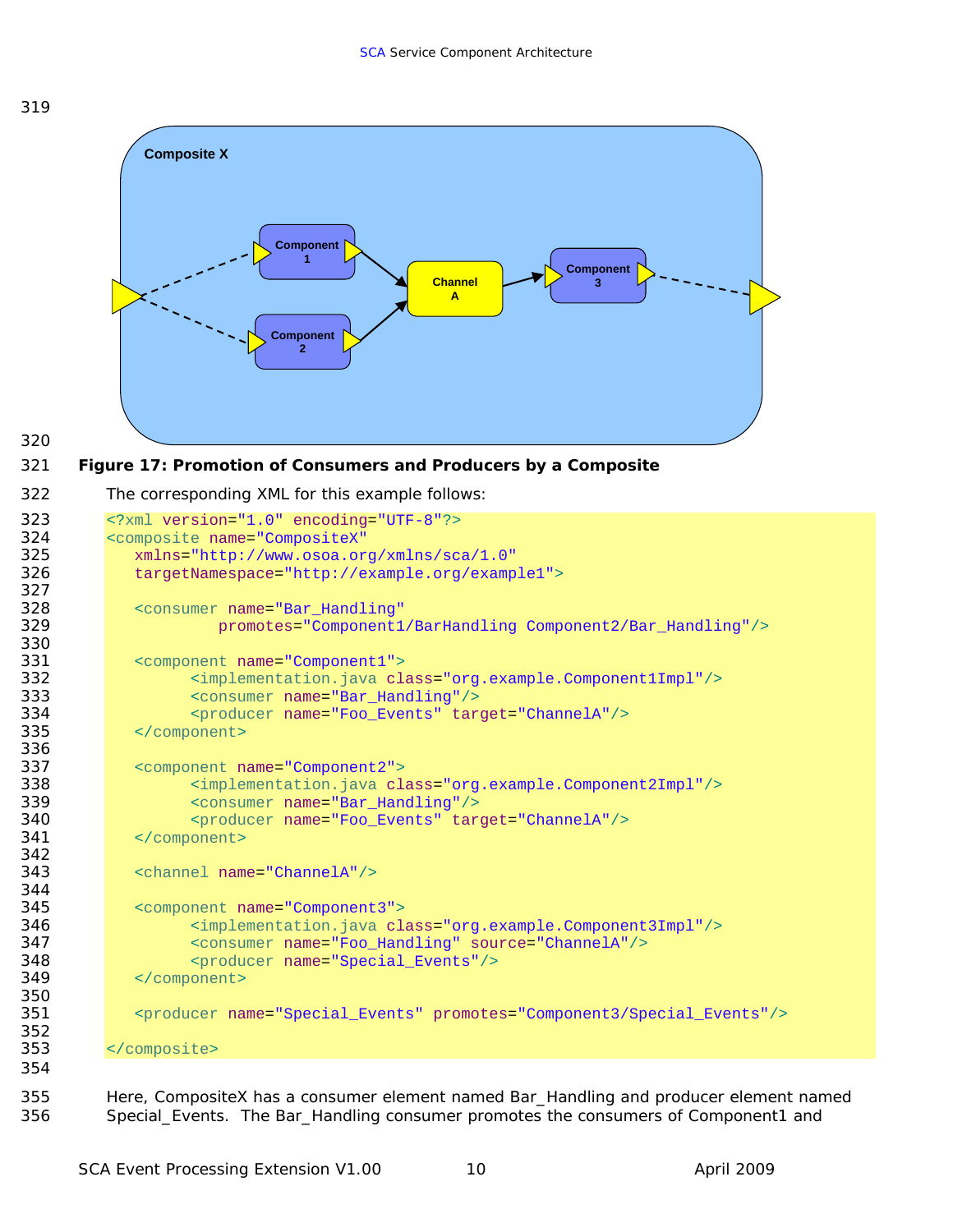**Figure 17: Promotion of Consumers and Producers by a Composite**

The corresponding XML for this example follows:

```
<?xml version="1.0" encoding="UTF-8"?>
<composite name="CompositeX"
   xmlns="http://www.osoa.org/xmlns/sca/1.0"
   targetNamespace="http://example.org/example1">

   <consumer name="Bar_Handling"
            promotes="Component1/BarHandling Component2/Bar_Handling"/>

   <component name="Component1">
         <implementation.java class="org.example.Component1Impl"/>
         <consumer name="Bar_Handling"/>
         <producer name="Foo_Events" target="ChannelA"/>
   </component>

   <component name="Component2">
         <implementation.java class="org.example.Component2Impl"/>
         <consumer name="Bar_Handling"/>
         <producer name="Foo_Events" target="ChannelA"/>
   </component>

   <channel name="ChannelA"/>

   <component name="Component3">
         <implementation.java class="org.example.Component3Impl"/>
         <consumer name="Foo_Handling" source="ChannelA"/>
         <producer name="Special_Events"/>
   </component>

   <producer name="Special_Events" promotes="Component3/Special_Events"/>

</composite>
```

Here, CompositeX has a consumer element named Bar_Handling and producer element named Special_Events. The Bar_Handling consumer promotes the consumers of Component1 and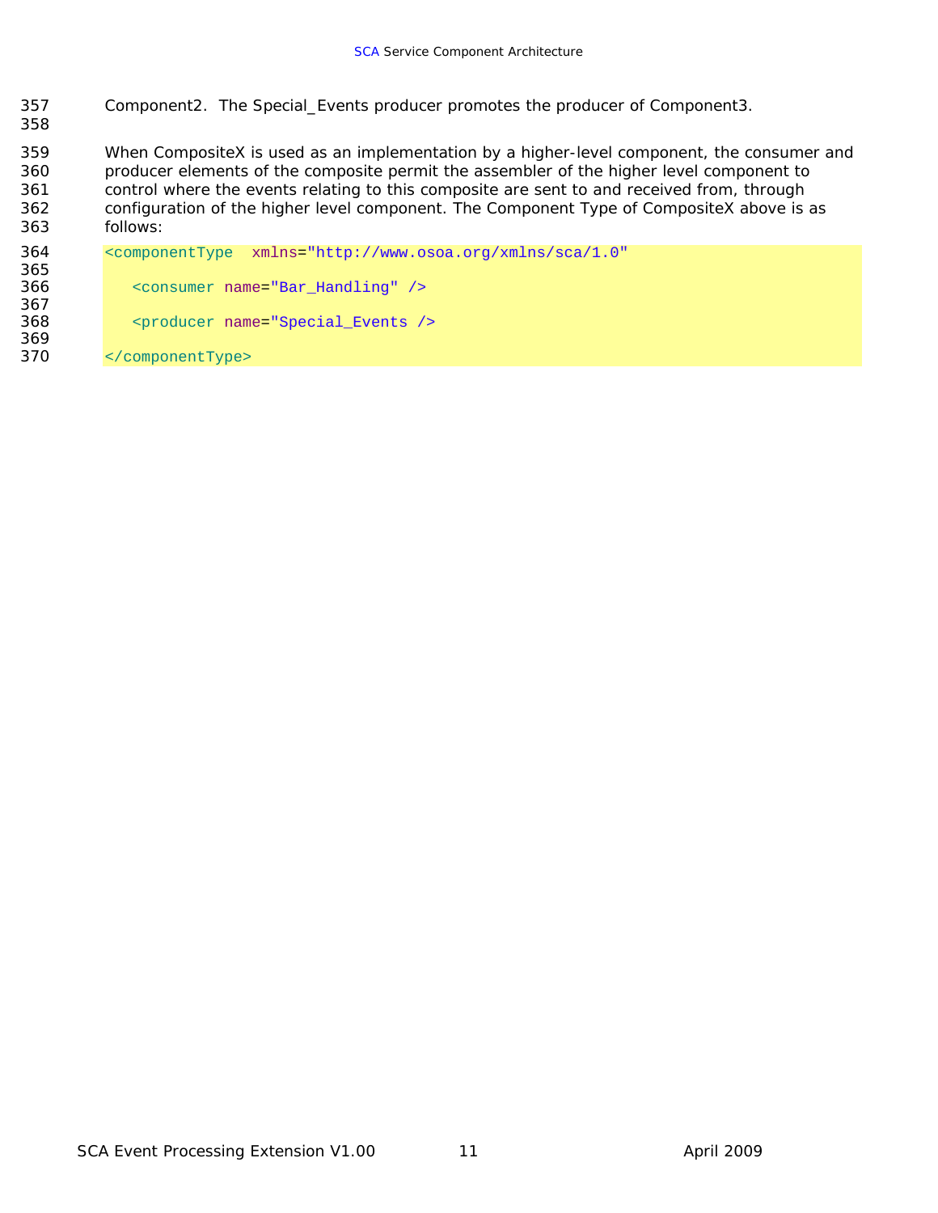Component2. The Special_Events producer promotes the producer of Component3.

When CompositeX is used as an implementation by a higher-level component, the consumer and producer elements of the composite permit the assembler of the higher level component to control where the events relating to this composite are sent to and received from, through configuration of the higher level component. The Component Type of CompositeX above is as follows:

```
<componentType  xmlns="http://www.osoa.org/xmlns/sca/1.0"

   <consumer name="Bar_Handling" />

   <producer name="Special_Events />

</componentType>
```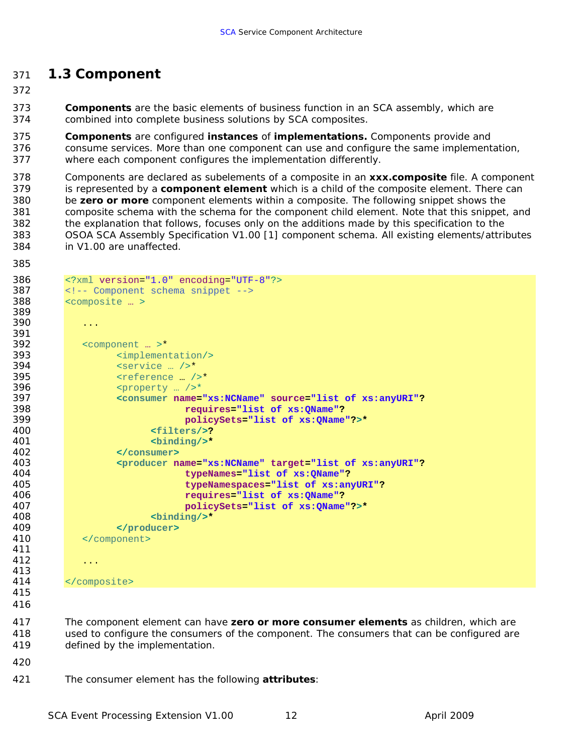## 1.3 Component

**Components** are the basic elements of business function in an SCA assembly, which are combined into complete business solutions by SCA composites.

**Components** are configured **instances** of **implementations.** Components provide and consume services. More than one component can use and configure the same implementation, where each component configures the implementation differently.

Components are declared as subelements of a composite in an **xxx.composite** file. A component is represented by a **component element** which is a child of the composite element. There can be **zero or more** component elements within a composite. The following snippet shows the composite schema with the schema for the component child element. Note that this snippet, and the explanation that follows, focuses only on the additions made by this specification to the OSOA SCA Assembly Specification V1.00 [1] component schema. All existing elements/attributes in V1.00 are unaffected.

```
<?xml version="1.0" encoding="UTF-8"?>
<!-- Component schema snippet -->
<composite … >

   ...

   <component … >*
         <implementation/>
         <service … />*
         <reference … />*
         <property … />*
         <consumer name="xs:NCName" source="list of xs:anyURI"?
                   requires="list of xs:QName"?
                   policySets="list of xs:QName"?>*
               <filters/>?
               <binding/>*
         </consumer>
         <producer name="xs:NCName" target="list of xs:anyURI"?
                   typeNames="list of xs:QName"?
                   typeNamespaces="list of xs:anyURI"?
                   requires="list of xs:QName"?
                   policySets="list of xs:QName"?>*
               <binding/>*
         </producer>
   </component>

   ...

</composite>
```

The component element can have **zero or more consumer elements** as children, which are used to configure the consumers of the component. The consumers that can be configured are defined by the implementation.

The consumer element has the following **attributes**: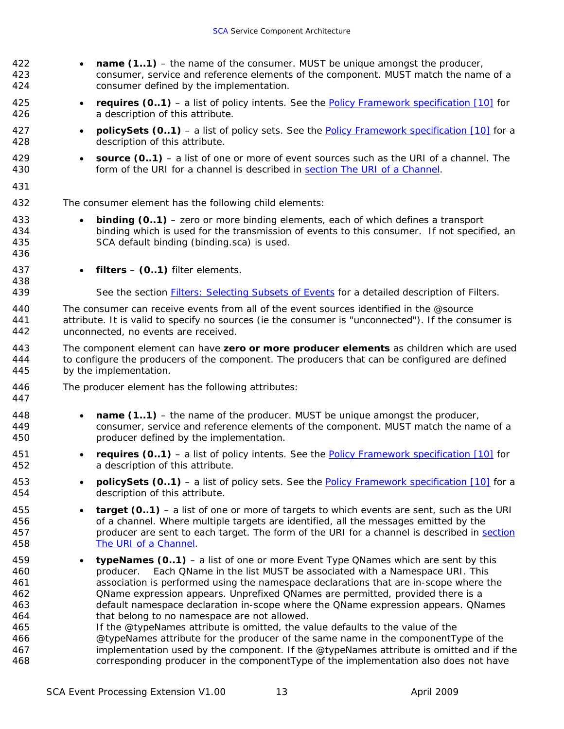- **name (1..1)** – the name of the consumer. MUST be unique amongst the producer, consumer, service and reference elements of the component. MUST match the name of a consumer defined by the implementation.
- **requires (0..1)** – a list of policy intents. See the Policy Framework specification [10] for a description of this attribute.
- **policySets (0..1)** – a list of policy sets. See the Policy Framework specification [10] for a description of this attribute.
- **source (0..1)** – a list of one or more of event sources such as the URI of a channel. The form of the URI for a channel is described in section The URI of a Channel.

The consumer element has the following child elements:

- **binding (0..1)** – zero or more binding elements, each of which defines a transport binding which is used for the transmission of events to this consumer. If not specified, an SCA default binding (binding.sca) is used.
- **filters** – **(0..1)** filter elements.

  See the section Filters: Selecting Subsets of Events for a detailed description of Filters.

The consumer can receive events from all of the event sources identified in the @source attribute. It is valid to specify no sources (ie the consumer is "unconnected"). If the consumer is unconnected, no events are received.

The component element can have **zero or more producer elements** as children which are used to configure the producers of the component. The producers that can be configured are defined by the implementation.

The producer element has the following attributes:

- **name (1..1)** – the name of the producer. MUST be unique amongst the producer, consumer, service and reference elements of the component. MUST match the name of a producer defined by the implementation.
- **requires (0..1)** – a list of policy intents. See the Policy Framework specification [10] for a description of this attribute.
- **policySets (0..1)** – a list of policy sets. See the Policy Framework specification [10] for a description of this attribute.
- **target (0..1)** – a list of one or more of targets to which events are sent, such as the URI of a channel. Where multiple targets are identified, all the messages emitted by the producer are sent to each target. The form of the URI for a channel is described in section The URI of a Channel.
- **typeNames (0..1)** – a list of one or more Event Type QNames which are sent by this producer. Each QName in the list MUST be associated with a Namespace URI. This association is performed using the namespace declarations that are in-scope where the QName expression appears. Unprefixed QNames are permitted, provided there is a default namespace declaration in-scope where the QName expression appears. QNames that belong to no namespace are not allowed.
  If the @typeNames attribute is omitted, the value defaults to the value of the @typeNames attribute for the producer of the same name in the componentType of the implementation used by the component. If the @typeNames attribute is omitted and if the corresponding producer in the componentType of the implementation also does not have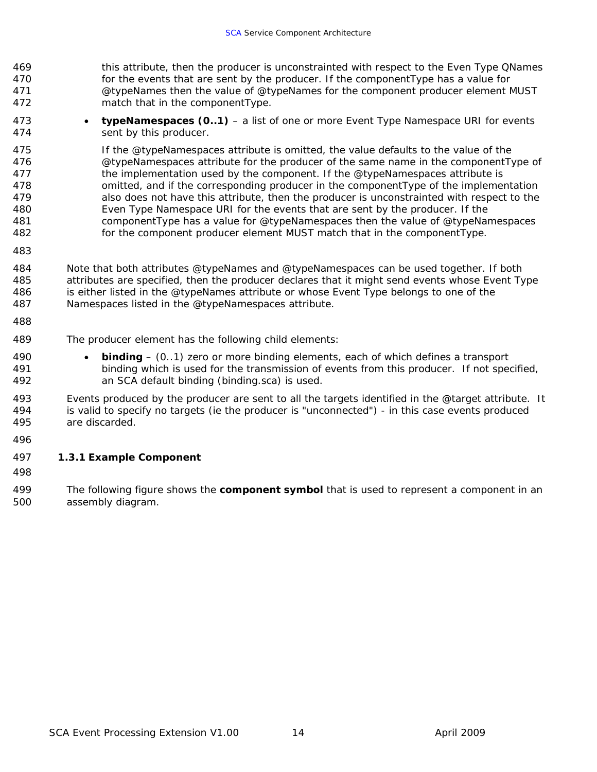this attribute, then the producer is unconstrainted with respect to the Even Type QNames for the events that are sent by the producer. If the componentType has a value for @typeNames then the value of @typeNames for the component producer element MUST match that in the componentType.

- **typeNamespaces (0..1)** – a list of one or more Event Type Namespace URI for events sent by this producer.

  If the @typeNamespaces attribute is omitted, the value defaults to the value of the @typeNamespaces attribute for the producer of the same name in the componentType of the implementation used by the component. If the @typeNamespaces attribute is omitted, and if the corresponding producer in the componentType of the implementation also does not have this attribute, then the producer is unconstrainted with respect to the Even Type Namespace URI for the events that are sent by the producer. If the componentType has a value for @typeNamespaces then the value of @typeNamespaces for the component producer element MUST match that in the componentType.

Note that both attributes @typeNames and @typeNamespaces can be used together. If both attributes are specified, then the producer declares that it might send events whose Event Type is either listed in the @typeNames attribute or whose Event Type belongs to one of the Namespaces listed in the @typeNamespaces attribute.

The producer element has the following child elements:

- **binding** – (0..1) zero or more binding elements, each of which defines a transport binding which is used for the transmission of events from this producer. If not specified, an SCA default binding (binding.sca) is used.

Events produced by the producer are sent to all the targets identified in the @target attribute. It is valid to specify no targets (ie the producer is "unconnected") - in this case events produced are discarded.

### 1.3.1 Example Component

The following figure shows the **component symbol** that is used to represent a component in an assembly diagram.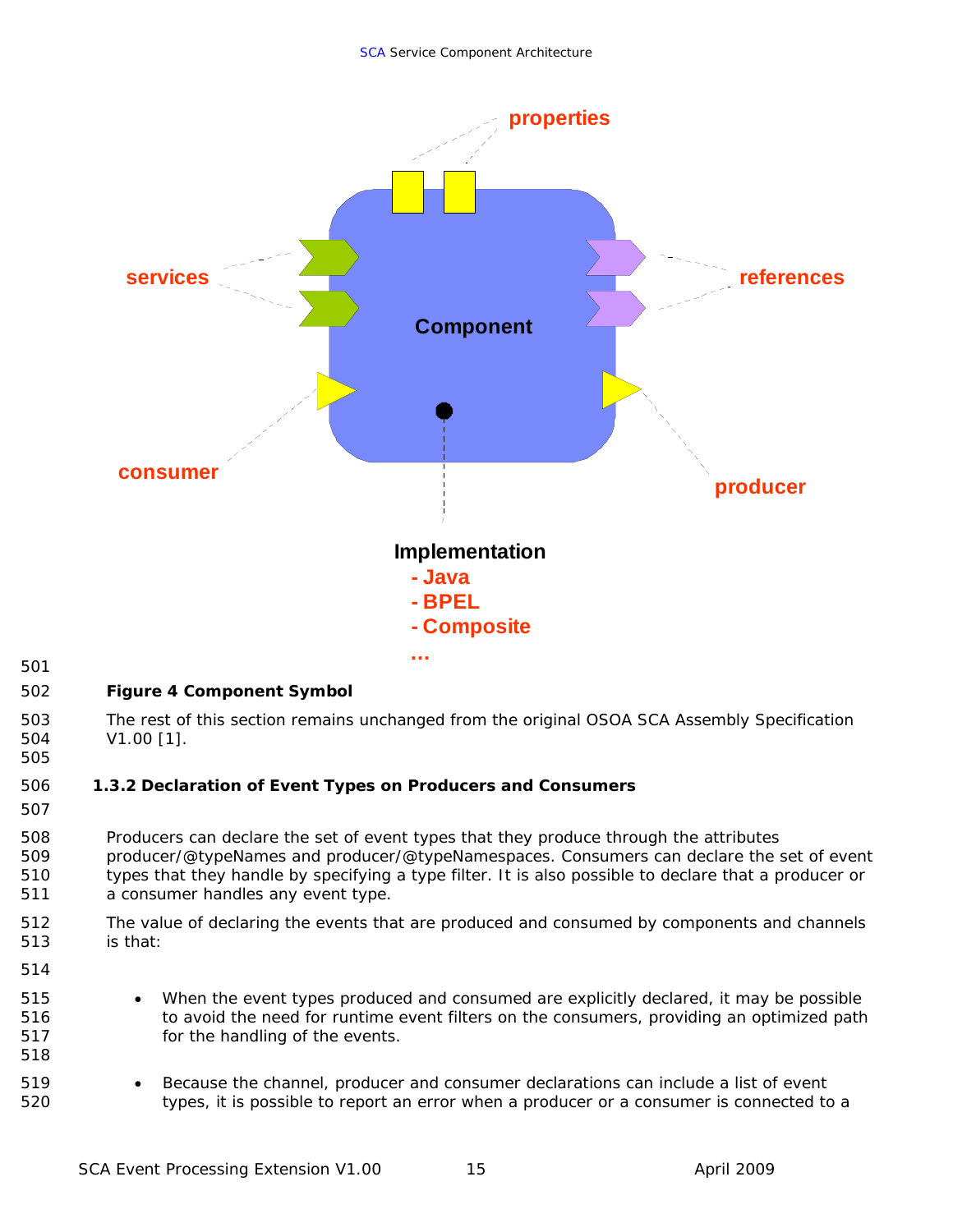**Figure 4 Component Symbol**

The rest of this section remains unchanged from the original OSOA SCA Assembly Specification V1.00 [1].

### 1.3.2 Declaration of Event Types on Producers and Consumers

Producers can declare the set of event types that they produce through the attributes producer/@typeNames and producer/@typeNamespaces. Consumers can declare the set of event types that they handle by specifying a type filter. It is also possible to declare that a producer or a consumer handles any event type.

The value of declaring the events that are produced and consumed by components and channels is that:

- When the event types produced and consumed are explicitly declared, it may be possible to avoid the need for runtime event filters on the consumers, providing an optimized path for the handling of the events.

- Because the channel, producer and consumer declarations can include a list of event types, it is possible to report an error when a producer or a consumer is connected to a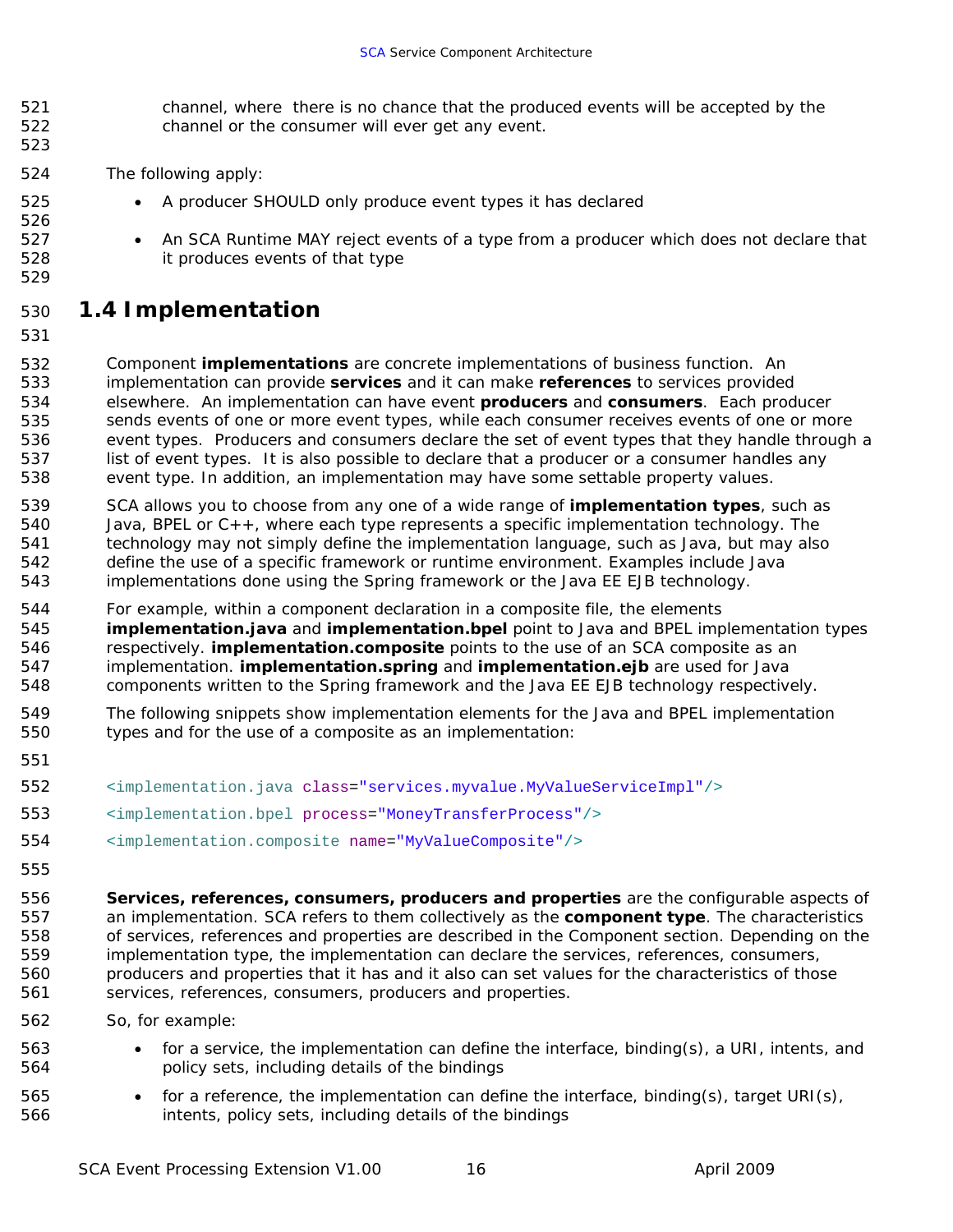channel, where there is no chance that the produced events will be accepted by the channel or the consumer will ever get any event.

The following apply:

- A producer SHOULD only produce event types it has declared

- An SCA Runtime MAY reject events of a type from a producer which does not declare that it produces events of that type

## 1.4 Implementation

Component **implementations** are concrete implementations of business function. An implementation can provide **services** and it can make **references** to services provided elsewhere. An implementation can have event **producers** and **consumers**. Each producer sends events of one or more event types, while each consumer receives events of one or more event types. Producers and consumers declare the set of event types that they handle through a list of event types. It is also possible to declare that a producer or a consumer handles any event type. In addition, an implementation may have some settable property values.

SCA allows you to choose from any one of a wide range of **implementation types**, such as Java, BPEL or C++, where each type represents a specific implementation technology. The technology may not simply define the implementation language, such as Java, but may also define the use of a specific framework or runtime environment. Examples include Java implementations done using the Spring framework or the Java EE EJB technology.

For example, within a component declaration in a composite file, the elements **implementation.java** and **implementation.bpel** point to Java and BPEL implementation types respectively. **implementation.composite** points to the use of an SCA composite as an implementation. **implementation.spring** and **implementation.ejb** are used for Java components written to the Spring framework and the Java EE EJB technology respectively.

The following snippets show implementation elements for the Java and BPEL implementation types and for the use of a composite as an implementation:

```
<implementation.java class="services.myvalue.MyValueServiceImpl"/>
<implementation.bpel process="MoneyTransferProcess"/>
<implementation.composite name="MyValueComposite"/>
```

**Services, references, consumers, producers and properties** are the configurable aspects of an implementation. SCA refers to them collectively as the **component type**. The characteristics of services, references and properties are described in the Component section. Depending on the implementation type, the implementation can declare the services, references, consumers, producers and properties that it has and it also can set values for the characteristics of those services, references, consumers, producers and properties.

So, for example:

- for a service, the implementation can define the interface, binding(s), a URI, intents, and policy sets, including details of the bindings
- for a reference, the implementation can define the interface, binding(s), target URI(s), intents, policy sets, including details of the bindings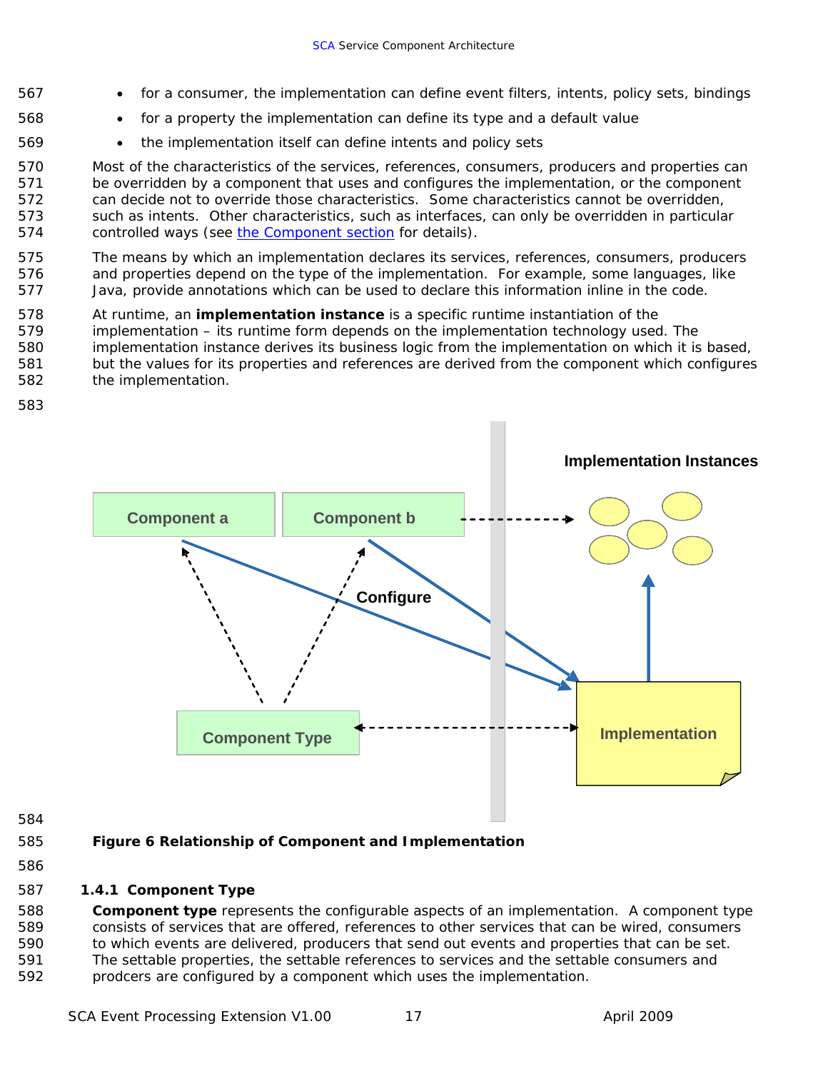- for a consumer, the implementation can define event filters, intents, policy sets, bindings
- for a property the implementation can define its type and a default value
- the implementation itself can define intents and policy sets

Most of the characteristics of the services, references, consumers, producers and properties can be overridden by a component that uses and configures the implementation, or the component can decide not to override those characteristics. Some characteristics cannot be overridden, such as intents. Other characteristics, such as interfaces, can only be overridden in particular controlled ways (see the Component section for details).

The means by which an implementation declares its services, references, consumers, producers and properties depend on the type of the implementation. For example, some languages, like Java, provide annotations which can be used to declare this information inline in the code.

At runtime, an **implementation instance** is a specific runtime instantiation of the implementation – its runtime form depends on the implementation technology used. The implementation instance derives its business logic from the implementation on which it is based, but the values for its properties and references are derived from the component which configures the implementation.

**Figure 6 Relationship of Component and Implementation**

### 1.4.1 Component Type

**Component type** represents the configurable aspects of an implementation. A component type consists of services that are offered, references to other services that can be wired, consumers to which events are delivered, producers that send out events and properties that can be set. The settable properties, the settable references to services and the settable consumers and prodcers are configured by a component which uses the implementation.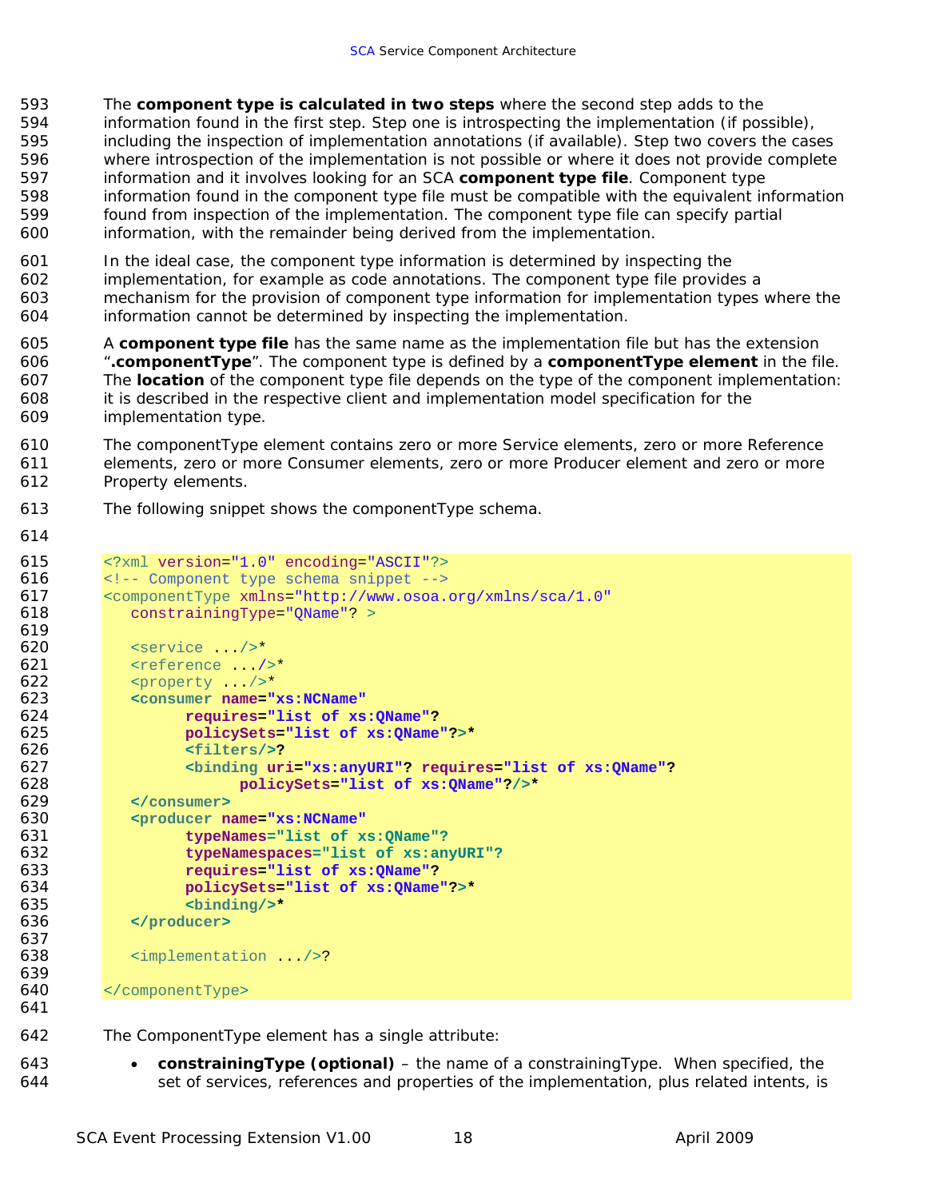The **component type is calculated in two steps** where the second step adds to the information found in the first step. Step one is introspecting the implementation (if possible), including the inspection of implementation annotations (if available). Step two covers the cases where introspection of the implementation is not possible or where it does not provide complete information and it involves looking for an SCA **component type file**. Component type information found in the component type file must be compatible with the equivalent information found from inspection of the implementation. The component type file can specify partial information, with the remainder being derived from the implementation.

In the ideal case, the component type information is determined by inspecting the implementation, for example as code annotations. The component type file provides a mechanism for the provision of component type information for implementation types where the information cannot be determined by inspecting the implementation.

A **component type file** has the same name as the implementation file but has the extension "**.componentType**". The component type is defined by a **componentType element** in the file. The **location** of the component type file depends on the type of the component implementation: it is described in the respective client and implementation model specification for the implementation type.

The componentType element contains zero or more Service elements, zero or more Reference elements, zero or more Consumer elements, zero or more Producer element and zero or more Property elements.

The following snippet shows the componentType schema.

```
<?xml version="1.0" encoding="ASCII"?>
<!-- Component type schema snippet -->
<componentType xmlns="http://www.osoa.org/xmlns/sca/1.0"
   constrainingType="QName"? >

   <service .../>*
   <reference .../>*
   <property .../>*
   <consumer name="xs:NCName"
         requires="list of xs:QName"?
         policySets="list of xs:QName"?>*
         <filters/>?
         <binding uri="xs:anyURI"? requires="list of xs:QName"?
               policySets="list of xs:QName"?/>*
   </consumer>
   <producer name="xs:NCName"
         typeNames="list of xs:QName"?
         typeNamespaces="list of xs:anyURI"?
         requires="list of xs:QName"?
         policySets="list of xs:QName"?>*
         <binding/>*
   </producer>

   <implementation .../>?

</componentType>
```

The ComponentType element has a single attribute:

- **constrainingType (optional)** – the name of a constrainingType. When specified, the set of services, references and properties of the implementation, plus related intents, is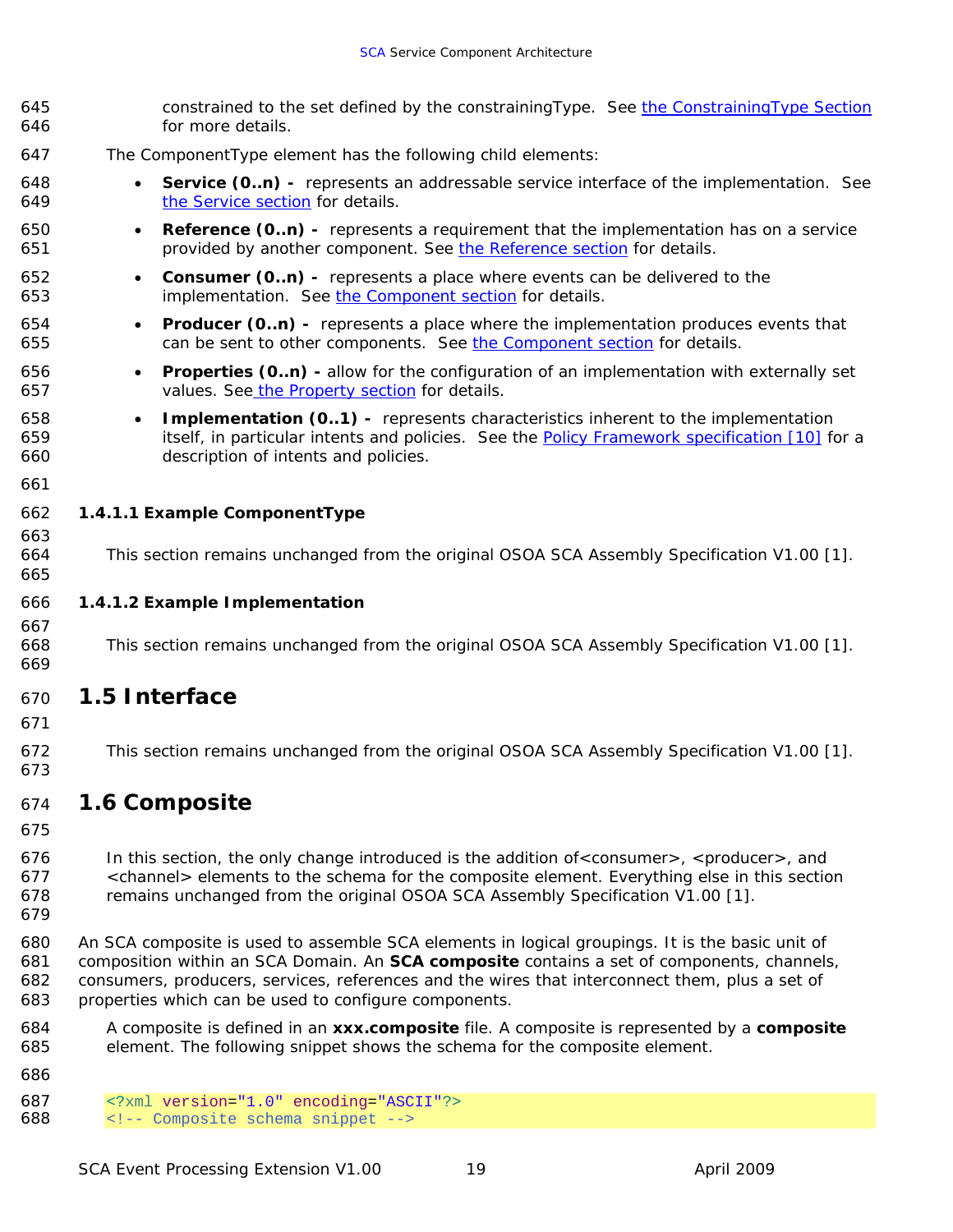constrained to the set defined by the constrainingType. See the ConstrainingType Section for more details.

The ComponentType element has the following child elements:

- **Service (0..n) -** represents an addressable service interface of the implementation. See the Service section for details.
- **Reference (0..n) -** represents a requirement that the implementation has on a service provided by another component. See the Reference section for details.
- **Consumer (0..n) -** represents a place where events can be delivered to the implementation. See the Component section for details.
- **Producer (0..n) -** represents a place where the implementation produces events that can be sent to other components. See the Component section for details.
- **Properties (0..n) -** allow for the configuration of an implementation with externally set values. See the Property section for details.
- **Implementation (0..1) -** represents characteristics inherent to the implementation itself, in particular intents and policies. See the Policy Framework specification [10] for a description of intents and policies.

#### 1.4.1.1 Example ComponentType

This section remains unchanged from the original OSOA SCA Assembly Specification V1.00 [1].

#### 1.4.1.2 Example Implementation

This section remains unchanged from the original OSOA SCA Assembly Specification V1.00 [1].

## 1.5 Interface

This section remains unchanged from the original OSOA SCA Assembly Specification V1.00 [1].

## 1.6 Composite

In this section, the only change introduced is the addition of<consumer>, <producer>, and <channel> elements to the schema for the composite element. Everything else in this section remains unchanged from the original OSOA SCA Assembly Specification V1.00 [1].

An SCA composite is used to assemble SCA elements in logical groupings. It is the basic unit of composition within an SCA Domain. An **SCA composite** contains a set of components, channels, consumers, producers, services, references and the wires that interconnect them, plus a set of properties which can be used to configure components.

A composite is defined in an **xxx.composite** file. A composite is represented by a **composite** element. The following snippet shows the schema for the composite element.

```
<?xml version="1.0" encoding="ASCII"?>
<!-- Composite schema snippet -->
```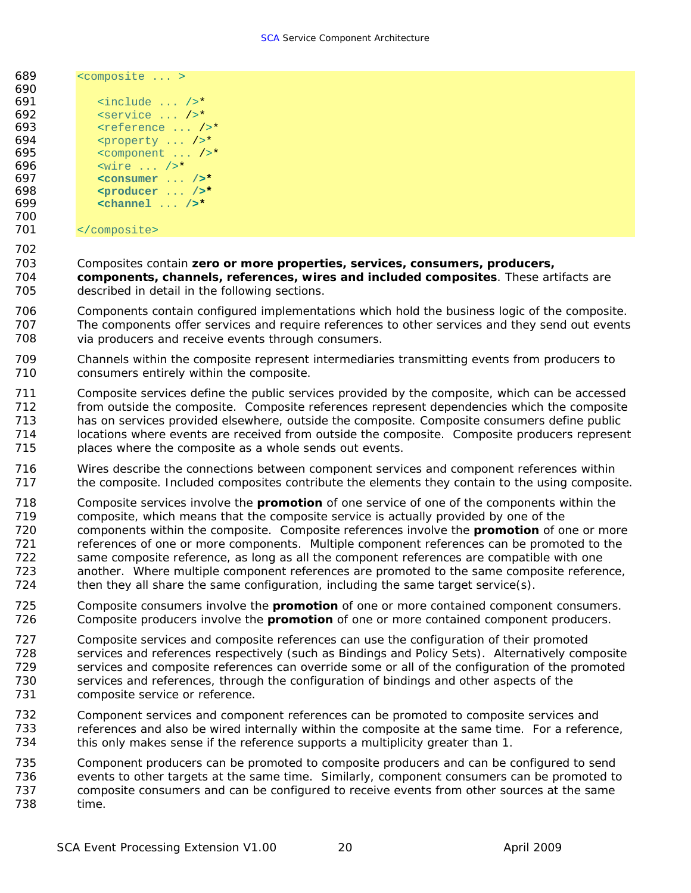```
<composite ... >

   <include ... />*
   <service ... />*
   <reference ... />*
   <property ... />*
   <component ... />*
   <wire ... />*
   <consumer ... />*
   <producer ... />*
   <channel ... />*

</composite>
```

Composites contain **zero or more properties, services, consumers, producers, components, channels, references, wires and included composites**. These artifacts are described in detail in the following sections.

Components contain configured implementations which hold the business logic of the composite. The components offer services and require references to other services and they send out events via producers and receive events through consumers.

Channels within the composite represent intermediaries transmitting events from producers to consumers entirely within the composite.

Composite services define the public services provided by the composite, which can be accessed from outside the composite. Composite references represent dependencies which the composite has on services provided elsewhere, outside the composite. Composite consumers define public locations where events are received from outside the composite. Composite producers represent places where the composite as a whole sends out events.

Wires describe the connections between component services and component references within the composite. Included composites contribute the elements they contain to the using composite.

Composite services involve the **promotion** of one service of one of the components within the composite, which means that the composite service is actually provided by one of the components within the composite. Composite references involve the **promotion** of one or more references of one or more components. Multiple component references can be promoted to the same composite reference, as long as all the component references are compatible with one another. Where multiple component references are promoted to the same composite reference, then they all share the same configuration, including the same target service(s).

Composite consumers involve the **promotion** of one or more contained component consumers. Composite producers involve the **promotion** of one or more contained component producers.

Composite services and composite references can use the configuration of their promoted services and references respectively (such as Bindings and Policy Sets). Alternatively composite services and composite references can override some or all of the configuration of the promoted services and references, through the configuration of bindings and other aspects of the composite service or reference.

Component services and component references can be promoted to composite services and references and also be wired internally within the composite at the same time. For a reference, this only makes sense if the reference supports a multiplicity greater than 1.

Component producers can be promoted to composite producers and can be configured to send events to other targets at the same time. Similarly, component consumers can be promoted to composite consumers and can be configured to receive events from other sources at the same time.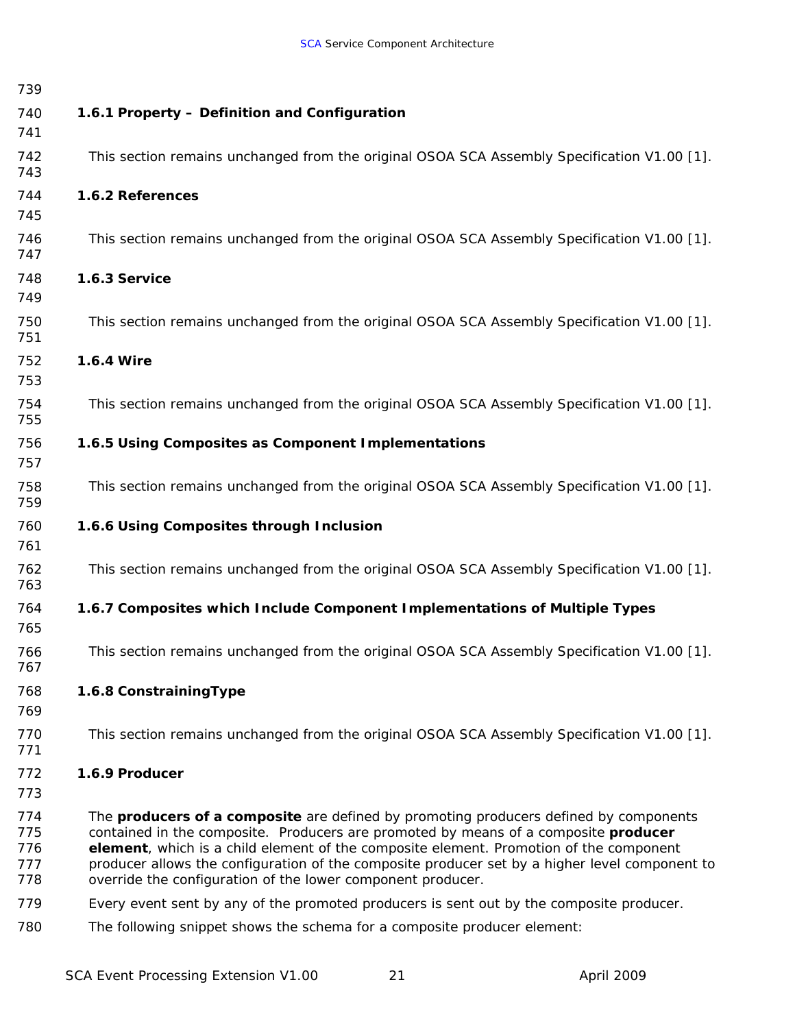### 1.6.1 Property – Definition and Configuration

This section remains unchanged from the original OSOA SCA Assembly Specification V1.00 [1].

### 1.6.2 References

This section remains unchanged from the original OSOA SCA Assembly Specification V1.00 [1].

### 1.6.3 Service

This section remains unchanged from the original OSOA SCA Assembly Specification V1.00 [1].

### 1.6.4 Wire

This section remains unchanged from the original OSOA SCA Assembly Specification V1.00 [1].

### 1.6.5 Using Composites as Component Implementations

This section remains unchanged from the original OSOA SCA Assembly Specification V1.00 [1].

### 1.6.6 Using Composites through Inclusion

This section remains unchanged from the original OSOA SCA Assembly Specification V1.00 [1].

### 1.6.7 Composites which Include Component Implementations of Multiple Types

This section remains unchanged from the original OSOA SCA Assembly Specification V1.00 [1].

### 1.6.8 ConstrainingType

This section remains unchanged from the original OSOA SCA Assembly Specification V1.00 [1].

### 1.6.9 Producer

The **producers of a composite** are defined by promoting producers defined by components contained in the composite. Producers are promoted by means of a composite **producer element**, which is a child element of the composite element. Promotion of the component producer allows the configuration of the composite producer set by a higher level component to override the configuration of the lower component producer.

Every event sent by any of the promoted producers is sent out by the composite producer.

The following snippet shows the schema for a composite producer element: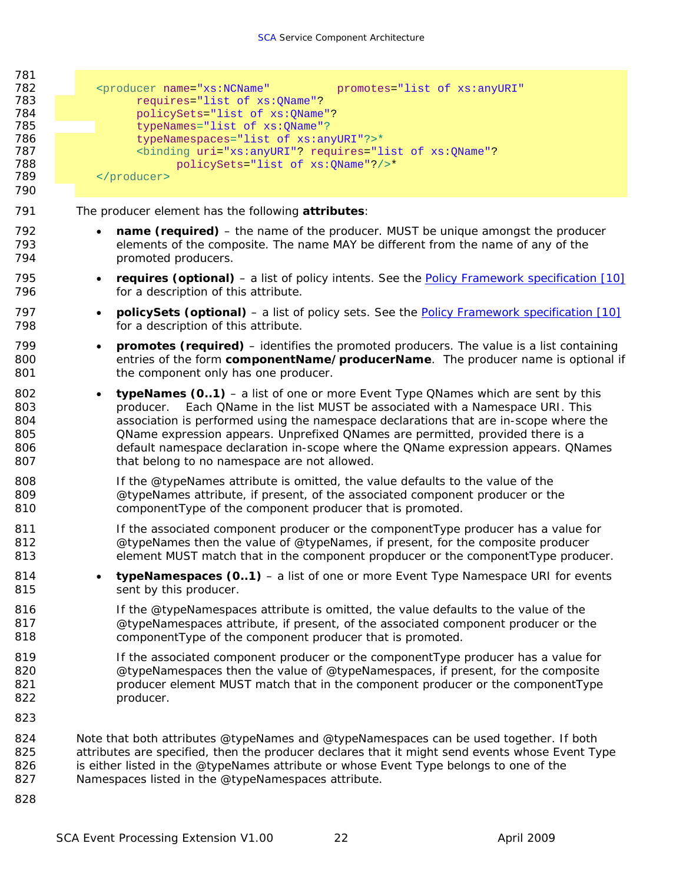```
<producer name="xs:NCName"          promotes="list of xs:anyURI"
      requires="list of xs:QName"?
      policySets="list of xs:QName"?
      typeNames="list of xs:QName"?
      typeNamespaces="list of xs:anyURI"?>*
      <binding uri="xs:anyURI"? requires="list of xs:QName"?
            policySets="list of xs:QName"?/>*
</producer>
```

The producer element has the following **attributes**:

- **name (required)** – the name of the producer. MUST be unique amongst the producer elements of the composite. The name MAY be different from the name of any of the promoted producers.
- **requires (optional)** – a list of policy intents. See the Policy Framework specification [10] for a description of this attribute.
- **policySets (optional)** – a list of policy sets. See the Policy Framework specification [10] for a description of this attribute.
- **promotes (required)** – identifies the promoted producers. The value is a list containing entries of the form **componentName/producerName**. The producer name is optional if the component only has one producer.
- **typeNames (0..1)** – a list of one or more Event Type QNames which are sent by this producer. Each QName in the list MUST be associated with a Namespace URI. This association is performed using the namespace declarations that are in-scope where the QName expression appears. Unprefixed QNames are permitted, provided there is a default namespace declaration in-scope where the QName expression appears. QNames that belong to no namespace are not allowed.

  If the @typeNames attribute is omitted, the value defaults to the value of the @typeNames attribute, if present, of the associated component producer or the componentType of the component producer that is promoted.

  If the associated component producer or the componentType producer has a value for @typeNames then the value of @typeNames, if present, for the composite producer element MUST match that in the component propducer or the componentType producer.
- **typeNamespaces (0..1)** – a list of one or more Event Type Namespace URI for events sent by this producer.

  If the @typeNamespaces attribute is omitted, the value defaults to the value of the @typeNamespaces attribute, if present, of the associated component producer or the componentType of the component producer that is promoted.

  If the associated component producer or the componentType producer has a value for @typeNamespaces then the value of @typeNamespaces, if present, for the composite producer element MUST match that in the component producer or the componentType producer.

Note that both attributes @typeNames and @typeNamespaces can be used together. If both attributes are specified, then the producer declares that it might send events whose Event Type is either listed in the @typeNames attribute or whose Event Type belongs to one of the Namespaces listed in the @typeNamespaces attribute.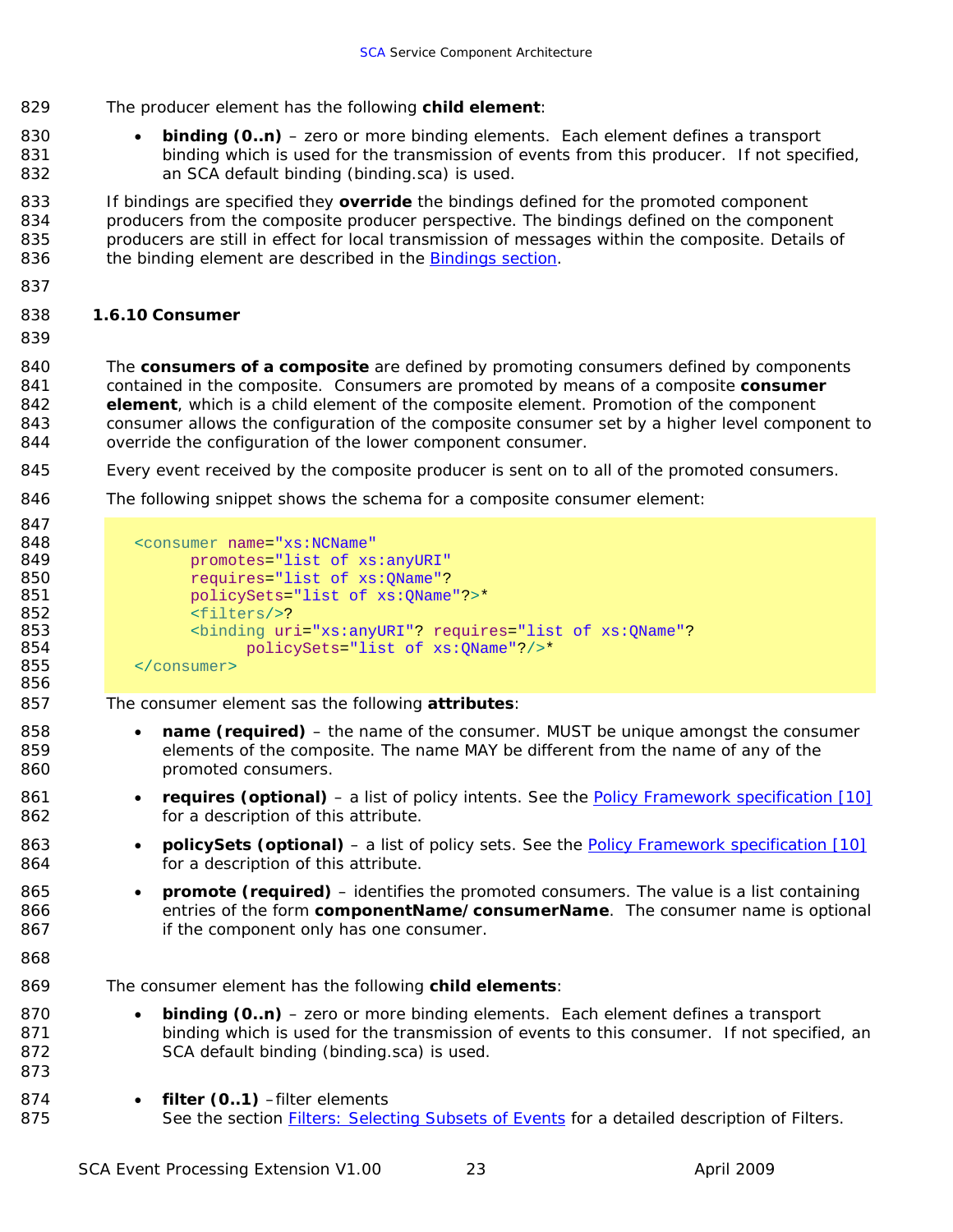The producer element has the following **child element**:

- **binding (0..n)** – zero or more binding elements. Each element defines a transport binding which is used for the transmission of events from this producer. If not specified, an SCA default binding (binding.sca) is used.

If bindings are specified they **override** the bindings defined for the promoted component producers from the composite producer perspective. The bindings defined on the component producers are still in effect for local transmission of messages within the composite. Details of the binding element are described in the Bindings section.

### 1.6.10 Consumer

The **consumers of a composite** are defined by promoting consumers defined by components contained in the composite. Consumers are promoted by means of a composite **consumer element**, which is a child element of the composite element. Promotion of the component consumer allows the configuration of the composite consumer set by a higher level component to override the configuration of the lower component consumer.

Every event received by the composite producer is sent on to all of the promoted consumers.

The following snippet shows the schema for a composite consumer element:

```
<consumer name="xs:NCName"
      promotes="list of xs:anyURI"
      requires="list of xs:QName"?
      policySets="list of xs:QName"?>*
      <filters/>?
      <binding uri="xs:anyURI"? requires="list of xs:QName"?
            policySets="list of xs:QName"?/>*
</consumer>
```

The consumer element sas the following **attributes**:

- **name (required)** – the name of the consumer. MUST be unique amongst the consumer elements of the composite. The name MAY be different from the name of any of the promoted consumers.
- **requires (optional)** – a list of policy intents. See the Policy Framework specification [10] for a description of this attribute.
- **policySets (optional)** – a list of policy sets. See the Policy Framework specification [10] for a description of this attribute.
- **promote (required)** – identifies the promoted consumers. The value is a list containing entries of the form **componentName/consumerName**. The consumer name is optional if the component only has one consumer.

The consumer element has the following **child elements**:

- **binding (0..n)** – zero or more binding elements. Each element defines a transport binding which is used for the transmission of events to this consumer. If not specified, an SCA default binding (binding.sca) is used.

- **filter (0..1)** –filter elements
  See the section Filters: Selecting Subsets of Events for a detailed description of Filters.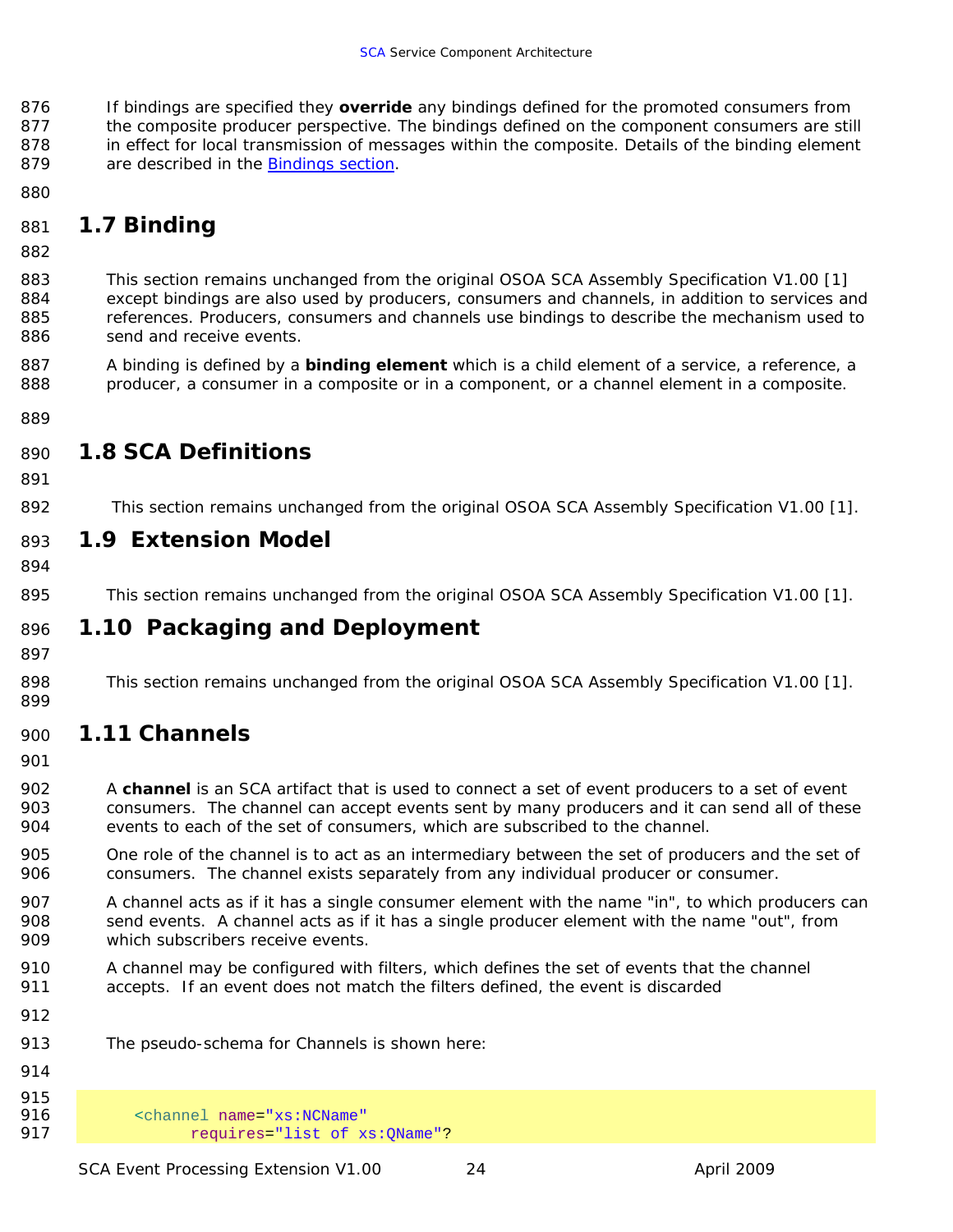If bindings are specified they **override** any bindings defined for the promoted consumers from the composite producer perspective. The bindings defined on the component consumers are still in effect for local transmission of messages within the composite. Details of the binding element are described in the Bindings section.

## 1.7 Binding

This section remains unchanged from the original OSOA SCA Assembly Specification V1.00 [1] except bindings are also used by producers, consumers and channels, in addition to services and references. Producers, consumers and channels use bindings to describe the mechanism used to send and receive events.

A binding is defined by a **binding element** which is a child element of a service, a reference, a producer, a consumer in a composite or in a component, or a channel element in a composite.

## 1.8 SCA Definitions

This section remains unchanged from the original OSOA SCA Assembly Specification V1.00 [1].

## 1.9 Extension Model

This section remains unchanged from the original OSOA SCA Assembly Specification V1.00 [1].

## 1.10 Packaging and Deployment

This section remains unchanged from the original OSOA SCA Assembly Specification V1.00 [1].

## 1.11 Channels

A **channel** is an SCA artifact that is used to connect a set of event producers to a set of event consumers. The channel can accept events sent by many producers and it can send all of these events to each of the set of consumers, which are subscribed to the channel.

One role of the channel is to act as an intermediary between the set of producers and the set of consumers. The channel exists separately from any individual producer or consumer.

A channel acts as if it has a single consumer element with the name "in", to which producers can send events. A channel acts as if it has a single producer element with the name "out", from which subscribers receive events.

A channel may be configured with filters, which defines the set of events that the channel accepts. If an event does not match the filters defined, the event is discarded

The pseudo-schema for Channels is shown here:

```
<channel name="xs:NCName"
      requires="list of xs:QName"?
```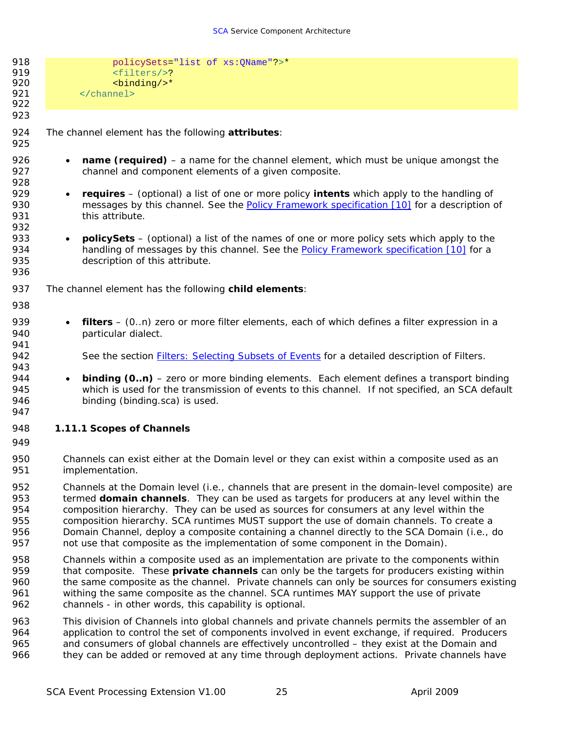```
            policySets="list of xs:QName"?>*
            <filters/>?
            <binding/>*
    </channel>
```

The channel element has the following **attributes**:

- **name (required)** – a name for the channel element, which must be unique amongst the channel and component elements of a given composite.
- **requires** – (optional) a list of one or more policy **intents** which apply to the handling of messages by this channel. See the Policy Framework specification [10] for a description of this attribute.
- **policySets** – (optional) a list of the names of one or more policy sets which apply to the handling of messages by this channel. See the Policy Framework specification [10] for a description of this attribute.

The channel element has the following **child elements**:

- **filters** – (0..n) zero or more filter elements, each of which defines a filter expression in a particular dialect.

  See the section Filters: Selecting Subsets of Events for a detailed description of Filters.

- **binding (0..n)** – zero or more binding elements. Each element defines a transport binding which is used for the transmission of events to this channel. If not specified, an SCA default binding (binding.sca) is used.

### 1.11.1 Scopes of Channels

Channels can exist either at the Domain level or they can exist within a composite used as an implementation.

Channels at the Domain level (i.e., channels that are present in the domain-level composite) are termed **domain channels**. They can be used as targets for producers at any level within the composition hierarchy. They can be used as sources for consumers at any level within the composition hierarchy. SCA runtimes MUST support the use of domain channels. To create a Domain Channel, deploy a composite containing a channel directly to the SCA Domain (i.e., do not use that composite as the implementation of some component in the Domain).

Channels within a composite used as an implementation are private to the components within that composite. These **private channels** can only be the targets for producers existing within the same composite as the channel. Private channels can only be sources for consumers existing withing the same composite as the channel. SCA runtimes MAY support the use of private channels - in other words, this capability is optional.

This division of Channels into global channels and private channels permits the assembler of an application to control the set of components involved in event exchange, if required. Producers and consumers of global channels are effectively uncontrolled – they exist at the Domain and they can be added or removed at any time through deployment actions. Private channels have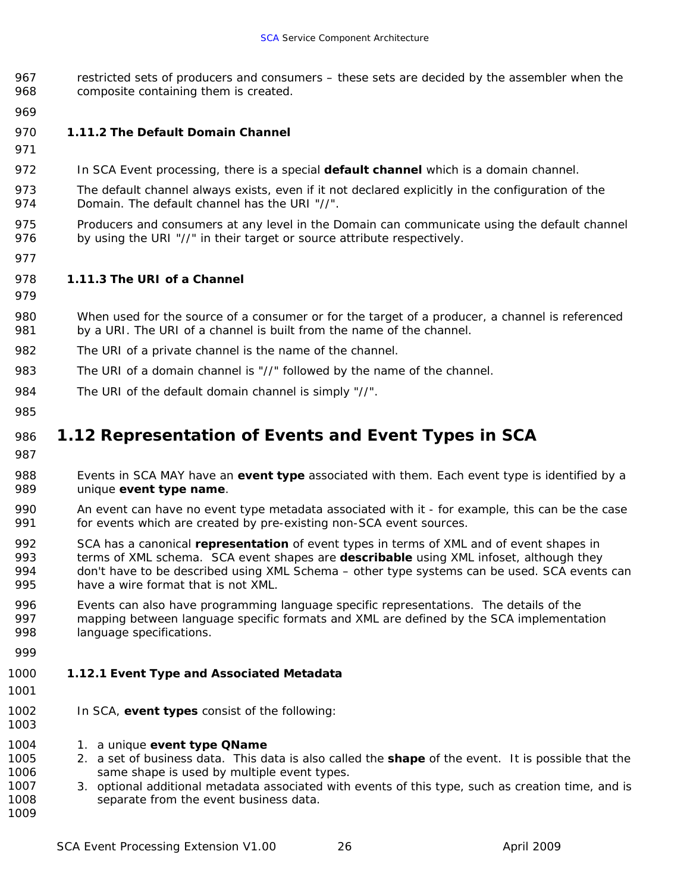restricted sets of producers and consumers – these sets are decided by the assembler when the composite containing them is created.

### 1.11.2 The Default Domain Channel

In SCA Event processing, there is a special **default channel** which is a domain channel.

The default channel always exists, even if it not declared explicitly in the configuration of the Domain. The default channel has the URI "//".

Producers and consumers at any level in the Domain can communicate using the default channel by using the URI "//" in their target or source attribute respectively.

### 1.11.3 The URI of a Channel

When used for the source of a consumer or for the target of a producer, a channel is referenced by a URI. The URI of a channel is built from the name of the channel.

The URI of a private channel is the name of the channel.

The URI of a domain channel is "//" followed by the name of the channel.

The URI of the default domain channel is simply "//".

## 1.12 Representation of Events and Event Types in SCA

Events in SCA MAY have an **event type** associated with them. Each event type is identified by a unique **event type name**.

An event can have no event type metadata associated with it - for example, this can be the case for events which are created by pre-existing non-SCA event sources.

SCA has a canonical **representation** of event types in terms of XML and of event shapes in terms of XML schema. SCA event shapes are **describable** using XML infoset, although they don't have to be described using XML Schema – other type systems can be used. SCA events can have a wire format that is not XML.

Events can also have programming language specific representations. The details of the mapping between language specific formats and XML are defined by the SCA implementation language specifications.

### 1.12.1 Event Type and Associated Metadata

In SCA, **event types** consist of the following:

1. a unique **event type QName**
2. a set of business data. This data is also called the **shape** of the event. It is possible that the same shape is used by multiple event types.
3. optional additional metadata associated with events of this type, such as creation time, and is separate from the event business data.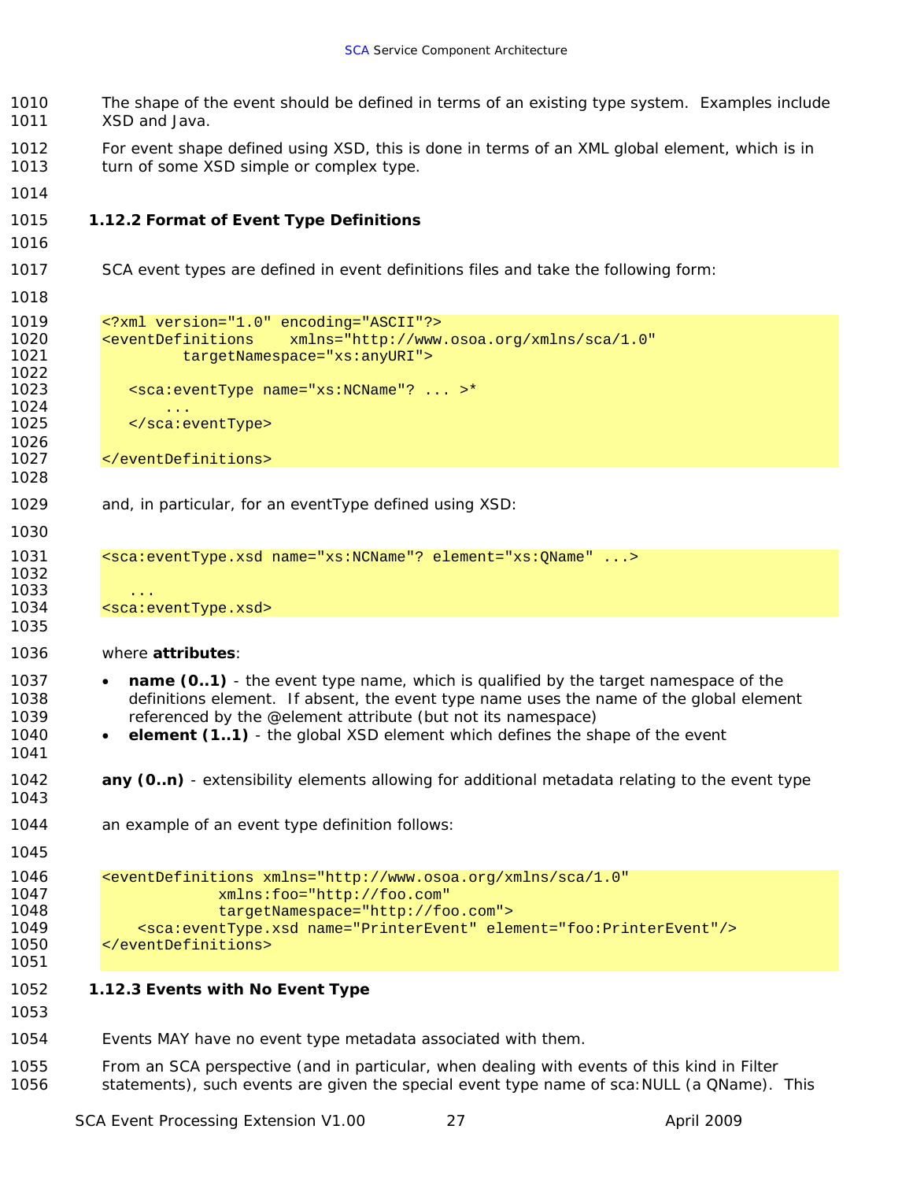The shape of the event should be defined in terms of an existing type system. Examples include XSD and Java.

For event shape defined using XSD, this is done in terms of an XML global element, which is in turn of some XSD simple or complex type.

### 1.12.2 Format of Event Type Definitions

SCA event types are defined in event definitions files and take the following form:

```
<?xml version="1.0" encoding="ASCII"?>
<eventDefinitions    xmlns="http://www.osoa.org/xmlns/sca/1.0"
         targetNamespace="xs:anyURI">

   <sca:eventType name="xs:NCName"? ... >*
      ...
   </sca:eventType>

</eventDefinitions>
```

and, in particular, for an eventType defined using XSD:

```
<sca:eventType.xsd name="xs:NCName"? element="xs:QName" ...>

   ...
<sca:eventType.xsd>
```

where **attributes**:

- **name (0..1)** - the event type name, which is qualified by the target namespace of the definitions element. If absent, the event type name uses the name of the global element referenced by the @element attribute (but not its namespace)
- **element (1..1)** - the global XSD element which defines the shape of the event

**any (0..n)** - extensibility elements allowing for additional metadata relating to the event type

an example of an event type definition follows:

```
<eventDefinitions xmlns="http://www.osoa.org/xmlns/sca/1.0"
             xmlns:foo="http://foo.com"
             targetNamespace="http://foo.com">
    <sca:eventType.xsd name="PrinterEvent" element="foo:PrinterEvent"/>
</eventDefinitions>
```

### 1.12.3 Events with No Event Type

Events MAY have no event type metadata associated with them.

From an SCA perspective (and in particular, when dealing with events of this kind in Filter statements), such events are given the special event type name of sca:NULL (a QName). This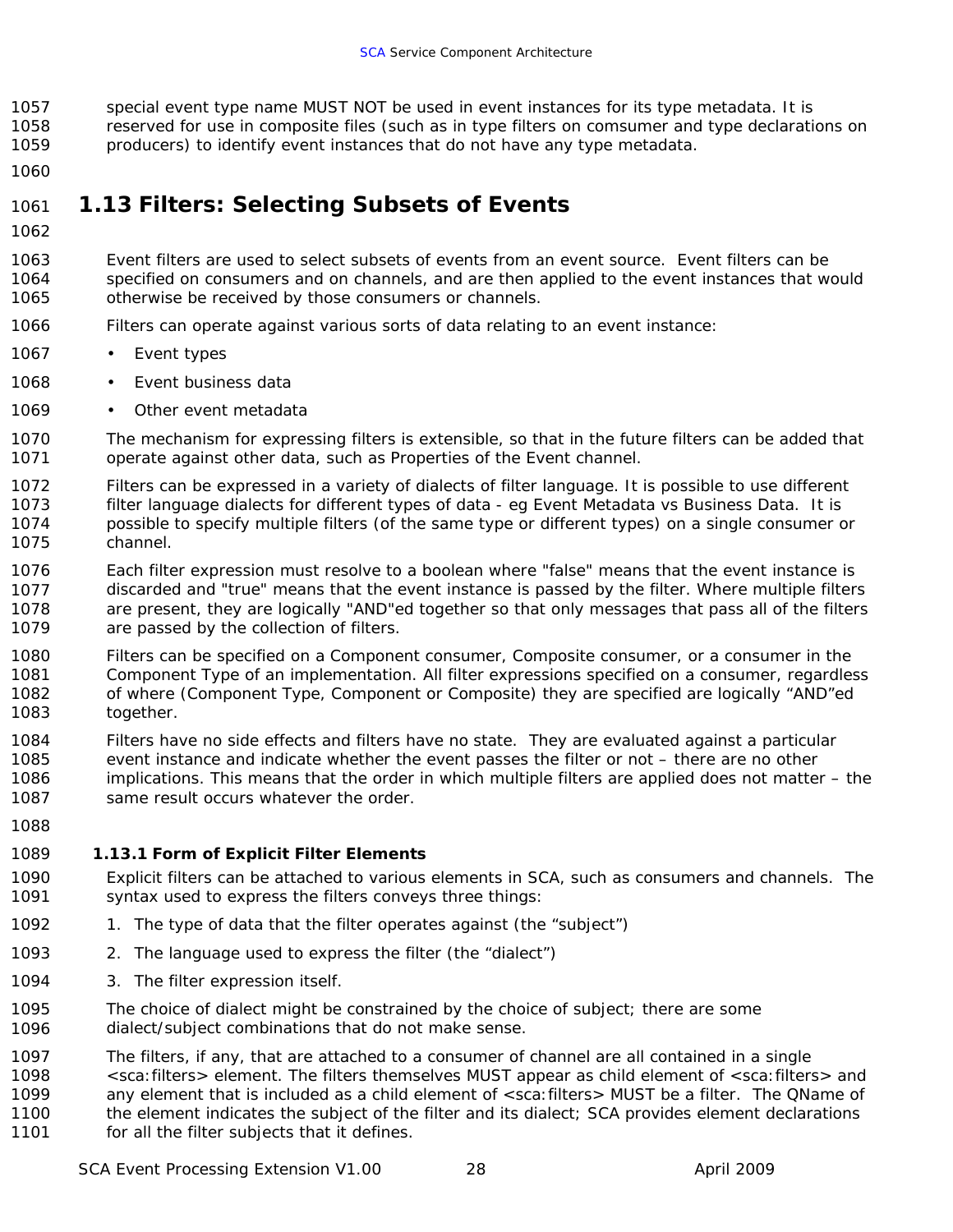special event type name MUST NOT be used in event instances for its type metadata. It is reserved for use in composite files (such as in type filters on comsumer and type declarations on producers) to identify event instances that do not have any type metadata.

## 1.13 Filters: Selecting Subsets of Events

Event filters are used to select subsets of events from an event source. Event filters can be specified on consumers and on channels, and are then applied to the event instances that would otherwise be received by those consumers or channels.

Filters can operate against various sorts of data relating to an event instance:

- Event types
- Event business data
- Other event metadata

The mechanism for expressing filters is extensible, so that in the future filters can be added that operate against other data, such as Properties of the Event channel.

Filters can be expressed in a variety of dialects of filter language. It is possible to use different filter language dialects for different types of data - eg Event Metadata vs Business Data. It is possible to specify multiple filters (of the same type or different types) on a single consumer or channel.

Each filter expression must resolve to a boolean where "false" means that the event instance is discarded and "true" means that the event instance is passed by the filter. Where multiple filters are present, they are logically "AND"ed together so that only messages that pass all of the filters are passed by the collection of filters.

Filters can be specified on a Component consumer, Composite consumer, or a consumer in the Component Type of an implementation. All filter expressions specified on a consumer, regardless of where (Component Type, Component or Composite) they are specified are logically "AND"ed together.

Filters have no side effects and filters have no state. They are evaluated against a particular event instance and indicate whether the event passes the filter or not – there are no other implications. This means that the order in which multiple filters are applied does not matter – the same result occurs whatever the order.

### 1.13.1 Form of Explicit Filter Elements

Explicit filters can be attached to various elements in SCA, such as consumers and channels. The syntax used to express the filters conveys three things:

1. The type of data that the filter operates against (the "subject")
2. The language used to express the filter (the "dialect")
3. The filter expression itself.

The choice of dialect might be constrained by the choice of subject; there are some dialect/subject combinations that do not make sense.

The filters, if any, that are attached to a consumer of channel are all contained in a single <sca:filters> element. The filters themselves MUST appear as child element of <sca:filters> and any element that is included as a child element of <sca:filters> MUST be a filter. The QName of the element indicates the subject of the filter and its dialect; SCA provides element declarations for all the filter subjects that it defines.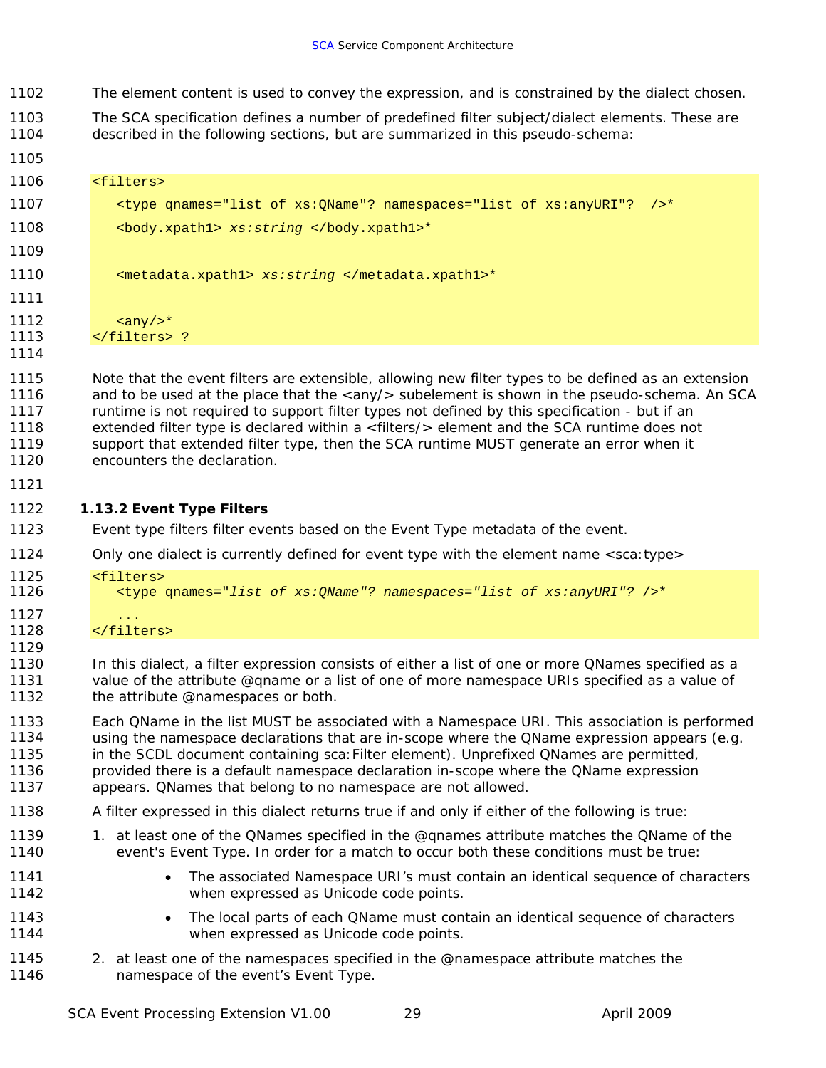The element content is used to convey the expression, and is constrained by the dialect chosen.

The SCA specification defines a number of predefined filter subject/dialect elements. These are described in the following sections, but are summarized in this pseudo-schema:

```
<filters>
   <type qnames="list of xs:QName"? namespaces="list of xs:anyURI"?  />*
   <body.xpath1> xs:string </body.xpath1>*

   <metadata.xpath1> xs:string </metadata.xpath1>*

   <any/>*
</filters> ?
```

Note that the event filters are extensible, allowing new filter types to be defined as an extension and to be used at the place that the <any/> subelement is shown in the pseudo-schema. An SCA runtime is not required to support filter types not defined by this specification - but if an extended filter type is declared within a <filters/> element and the SCA runtime does not support that extended filter type, then the SCA runtime MUST generate an error when it encounters the declaration.

### 1.13.2 Event Type Filters

Event type filters filter events based on the Event Type metadata of the event.

Only one dialect is currently defined for event type with the element name <sca:type>

```
<filters>
   <type qnames="list of xs:QName"? namespaces="list of xs:anyURI"? />*
   ...
</filters>
```

In this dialect, a filter expression consists of either a list of one or more QNames specified as a value of the attribute @qname or a list of one of more namespace URIs specified as a value of the attribute @namespaces or both.

Each QName in the list MUST be associated with a Namespace URI. This association is performed using the namespace declarations that are in-scope where the QName expression appears (e.g. in the SCDL document containing sca:Filter element). Unprefixed QNames are permitted, provided there is a default namespace declaration in-scope where the QName expression appears. QNames that belong to no namespace are not allowed.

A filter expressed in this dialect returns true if and only if either of the following is true:

1. at least one of the QNames specified in the @qnames attribute matches the QName of the event's Event Type. In order for a match to occur both these conditions must be true:
   - The associated Namespace URI's must contain an identical sequence of characters when expressed as Unicode code points.
   - The local parts of each QName must contain an identical sequence of characters when expressed as Unicode code points.
2. at least one of the namespaces specified in the @namespace attribute matches the namespace of the event's Event Type.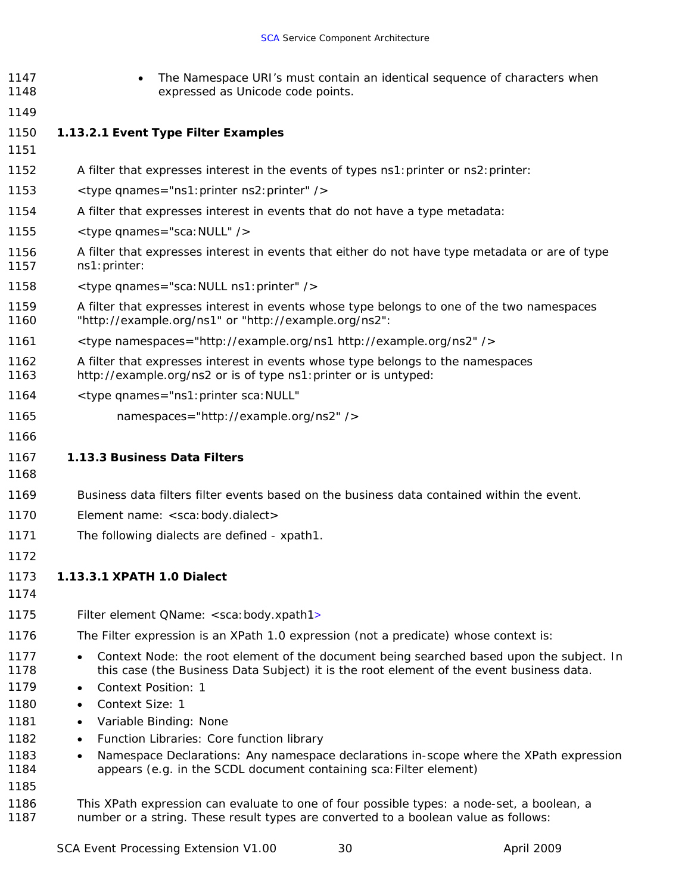- The Namespace URI's must contain an identical sequence of characters when expressed as Unicode code points.

#### 1.13.2.1 Event Type Filter Examples

A filter that expresses interest in the events of types ns1:printer or ns2:printer:

```
<type qnames="ns1:printer ns2:printer" />
```

A filter that expresses interest in events that do not have a type metadata:

```
<type qnames="sca:NULL" />
```

A filter that expresses interest in events that either do not have type metadata or are of type ns1:printer:

```
<type qnames="sca:NULL ns1:printer" />
```

A filter that expresses interest in events whose type belongs to one of the two namespaces "http://example.org/ns1" or "http://example.org/ns2":

```
<type namespaces="http://example.org/ns1 http://example.org/ns2" />
```

A filter that expresses interest in events whose type belongs to the namespaces http://example.org/ns2 or is of type ns1:printer or is untyped:

```
<type qnames="ns1:printer sca:NULL"
      namespaces="http://example.org/ns2" />
```

### 1.13.3 Business Data Filters

Business data filters filter events based on the business data contained within the event.

Element name: <sca:body.dialect>

The following dialects are defined - xpath1.

#### 1.13.3.1 XPATH 1.0 Dialect

Filter element QName: <sca:body.xpath1>

The Filter expression is an XPath 1.0 expression (not a predicate) whose context is:

- Context Node: the root element of the document being searched based upon the subject. In this case (the Business Data Subject) it is the root element of the event business data.
- Context Position: 1
- Context Size: 1
- Variable Binding: None
- Function Libraries: Core function library
- Namespace Declarations: Any namespace declarations in-scope where the XPath expression appears (e.g. in the SCDL document containing sca:Filter element)

This XPath expression can evaluate to one of four possible types: a node-set, a boolean, a number or a string. These result types are converted to a boolean value as follows: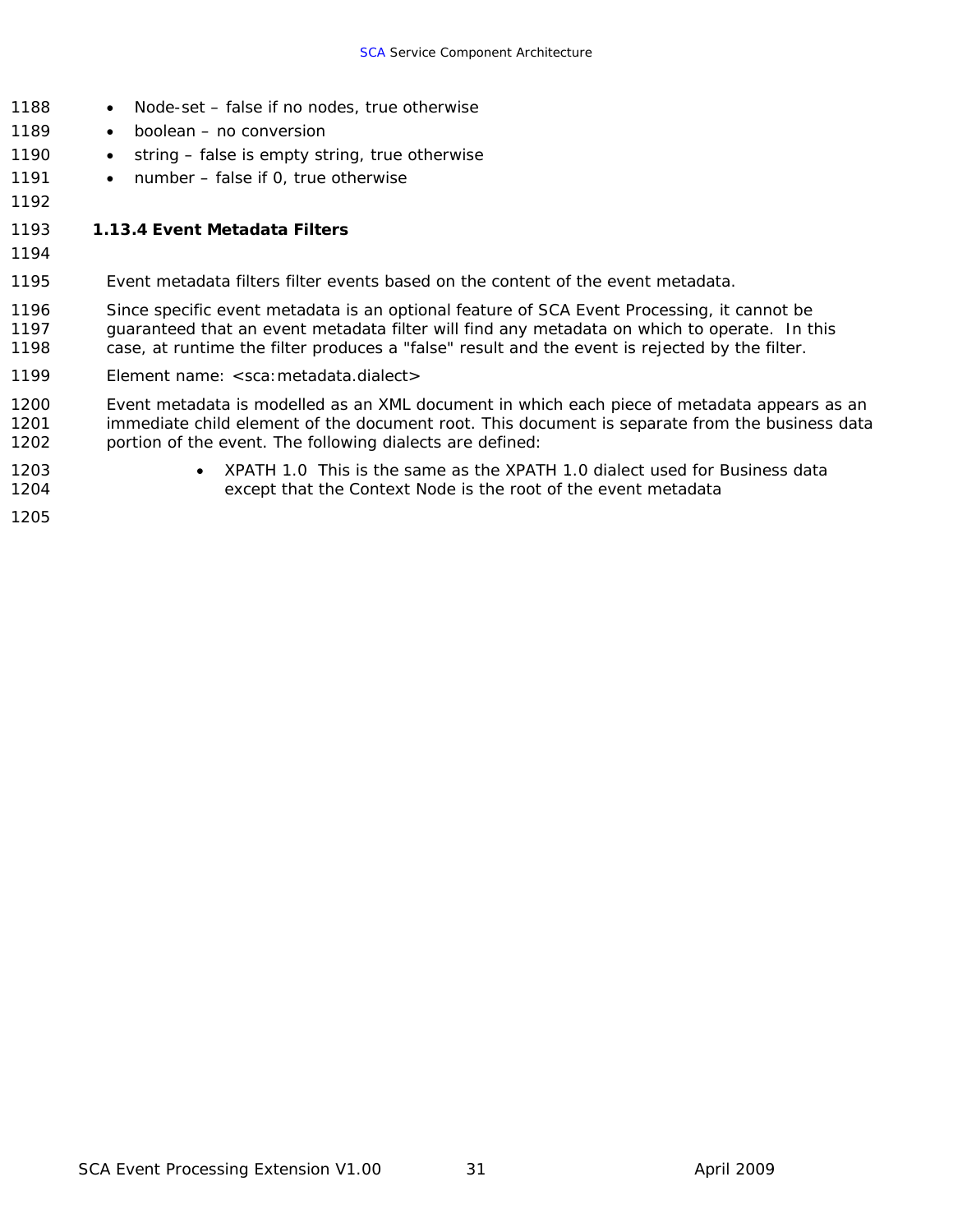- Node-set – false if no nodes, true otherwise
- boolean – no conversion
- string – false is empty string, true otherwise
- number – false if 0, true otherwise

### 1.13.4 Event Metadata Filters

Event metadata filters filter events based on the content of the event metadata.

Since specific event metadata is an optional feature of SCA Event Processing, it cannot be guaranteed that an event metadata filter will find any metadata on which to operate. In this case, at runtime the filter produces a "false" result and the event is rejected by the filter.

Element name: <sca:metadata.dialect>

Event metadata is modelled as an XML document in which each piece of metadata appears as an immediate child element of the document root. This document is separate from the business data portion of the event. The following dialects are defined:

- XPATH 1.0 This is the same as the XPATH 1.0 dialect used for Business data except that the Context Node is the root of the event metadata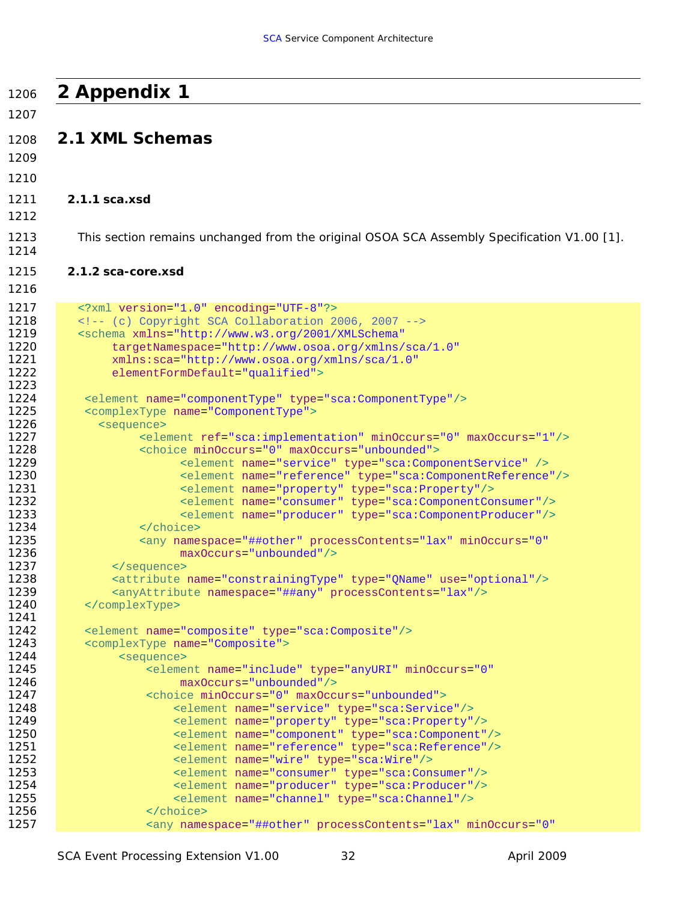# 2 Appendix 1

## 2.1 XML Schemas

### 2.1.1 sca.xsd

This section remains unchanged from the original OSOA SCA Assembly Specification V1.00 [1].

### 2.1.2 sca-core.xsd

```
<?xml version="1.0" encoding="UTF-8"?>
<!-- (c) Copyright SCA Collaboration 2006, 2007 -->
<schema xmlns="http://www.w3.org/2001/XMLSchema"
     targetNamespace="http://www.osoa.org/xmlns/sca/1.0"
     xmlns:sca="http://www.osoa.org/xmlns/sca/1.0"
     elementFormDefault="qualified">

 <element name="componentType" type="sca:ComponentType"/>
 <complexType name="ComponentType">
   <sequence>
         <element ref="sca:implementation" minOccurs="0" maxOccurs="1"/>
         <choice minOccurs="0" maxOccurs="unbounded">
               <element name="service" type="sca:ComponentService" />
               <element name="reference" type="sca:ComponentReference"/>
               <element name="property" type="sca:Property"/>
               <element name="consumer" type="sca:ComponentConsumer"/>
               <element name="producer" type="sca:ComponentProducer"/>
         </choice>
         <any namespace="##other" processContents="lax" minOccurs="0"
               maxOccurs="unbounded"/>
     </sequence>
     <attribute name="constrainingType" type="QName" use="optional"/>
     <anyAttribute namespace="##any" processContents="lax"/>
 </complexType>

 <element name="composite" type="sca:Composite"/>
 <complexType name="Composite">
      <sequence>
          <element name="include" type="anyURI" minOccurs="0"
               maxOccurs="unbounded"/>
          <choice minOccurs="0" maxOccurs="unbounded">
              <element name="service" type="sca:Service"/>
              <element name="property" type="sca:Property"/>
              <element name="component" type="sca:Component"/>
              <element name="reference" type="sca:Reference"/>
              <element name="wire" type="sca:Wire"/>
              <element name="consumer" type="sca:Consumer"/>
              <element name="producer" type="sca:Producer"/>
              <element name="channel" type="sca:Channel"/>
          </choice>
          <any namespace="##other" processContents="lax" minOccurs="0"
```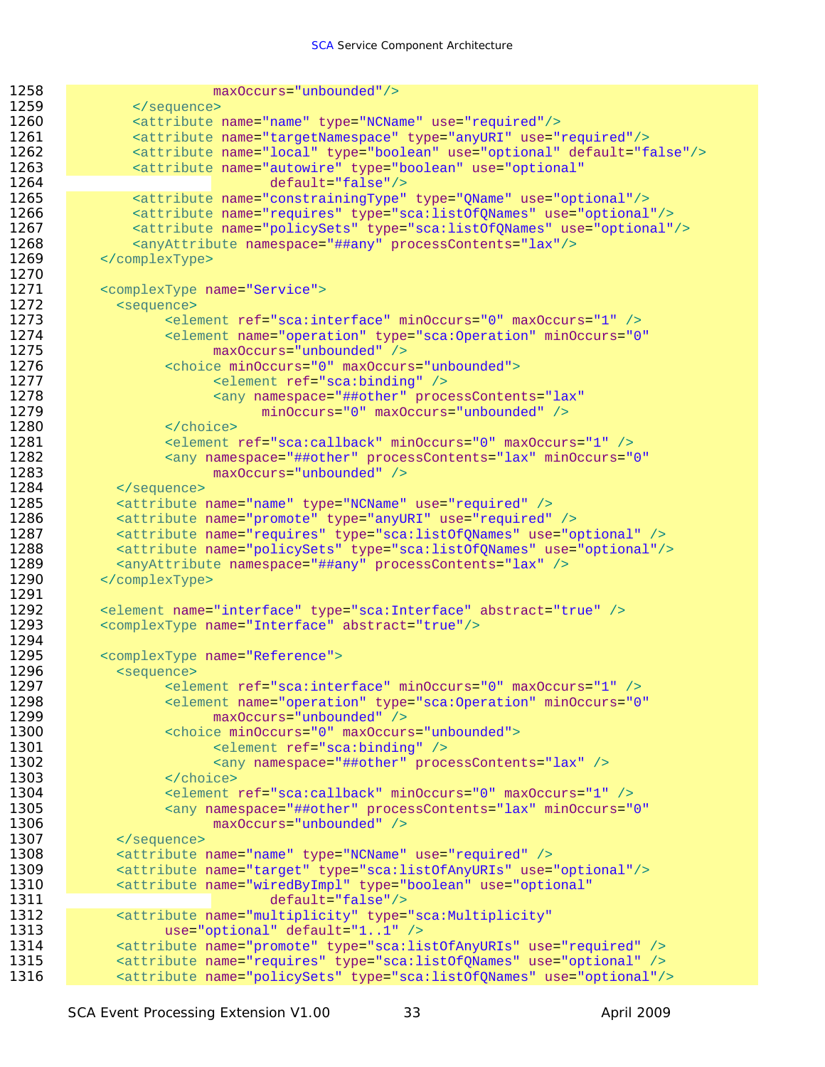```
1258                   maxOccurs="unbounded"/>
1259           </sequence>
1260           <attribute name="name" type="NCName" use="required"/>
1261           <attribute name="targetNamespace" type="anyURI" use="required"/>
1262           <attribute name="local" type="boolean" use="optional" default="false"/>
1263           <attribute name="autowire" type="boolean" use="optional"
1264                          default="false"/>
1265           <attribute name="constrainingType" type="QName" use="optional"/>
1266           <attribute name="requires" type="sca:listOfQNames" use="optional"/>
1267           <attribute name="policySets" type="sca:listOfQNames" use="optional"/>
1268           <anyAttribute namespace="##any" processContents="lax"/>
1269       </complexType>
1270
1271       <complexType name="Service">
1272         <sequence>
1273               <element ref="sca:interface" minOccurs="0" maxOccurs="1" />
1274               <element name="operation" type="sca:Operation" minOccurs="0"
1275                     maxOccurs="unbounded" />
1276               <choice minOccurs="0" maxOccurs="unbounded">
1277                     <element ref="sca:binding" />
1278                     <any namespace="##other" processContents="lax"
1279                           minOccurs="0" maxOccurs="unbounded" />
1280               </choice>
1281               <element ref="sca:callback" minOccurs="0" maxOccurs="1" />
1282               <any namespace="##other" processContents="lax" minOccurs="0"
1283                     maxOccurs="unbounded" />
1284         </sequence>
1285         <attribute name="name" type="NCName" use="required" />
1286         <attribute name="promote" type="anyURI" use="required" />
1287         <attribute name="requires" type="sca:listOfQNames" use="optional" />
1288         <attribute name="policySets" type="sca:listOfQNames" use="optional"/>
1289         <anyAttribute namespace="##any" processContents="lax" />
1290       </complexType>
1291
1292       <element name="interface" type="sca:Interface" abstract="true" />
1293       <complexType name="Interface" abstract="true"/>
1294
1295       <complexType name="Reference">
1296         <sequence>
1297               <element ref="sca:interface" minOccurs="0" maxOccurs="1" />
1298               <element name="operation" type="sca:Operation" minOccurs="0"
1299                     maxOccurs="unbounded" />
1300               <choice minOccurs="0" maxOccurs="unbounded">
1301                     <element ref="sca:binding" />
1302                     <any namespace="##other" processContents="lax" />
1303               </choice>
1304               <element ref="sca:callback" minOccurs="0" maxOccurs="1" />
1305               <any namespace="##other" processContents="lax" minOccurs="0"
1306                     maxOccurs="unbounded" />
1307         </sequence>
1308         <attribute name="name" type="NCName" use="required" />
1309         <attribute name="target" type="sca:listOfAnyURIs" use="optional"/>
1310         <attribute name="wiredByImpl" type="boolean" use="optional"
1311                          default="false"/>
1312         <attribute name="multiplicity" type="sca:Multiplicity"
1313               use="optional" default="1..1" />
1314         <attribute name="promote" type="sca:listOfAnyURIs" use="required" />
1315         <attribute name="requires" type="sca:listOfQNames" use="optional" />
1316         <attribute name="policySets" type="sca:listOfQNames" use="optional"/>
```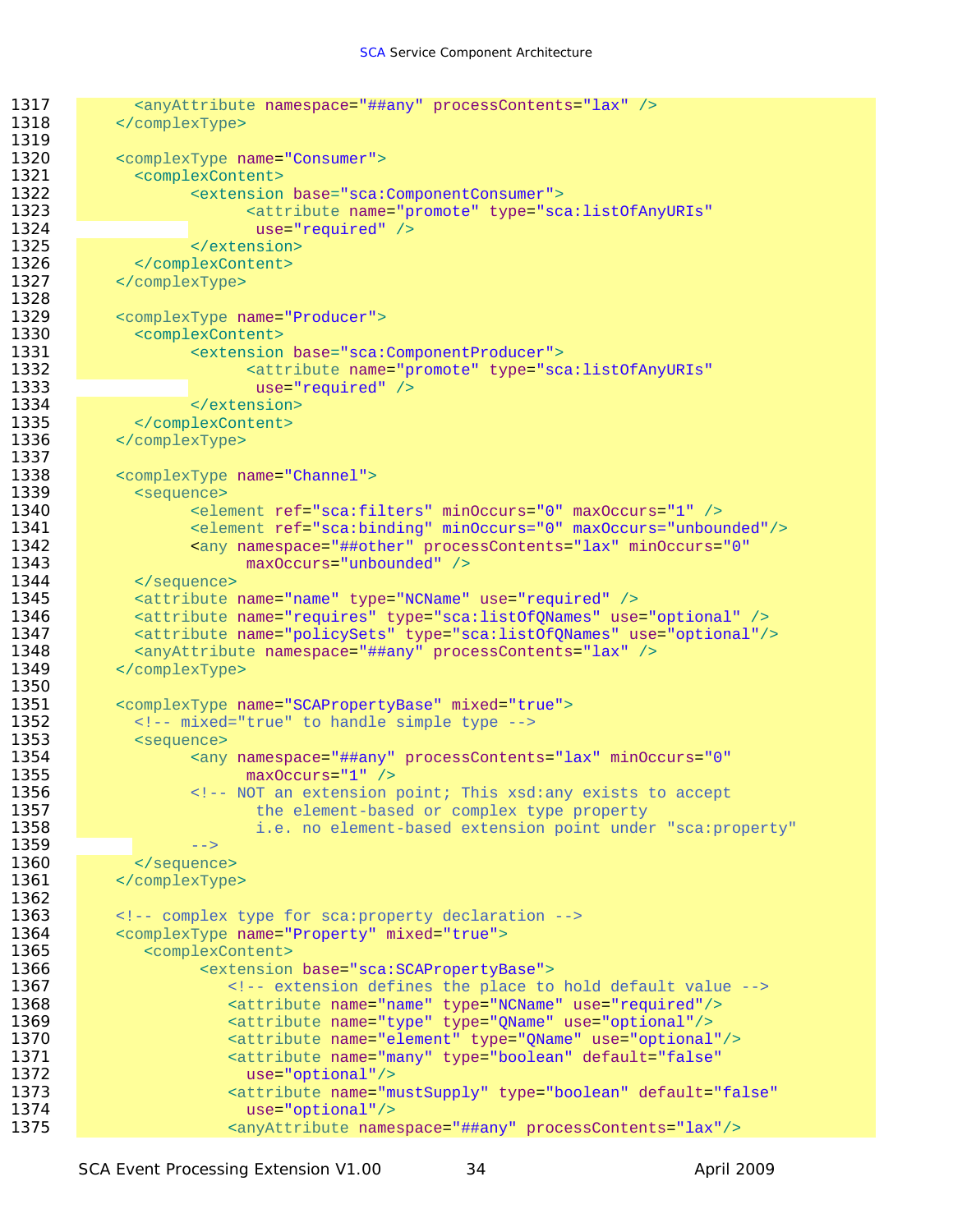```
      <anyAttribute namespace="##any" processContents="lax" />
    </complexType>

    <complexType name="Consumer">
      <complexContent>
            <extension base="sca:ComponentConsumer">
                  <attribute name="promote" type="sca:listOfAnyURIs"
                   use="required" />
            </extension>
      </complexContent>
    </complexType>

    <complexType name="Producer">
      <complexContent>
            <extension base="sca:ComponentProducer">
                  <attribute name="promote" type="sca:listOfAnyURIs"
                   use="required" />
            </extension>
      </complexContent>
    </complexType>

    <complexType name="Channel">
      <sequence>
            <element ref="sca:filters" minOccurs="0" maxOccurs="1" />
            <element ref="sca:binding" minOccurs="0" maxOccurs="unbounded"/>
            <any namespace="##other" processContents="lax" minOccurs="0"
                  maxOccurs="unbounded" />
      </sequence>
      <attribute name="name" type="NCName" use="required" />
      <attribute name="requires" type="sca:listOfQNames" use="optional" />
      <attribute name="policySets" type="sca:listOfQNames" use="optional"/>
      <anyAttribute namespace="##any" processContents="lax" />
    </complexType>

    <complexType name="SCAPropertyBase" mixed="true">
      <!-- mixed="true" to handle simple type -->
      <sequence>
            <any namespace="##any" processContents="lax" minOccurs="0"
                  maxOccurs="1" />
            <!-- NOT an extension point; This xsd:any exists to accept
                   the element-based or complex type property
                   i.e. no element-based extension point under "sca:property"
            -->
      </sequence>
    </complexType>

    <!-- complex type for sca:property declaration -->
    <complexType name="Property" mixed="true">
       <complexContent>
             <extension base="sca:SCAPropertyBase">
                <!-- extension defines the place to hold default value -->
                <attribute name="name" type="NCName" use="required"/>
                <attribute name="type" type="QName" use="optional"/>
                <attribute name="element" type="QName" use="optional"/>
                <attribute name="many" type="boolean" default="false"
                  use="optional"/>
                <attribute name="mustSupply" type="boolean" default="false"
                  use="optional"/>
                <anyAttribute namespace="##any" processContents="lax"/>
```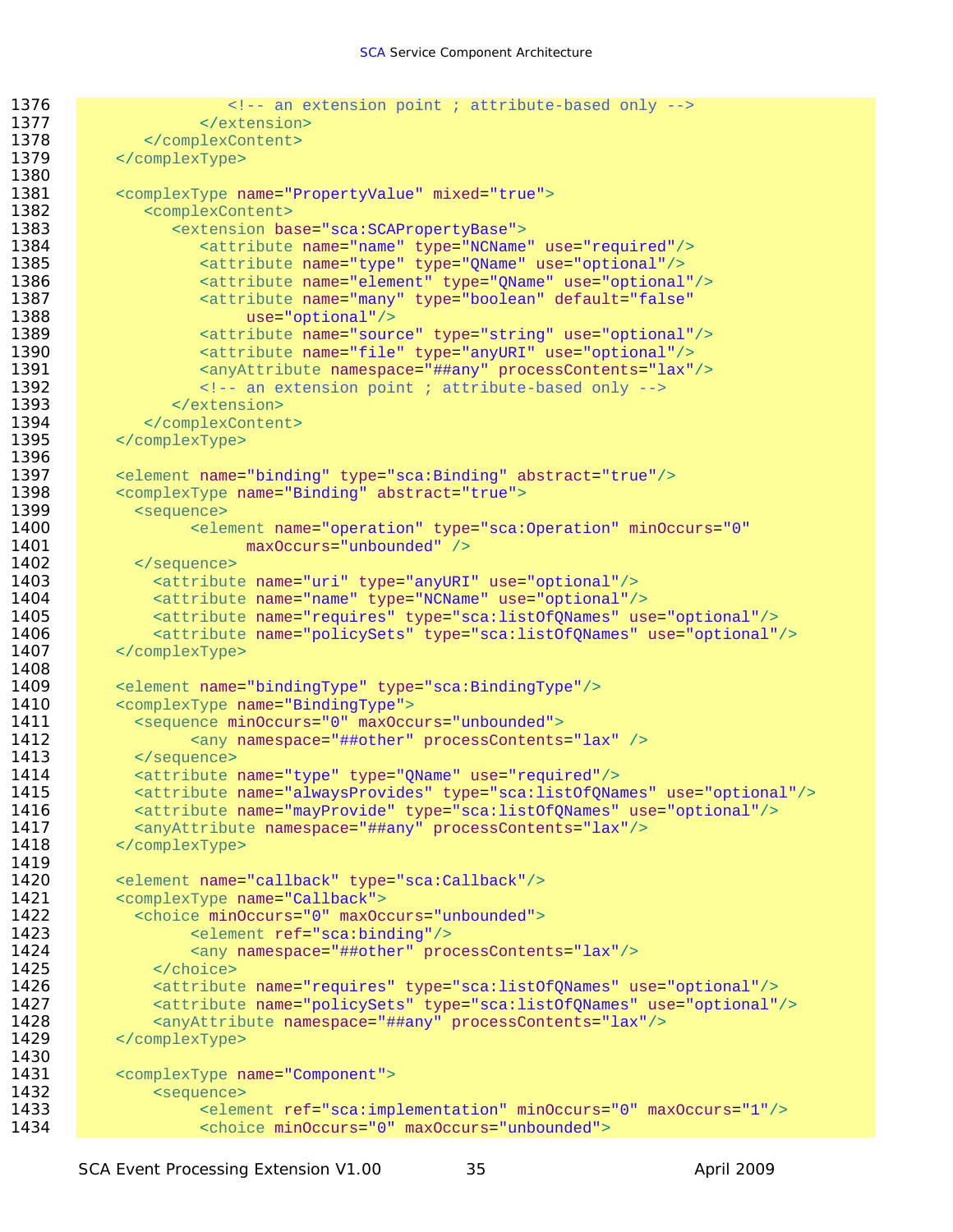```
1376                 <!-- an extension point ; attribute-based only -->
1377             </extension>
1378       </complexContent>
1379    </complexType>
1380
1381    <complexType name="PropertyValue" mixed="true">
1382       <complexContent>
1383          <extension base="sca:SCAPropertyBase">
1384             <attribute name="name" type="NCName" use="required"/>
1385             <attribute name="type" type="QName" use="optional"/>
1386             <attribute name="element" type="QName" use="optional"/>
1387             <attribute name="many" type="boolean" default="false"
1388                  use="optional"/>
1389             <attribute name="source" type="string" use="optional"/>
1390             <attribute name="file" type="anyURI" use="optional"/>
1391             <anyAttribute namespace="##any" processContents="lax"/>
1392             <!-- an extension point ; attribute-based only -->
1393          </extension>
1394       </complexContent>
1395    </complexType>
1396
1397    <element name="binding" type="sca:Binding" abstract="true"/>
1398    <complexType name="Binding" abstract="true">
1399      <sequence>
1400            <element name="operation" type="sca:Operation" minOccurs="0"
1401                  maxOccurs="unbounded" />
1402      </sequence>
1403        <attribute name="uri" type="anyURI" use="optional"/>
1404        <attribute name="name" type="NCName" use="optional"/>
1405        <attribute name="requires" type="sca:listOfQNames" use="optional"/>
1406        <attribute name="policySets" type="sca:listOfQNames" use="optional"/>
1407    </complexType>
1408
1409    <element name="bindingType" type="sca:BindingType"/>
1410    <complexType name="BindingType">
1411      <sequence minOccurs="0" maxOccurs="unbounded">
1412            <any namespace="##other" processContents="lax" />
1413      </sequence>
1414      <attribute name="type" type="QName" use="required"/>
1415      <attribute name="alwaysProvides" type="sca:listOfQNames" use="optional"/>
1416      <attribute name="mayProvide" type="sca:listOfQNames" use="optional"/>
1417      <anyAttribute namespace="##any" processContents="lax"/>
1418    </complexType>
1419
1420    <element name="callback" type="sca:Callback"/>
1421    <complexType name="Callback">
1422      <choice minOccurs="0" maxOccurs="unbounded">
1423            <element ref="sca:binding"/>
1424            <any namespace="##other" processContents="lax"/>
1425        </choice>
1426        <attribute name="requires" type="sca:listOfQNames" use="optional"/>
1427        <attribute name="policySets" type="sca:listOfQNames" use="optional"/>
1428        <anyAttribute namespace="##any" processContents="lax"/>
1429    </complexType>
1430
1431    <complexType name="Component">
1432        <sequence>
1433             <element ref="sca:implementation" minOccurs="0" maxOccurs="1"/>
1434             <choice minOccurs="0" maxOccurs="unbounded">
```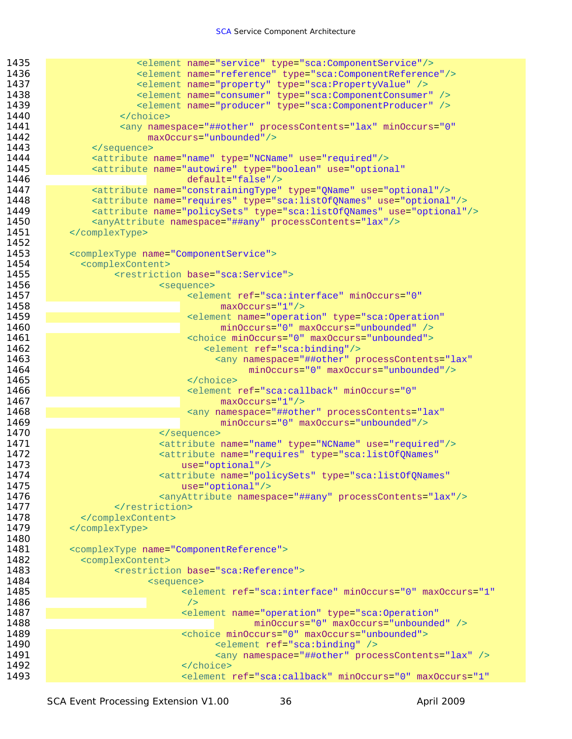```
1435                 <element name="service" type="sca:ComponentService"/>
1436                 <element name="reference" type="sca:ComponentReference"/>
1437                 <element name="property" type="sca:PropertyValue" />
1438                 <element name="consumer" type="sca:ComponentConsumer" />
1439                 <element name="producer" type="sca:ComponentProducer" />
1440              </choice>
1441              <any namespace="##other" processContents="lax" minOccurs="0"
1442                   maxOccurs="unbounded"/>
1443          </sequence>
1444          <attribute name="name" type="NCName" use="required"/>
1445          <attribute name="autowire" type="boolean" use="optional"
1446                         default="false"/>
1447          <attribute name="constrainingType" type="QName" use="optional"/>
1448          <attribute name="requires" type="sca:listOfQNames" use="optional"/>
1449          <attribute name="policySets" type="sca:listOfQNames" use="optional"/>
1450          <anyAttribute namespace="##any" processContents="lax"/>
1451      </complexType>
1452  
1453      <complexType name="ComponentService">
1454        <complexContent>
1455              <restriction base="sca:Service">
1456                      <sequence>
1457                           <element ref="sca:interface" minOccurs="0"
1458                                 maxOccurs="1"/>
1459                           <element name="operation" type="sca:Operation"
1460                                 minOccurs="0" maxOccurs="unbounded" />
1461                           <choice minOccurs="0" maxOccurs="unbounded">
1462                              <element ref="sca:binding"/>
1463                                <any namespace="##other" processContents="lax"
1464                                      minOccurs="0" maxOccurs="unbounded"/>
1465                           </choice>
1466                           <element ref="sca:callback" minOccurs="0"
1467                                 maxOccurs="1"/>
1468                           <any namespace="##other" processContents="lax"
1469                                 minOccurs="0" maxOccurs="unbounded"/>
1470                      </sequence>
1471                      <attribute name="name" type="NCName" use="required"/>
1472                      <attribute name="requires" type="sca:listOfQNames"
1473                          use="optional"/>
1474                      <attribute name="policySets" type="sca:listOfQNames"
1475                          use="optional"/>
1476                      <anyAttribute namespace="##any" processContents="lax"/>
1477              </restriction>
1478        </complexContent>
1479      </complexType>
1480  
1481      <complexType name="ComponentReference">
1482        <complexContent>
1483              <restriction base="sca:Reference">
1484                    <sequence>
1485                          <element ref="sca:interface" minOccurs="0" maxOccurs="1"
1486                           />
1487                          <element name="operation" type="sca:Operation"
1488                                      minOccurs="0" maxOccurs="unbounded" />
1489                          <choice minOccurs="0" maxOccurs="unbounded">
1490                                <element ref="sca:binding" />
1491                                <any namespace="##other" processContents="lax" />
1492                          </choice>
1493                          <element ref="sca:callback" minOccurs="0" maxOccurs="1"
```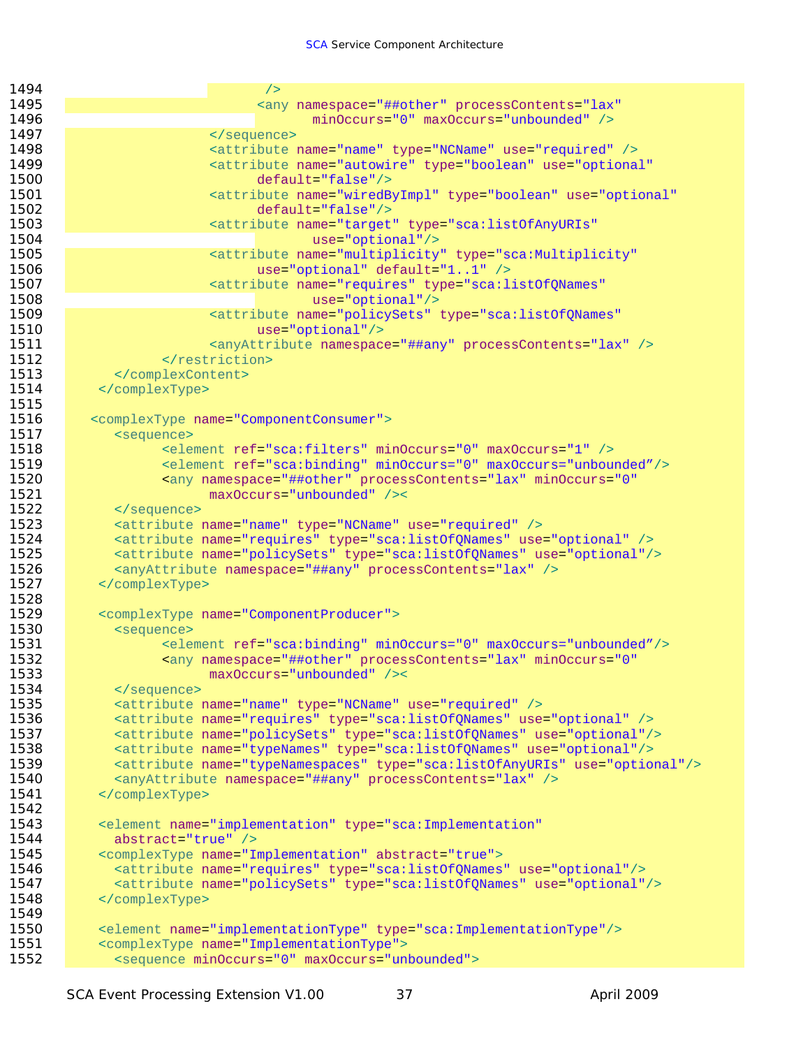```
1494                          />
1495                         <any namespace="##other" processContents="lax"
1496                                minOccurs="0" maxOccurs="unbounded" />
1497                  </sequence>
1498                  <attribute name="name" type="NCName" use="required" />
1499                  <attribute name="autowire" type="boolean" use="optional"
1500                         default="false"/>
1501                  <attribute name="wiredByImpl" type="boolean" use="optional"
1502                         default="false"/>
1503                  <attribute name="target" type="sca:listOfAnyURIs"
1504                                use="optional"/>
1505                  <attribute name="multiplicity" type="sca:Multiplicity"
1506                         use="optional" default="1..1" />
1507                  <attribute name="requires" type="sca:listOfQNames"
1508                                use="optional"/>
1509                  <attribute name="policySets" type="sca:listOfQNames"
1510                         use="optional"/>
1511                  <anyAttribute namespace="##any" processContents="lax" />
1512            </restriction>
1513         </complexContent>
1514      </complexType>
1515
1516     <complexType name="ComponentConsumer">
1517         <sequence>
1518               <element ref="sca:filters" minOccurs="0" maxOccurs="1" />
1519               <element ref="sca:binding" minOccurs="0" maxOccurs="unbounded"/>
1520               <any namespace="##other" processContents="lax" minOccurs="0"
1521                      maxOccurs="unbounded" /><
1522         </sequence>
1523         <attribute name="name" type="NCName" use="required" />
1524         <attribute name="requires" type="sca:listOfQNames" use="optional" />
1525         <attribute name="policySets" type="sca:listOfQNames" use="optional"/>
1526         <anyAttribute namespace="##any" processContents="lax" />
1527      </complexType>
1528
1529      <complexType name="ComponentProducer">
1530         <sequence>
1531               <element ref="sca:binding" minOccurs="0" maxOccurs="unbounded"/>
1532               <any namespace="##other" processContents="lax" minOccurs="0"
1533                      maxOccurs="unbounded" /><
1534         </sequence>
1535         <attribute name="name" type="NCName" use="required" />
1536         <attribute name="requires" type="sca:listOfQNames" use="optional" />
1537         <attribute name="policySets" type="sca:listOfQNames" use="optional"/>
1538         <attribute name="typeNames" type="sca:listOfQNames" use="optional"/>
1539         <attribute name="typeNamespaces" type="sca:listOfAnyURIs" use="optional"/>
1540         <anyAttribute namespace="##any" processContents="lax" />
1541      </complexType>
1542
1543      <element name="implementation" type="sca:Implementation"
1544         abstract="true" />
1545      <complexType name="Implementation" abstract="true">
1546         <attribute name="requires" type="sca:listOfQNames" use="optional"/>
1547         <attribute name="policySets" type="sca:listOfQNames" use="optional"/>
1548      </complexType>
1549
1550      <element name="implementationType" type="sca:ImplementationType"/>
1551      <complexType name="ImplementationType">
1552         <sequence minOccurs="0" maxOccurs="unbounded">
```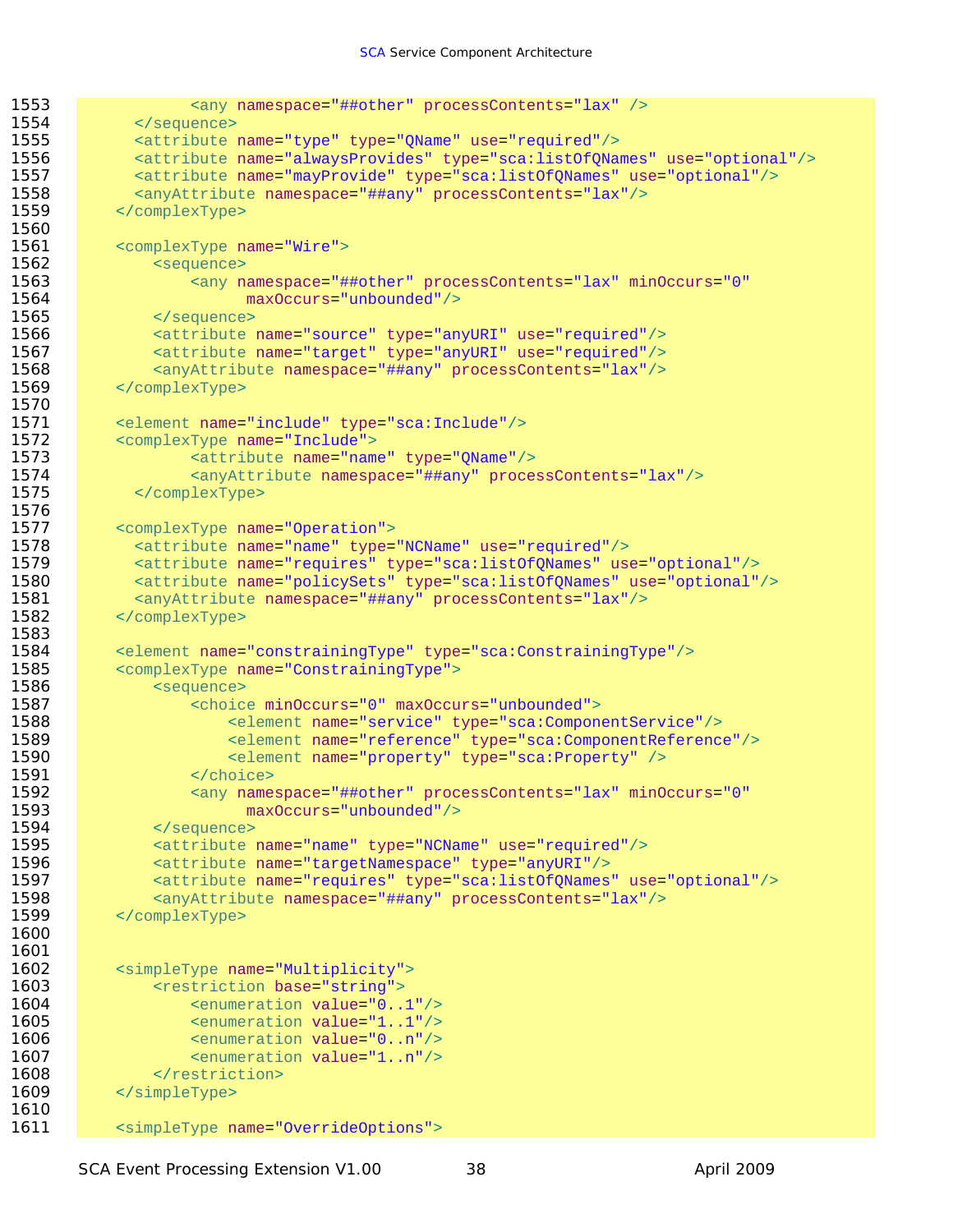```
1553             <any namespace="##other" processContents="lax" />
1554       </sequence>
1555       <attribute name="type" type="QName" use="required"/>
1556       <attribute name="alwaysProvides" type="sca:listOfQNames" use="optional"/>
1557       <attribute name="mayProvide" type="sca:listOfQNames" use="optional"/>
1558       <anyAttribute namespace="##any" processContents="lax"/>
1559     </complexType>
1560
1561     <complexType name="Wire">
1562         <sequence>
1563             <any namespace="##other" processContents="lax" minOccurs="0"
1564                   maxOccurs="unbounded"/>
1565         </sequence>
1566         <attribute name="source" type="anyURI" use="required"/>
1567         <attribute name="target" type="anyURI" use="required"/>
1568         <anyAttribute namespace="##any" processContents="lax"/>
1569     </complexType>
1570
1571     <element name="include" type="sca:Include"/>
1572     <complexType name="Include">
1573             <attribute name="name" type="QName"/>
1574             <anyAttribute namespace="##any" processContents="lax"/>
1575       </complexType>
1576
1577     <complexType name="Operation">
1578       <attribute name="name" type="NCName" use="required"/>
1579       <attribute name="requires" type="sca:listOfQNames" use="optional"/>
1580       <attribute name="policySets" type="sca:listOfQNames" use="optional"/>
1581       <anyAttribute namespace="##any" processContents="lax"/>
1582     </complexType>
1583
1584     <element name="constrainingType" type="sca:ConstrainingType"/>
1585     <complexType name="ConstrainingType">
1586         <sequence>
1587             <choice minOccurs="0" maxOccurs="unbounded">
1588                 <element name="service" type="sca:ComponentService"/>
1589                 <element name="reference" type="sca:ComponentReference"/>
1590                 <element name="property" type="sca:Property" />
1591             </choice>
1592             <any namespace="##other" processContents="lax" minOccurs="0"
1593                   maxOccurs="unbounded"/>
1594         </sequence>
1595         <attribute name="name" type="NCName" use="required"/>
1596         <attribute name="targetNamespace" type="anyURI"/>
1597         <attribute name="requires" type="sca:listOfQNames" use="optional"/>
1598         <anyAttribute namespace="##any" processContents="lax"/>
1599     </complexType>
1600
1601
1602     <simpleType name="Multiplicity">
1603         <restriction base="string">
1604             <enumeration value="0..1"/>
1605             <enumeration value="1..1"/>
1606             <enumeration value="0..n"/>
1607             <enumeration value="1..n"/>
1608         </restriction>
1609     </simpleType>
1610
1611     <simpleType name="OverrideOptions">
```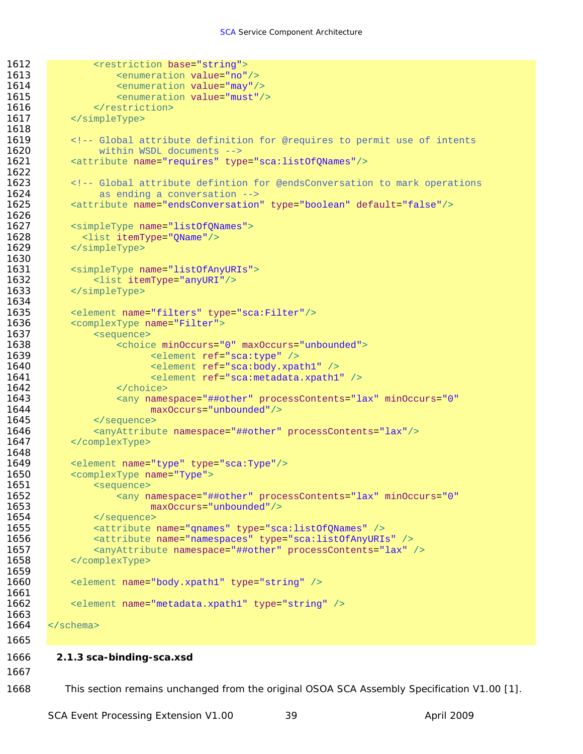```
        <restriction base="string">
            <enumeration value="no"/>
            <enumeration value="may"/>
            <enumeration value="must"/>
        </restriction>
    </simpleType>

    <!-- Global attribute definition for @requires to permit use of intents
         within WSDL documents -->
    <attribute name="requires" type="sca:listOfQNames"/>

    <!-- Global attribute defintion for @endsConversation to mark operations
         as ending a conversation -->
    <attribute name="endsConversation" type="boolean" default="false"/>

    <simpleType name="listOfQNames">
      <list itemType="QName"/>
    </simpleType>

    <simpleType name="listOfAnyURIs">
        <list itemType="anyURI"/>
    </simpleType>

    <element name="filters" type="sca:Filter"/>
    <complexType name="Filter">
        <sequence>
            <choice minOccurs="0" maxOccurs="unbounded">
                  <element ref="sca:type" />
                  <element ref="sca:body.xpath1" />
                  <element ref="sca:metadata.xpath1" />
            </choice>
            <any namespace="##other" processContents="lax" minOccurs="0"
                  maxOccurs="unbounded"/>
        </sequence>
        <anyAttribute namespace="##other" processContents="lax"/>
    </complexType>

    <element name="type" type="sca:Type"/>
    <complexType name="Type">
        <sequence>
            <any namespace="##other" processContents="lax" minOccurs="0"
                  maxOccurs="unbounded"/>
        </sequence>
        <attribute name="qnames" type="sca:listOfQNames" />
        <attribute name="namespaces" type="sca:listOfAnyURIs" />
        <anyAttribute namespace="##other" processContents="lax" />
    </complexType>

    <element name="body.xpath1" type="string" />

    <element name="metadata.xpath1" type="string" />

</schema>
```

### 2.1.3 sca-binding-sca.xsd

This section remains unchanged from the original OSOA SCA Assembly Specification V1.00 [1].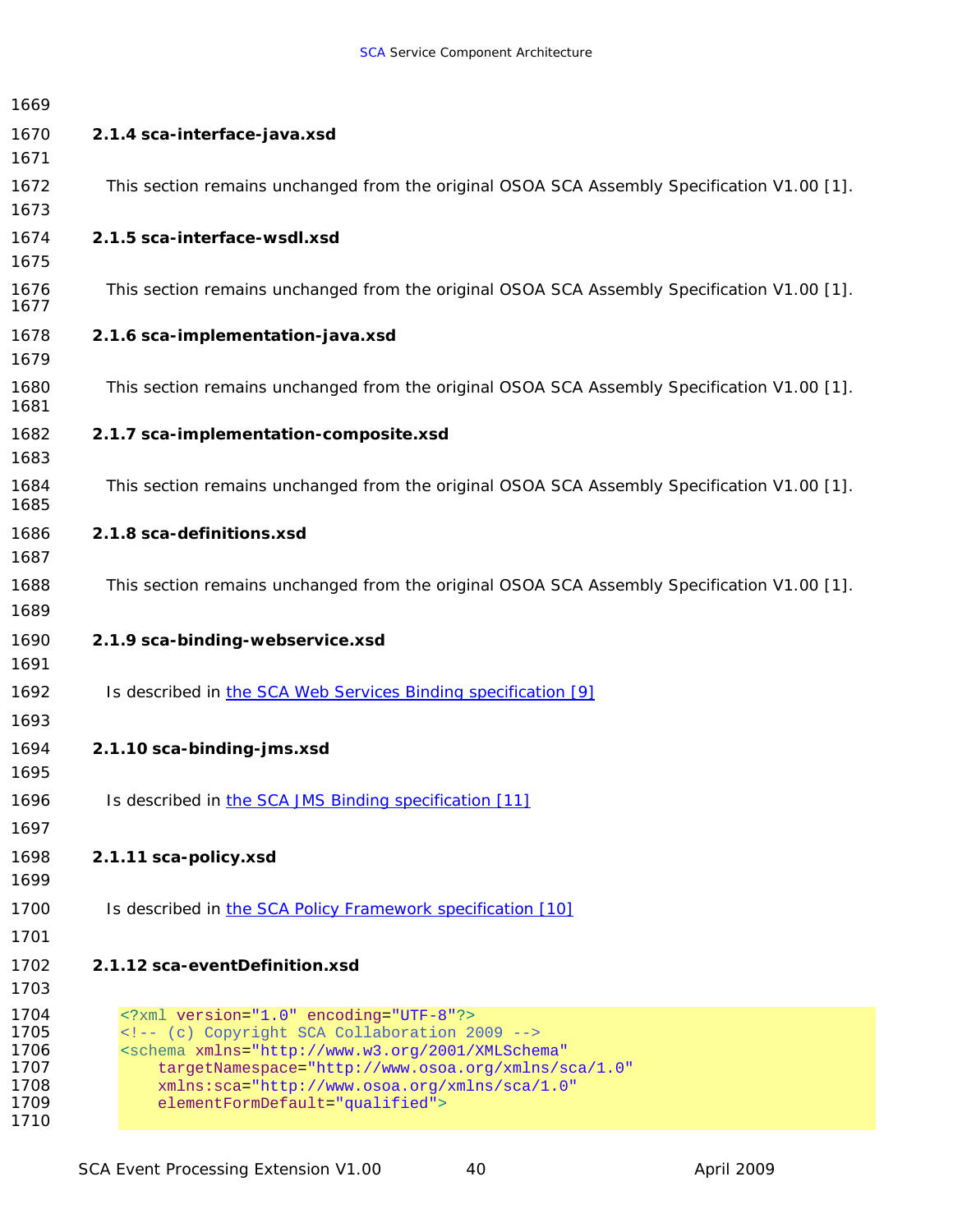### 2.1.4 sca-interface-java.xsd

This section remains unchanged from the original OSOA SCA Assembly Specification V1.00 [1].

### 2.1.5 sca-interface-wsdl.xsd

This section remains unchanged from the original OSOA SCA Assembly Specification V1.00 [1].

### 2.1.6 sca-implementation-java.xsd

This section remains unchanged from the original OSOA SCA Assembly Specification V1.00 [1].

### 2.1.7 sca-implementation-composite.xsd

This section remains unchanged from the original OSOA SCA Assembly Specification V1.00 [1].

### 2.1.8 sca-definitions.xsd

This section remains unchanged from the original OSOA SCA Assembly Specification V1.00 [1].

### 2.1.9 sca-binding-webservice.xsd

Is described in the SCA Web Services Binding specification [9]

### 2.1.10 sca-binding-jms.xsd

Is described in the SCA JMS Binding specification [11]

### 2.1.11 sca-policy.xsd

Is described in the SCA Policy Framework specification [10]

### 2.1.12 sca-eventDefinition.xsd

```
<?xml version="1.0" encoding="UTF-8"?>
<!-- (c) Copyright SCA Collaboration 2009 -->
<schema xmlns="http://www.w3.org/2001/XMLSchema"
    targetNamespace="http://www.osoa.org/xmlns/sca/1.0"
    xmlns:sca="http://www.osoa.org/xmlns/sca/1.0"
    elementFormDefault="qualified">
```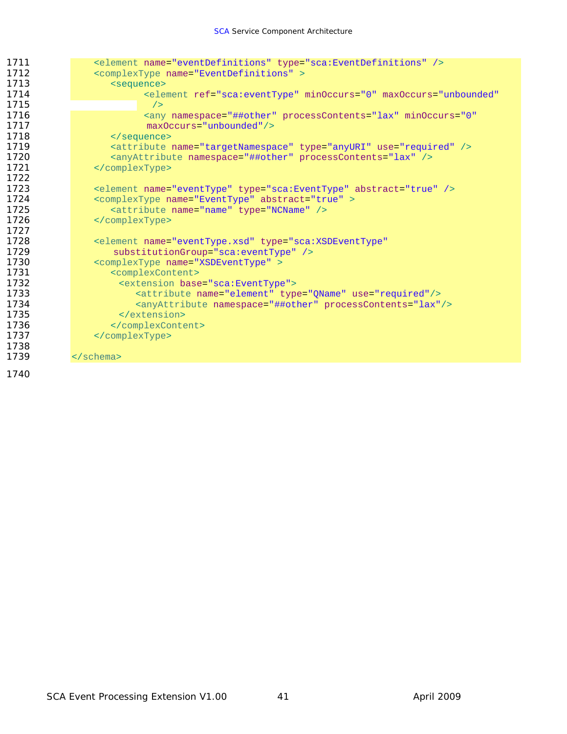```
    <element name="eventDefinitions" type="sca:EventDefinitions" />
    <complexType name="EventDefinitions" >
       <sequence>
             <element ref="sca:eventType" minOccurs="0" maxOccurs="unbounded"
              />
             <any namespace="##other" processContents="lax" minOccurs="0"
              maxOccurs="unbounded"/>
       </sequence>
       <attribute name="targetNamespace" type="anyURI" use="required" />
       <anyAttribute namespace="##other" processContents="lax" />
    </complexType>

    <element name="eventType" type="sca:EventType" abstract="true" />
    <complexType name="EventType" abstract="true" >
       <attribute name="name" type="NCName" />
    </complexType>

    <element name="eventType.xsd" type="sca:XSDEventType"
        substitutionGroup="sca:eventType" />
    <complexType name="XSDEventType" >
       <complexContent>
         <extension base="sca:EventType">
            <attribute name="element" type="QName" use="required"/>
            <anyAttribute namespace="##other" processContents="lax"/>
         </extension>
       </complexContent>
    </complexType>

</schema>
```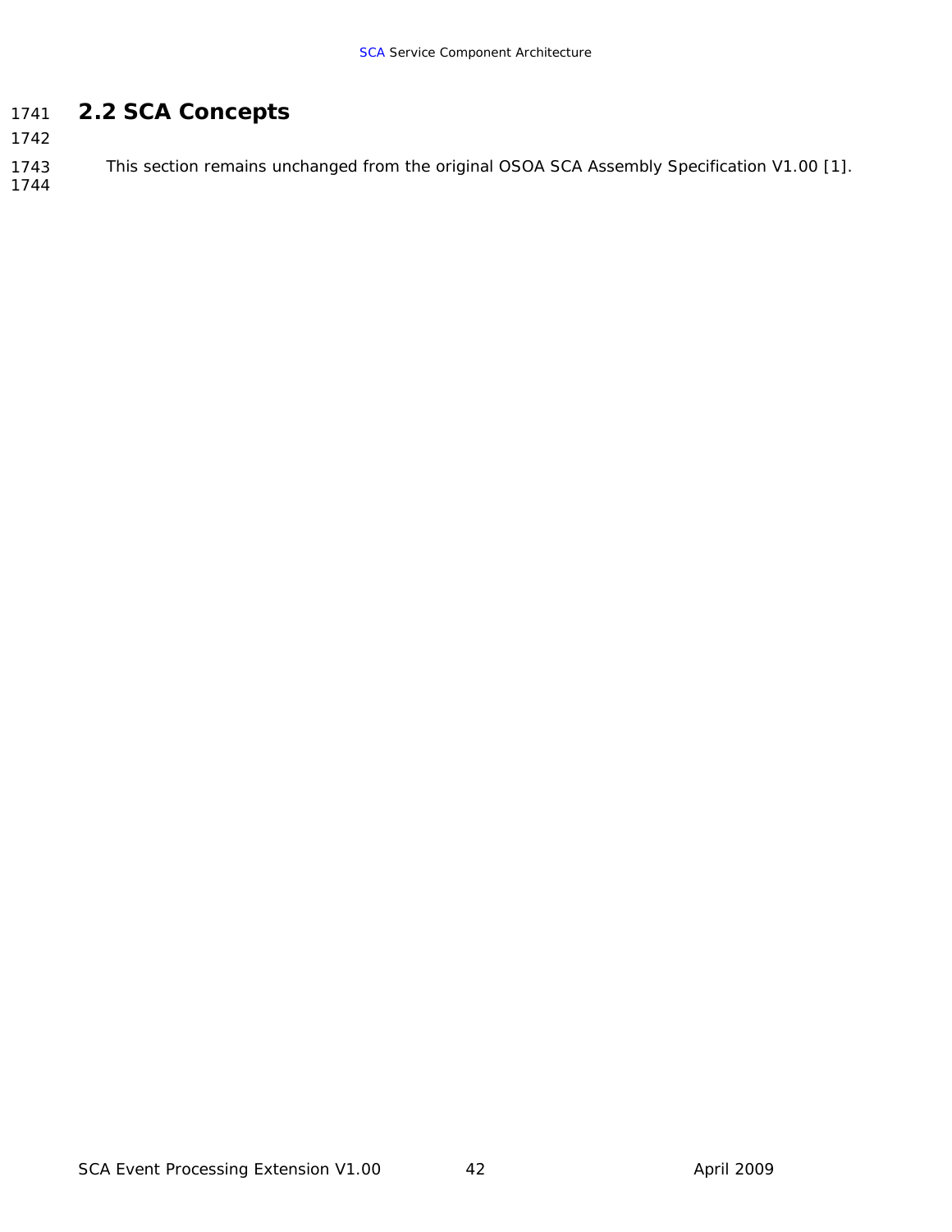## 2.2 SCA Concepts

This section remains unchanged from the original OSOA SCA Assembly Specification V1.00 [1].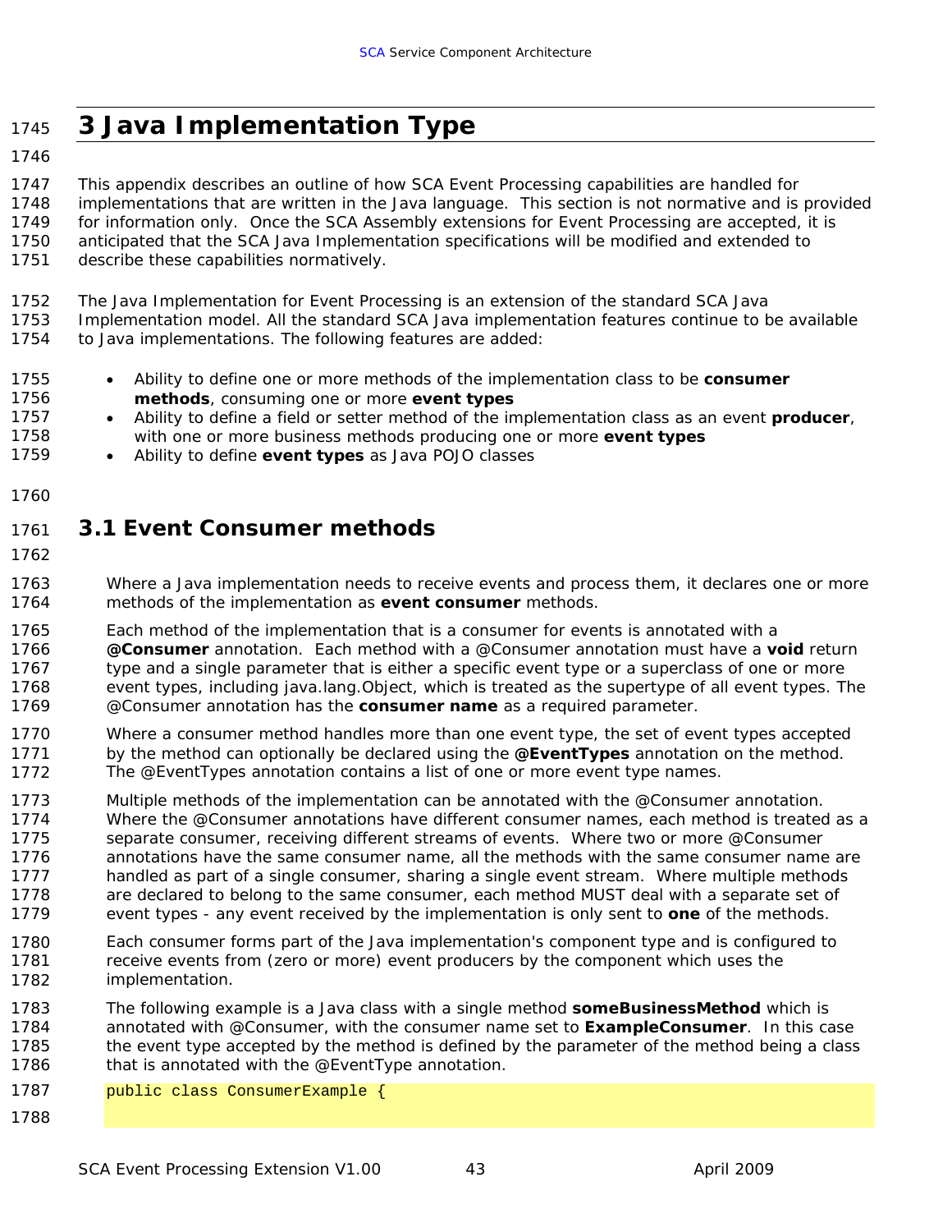# 3 Java Implementation Type

This appendix describes an outline of how SCA Event Processing capabilities are handled for implementations that are written in the Java language. This section is not normative and is provided for information only. Once the SCA Assembly extensions for Event Processing are accepted, it is anticipated that the SCA Java Implementation specifications will be modified and extended to describe these capabilities normatively.

The Java Implementation for Event Processing is an extension of the standard SCA Java Implementation model. All the standard SCA Java implementation features continue to be available to Java implementations. The following features are added:

- Ability to define one or more methods of the implementation class to be **consumer methods**, consuming one or more **event types**
- Ability to define a field or setter method of the implementation class as an event **producer**, with one or more business methods producing one or more **event types**
- Ability to define **event types** as Java POJO classes

## 3.1 Event Consumer methods

Where a Java implementation needs to receive events and process them, it declares one or more methods of the implementation as **event consumer** methods.

Each method of the implementation that is a consumer for events is annotated with a **@Consumer** annotation. Each method with a @Consumer annotation must have a **void** return type and a single parameter that is either a specific event type or a superclass of one or more event types, including java.lang.Object, which is treated as the supertype of all event types. The @Consumer annotation has the **consumer name** as a required parameter.

Where a consumer method handles more than one event type, the set of event types accepted by the method can optionally be declared using the **@EventTypes** annotation on the method. The @EventTypes annotation contains a list of one or more event type names.

Multiple methods of the implementation can be annotated with the @Consumer annotation. Where the @Consumer annotations have different consumer names, each method is treated as a separate consumer, receiving different streams of events. Where two or more @Consumer annotations have the same consumer name, all the methods with the same consumer name are handled as part of a single consumer, sharing a single event stream. Where multiple methods are declared to belong to the same consumer, each method MUST deal with a separate set of event types - any event received by the implementation is only sent to **one** of the methods.

Each consumer forms part of the Java implementation's component type and is configured to receive events from (zero or more) event producers by the component which uses the implementation.

The following example is a Java class with a single method **someBusinessMethod** which is annotated with @Consumer, with the consumer name set to **ExampleConsumer**. In this case the event type accepted by the method is defined by the parameter of the method being a class that is annotated with the @EventType annotation.

```
public class ConsumerExample {

```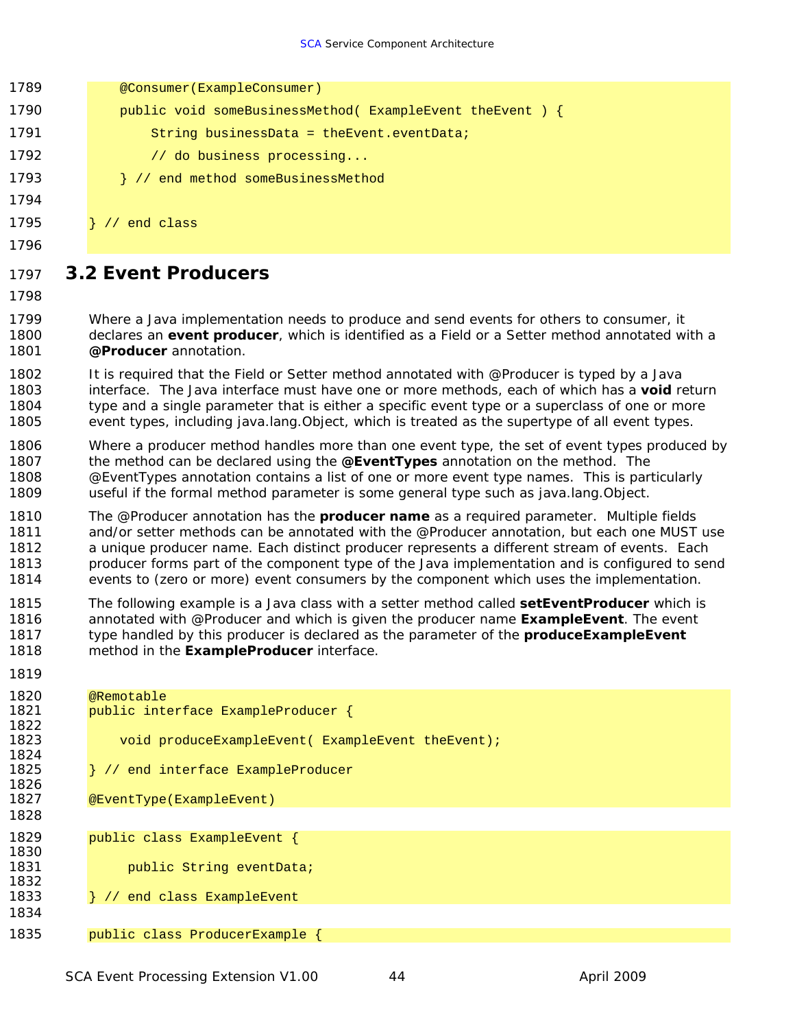```
    @Consumer(ExampleConsumer)
    public void someBusinessMethod( ExampleEvent theEvent ) {
        String businessData = theEvent.eventData;
        // do business processing...
    } // end method someBusinessMethod

} // end class
```

## 3.2 Event Producers

Where a Java implementation needs to produce and send events for others to consumer, it declares an **event producer**, which is identified as a Field or a Setter method annotated with a **@Producer** annotation.

It is required that the Field or Setter method annotated with @Producer is typed by a Java interface. The Java interface must have one or more methods, each of which has a **void** return type and a single parameter that is either a specific event type or a superclass of one or more event types, including java.lang.Object, which is treated as the supertype of all event types.

Where a producer method handles more than one event type, the set of event types produced by the method can be declared using the **@EventTypes** annotation on the method. The @EventTypes annotation contains a list of one or more event type names. This is particularly useful if the formal method parameter is some general type such as java.lang.Object.

The @Producer annotation has the **producer name** as a required parameter. Multiple fields and/or setter methods can be annotated with the @Producer annotation, but each one MUST use a unique producer name. Each distinct producer represents a different stream of events. Each producer forms part of the component type of the Java implementation and is configured to send events to (zero or more) event consumers by the component which uses the implementation.

The following example is a Java class with a setter method called **setEventProducer** which is annotated with @Producer and which is given the producer name **ExampleEvent**. The event type handled by this producer is declared as the parameter of the **produceExampleEvent** method in the **ExampleProducer** interface.

```
@Remotable
public interface ExampleProducer {

    void produceExampleEvent( ExampleEvent theEvent);

} // end interface ExampleProducer

@EventType(ExampleEvent)

public class ExampleEvent {

     public String eventData;

} // end class ExampleEvent

public class ProducerExample {
```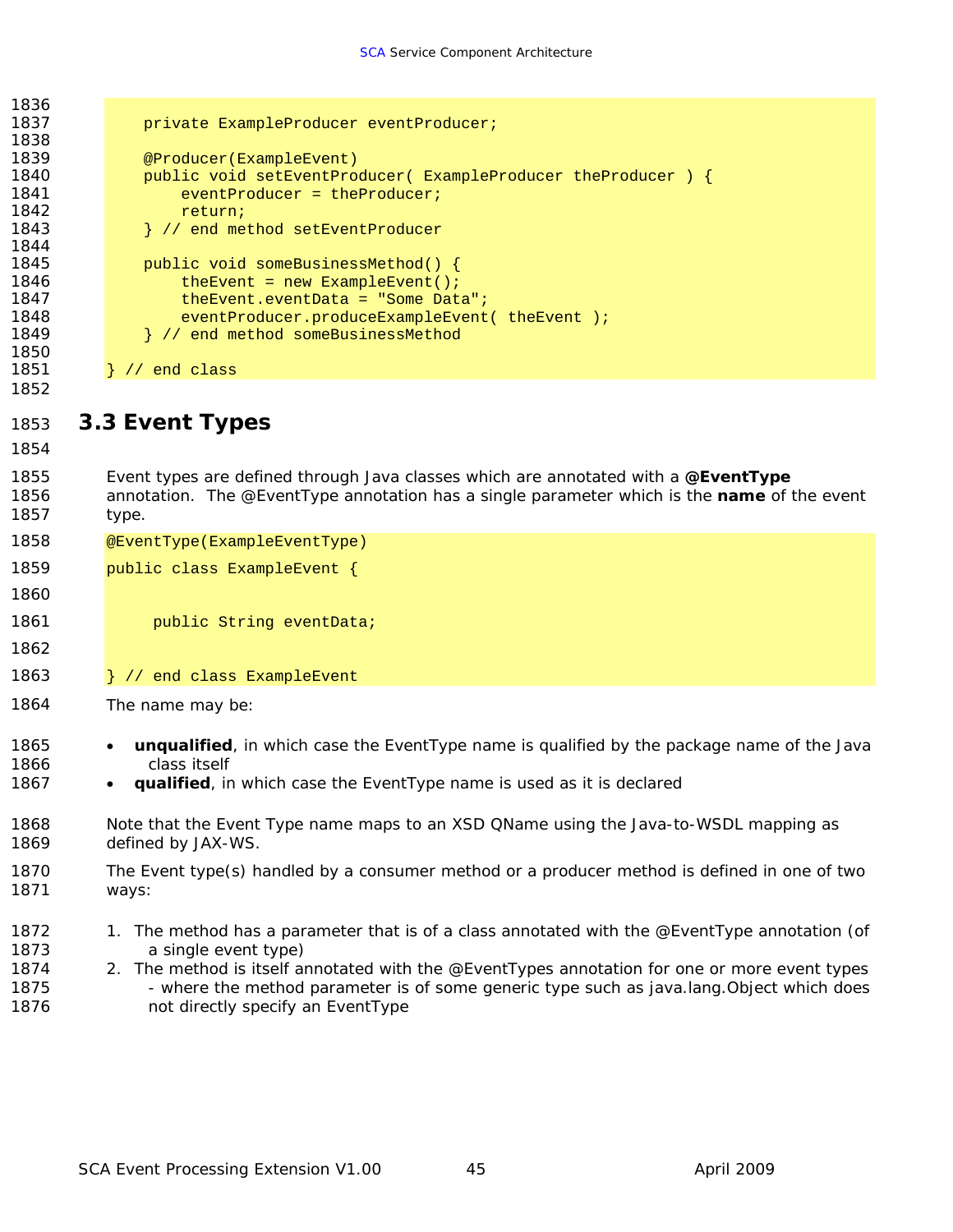```
    private ExampleProducer eventProducer;

    @Producer(ExampleEvent)
    public void setEventProducer( ExampleProducer theProducer ) {
        eventProducer = theProducer;
        return;
    } // end method setEventProducer

    public void someBusinessMethod() {
        theEvent = new ExampleEvent();
        theEvent.eventData = "Some Data";
        eventProducer.produceExampleEvent( theEvent );
    } // end method someBusinessMethod

} // end class
```

## 3.3 Event Types

Event types are defined through Java classes which are annotated with a **@EventType** annotation. The @EventType annotation has a single parameter which is the **name** of the event type.

```
@EventType(ExampleEventType)
public class ExampleEvent {

     public String eventData;

} // end class ExampleEvent
```

The name may be:

- **unqualified**, in which case the EventType name is qualified by the package name of the Java class itself
- **qualified**, in which case the EventType name is used as it is declared

Note that the Event Type name maps to an XSD QName using the Java-to-WSDL mapping as defined by JAX-WS.

The Event type(s) handled by a consumer method or a producer method is defined in one of two ways:

1. The method has a parameter that is of a class annotated with the @EventType annotation (of a single event type)
2. The method is itself annotated with the @EventTypes annotation for one or more event types - where the method parameter is of some generic type such as java.lang.Object which does not directly specify an EventType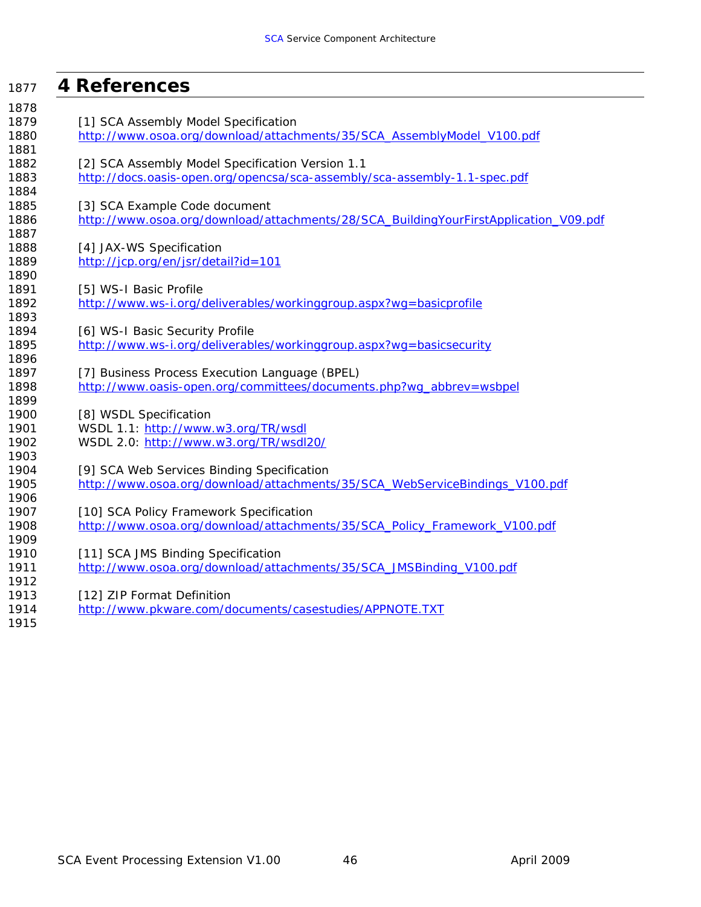# 4 References

[1] SCA Assembly Model Specification
http://www.osoa.org/download/attachments/35/SCA_AssemblyModel_V100.pdf

[2] SCA Assembly Model Specification Version 1.1
http://docs.oasis-open.org/opencsa/sca-assembly/sca-assembly-1.1-spec.pdf

[3] SCA Example Code document
http://www.osoa.org/download/attachments/28/SCA_BuildingYourFirstApplication_V09.pdf

[4] JAX-WS Specification
http://jcp.org/en/jsr/detail?id=101

[5] WS-I Basic Profile
http://www.ws-i.org/deliverables/workinggroup.aspx?wg=basicprofile

[6] WS-I Basic Security Profile
http://www.ws-i.org/deliverables/workinggroup.aspx?wg=basicsecurity

[7] Business Process Execution Language (BPEL)
http://www.oasis-open.org/committees/documents.php?wg_abbrev=wsbpel

[8] WSDL Specification
WSDL 1.1: http://www.w3.org/TR/wsdl
WSDL 2.0: http://www.w3.org/TR/wsdl20/

[9] SCA Web Services Binding Specification
http://www.osoa.org/download/attachments/35/SCA_WebServiceBindings_V100.pdf

[10] SCA Policy Framework Specification
http://www.osoa.org/download/attachments/35/SCA_Policy_Framework_V100.pdf

[11] SCA JMS Binding Specification
http://www.osoa.org/download/attachments/35/SCA_JMSBinding_V100.pdf

[12] ZIP Format Definition
http://www.pkware.com/documents/casestudies/APPNOTE.TXT